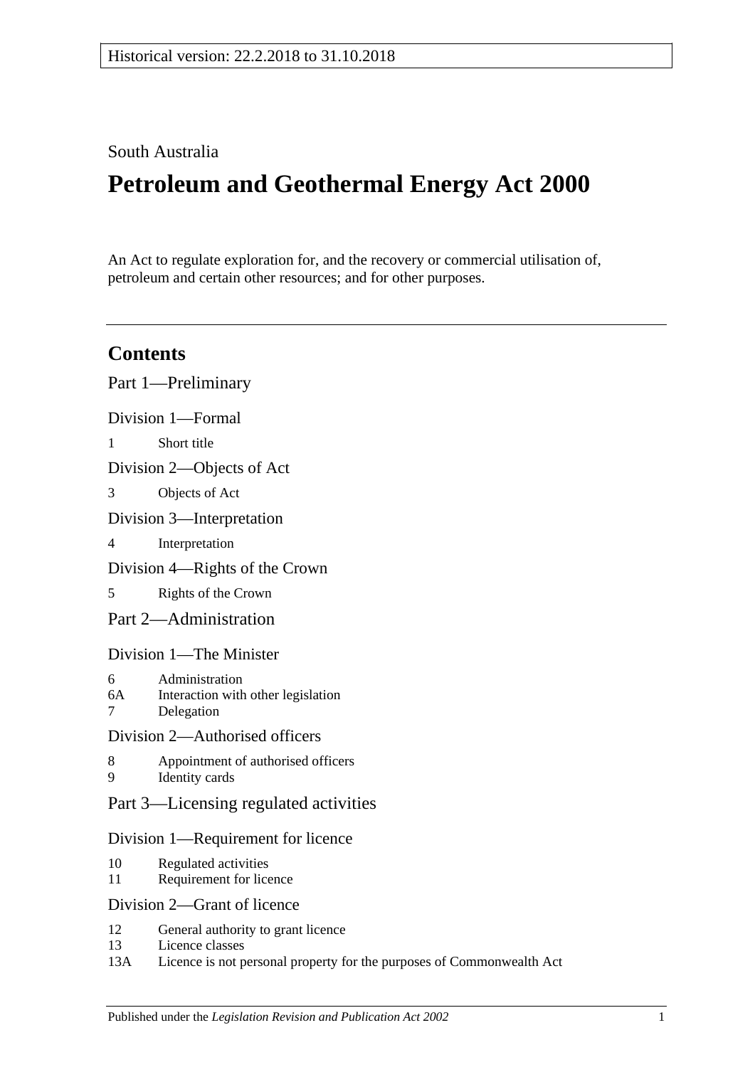Historical version: 22.2.2018 to 31.10.2018

South Australia

# Petroleum and Geothermal Energy Act 2000

An Act to regulate exploration for, and the recovery or commercial utilisation of, petroleum and certain other resources; and for other purposes.

## Contents

Part 1—Preliminary

Division 1—Formal

1 Short title

Division 2—Objects of Act

3 Objects of Act

Division 3—Interpretation

4 Interpretation

Division 4—Rights of the Crown

5 Rights of the Crown

Part 2—Administration

Division 1—The Minister

6 Administration
6A Interaction with other legislation
7 Delegation

Division 2—Authorised officers

8 Appointment of authorised officers
9 Identity cards

Part 3—Licensing regulated activities

Division 1—Requirement for licence

10 Regulated activities
11 Requirement for licence

Division 2—Grant of licence

12 General authority to grant licence
13 Licence classes
13A Licence is not personal property for the purposes of Commonwealth Act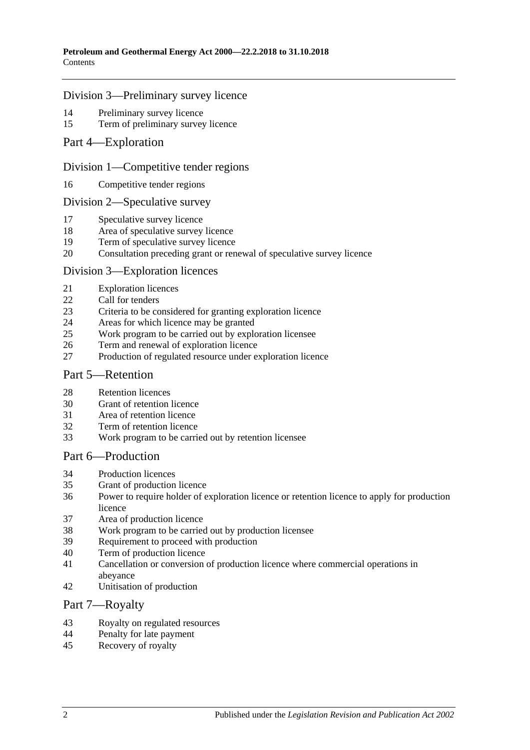## Division 3—Preliminary survey licence

14 Preliminary survey licence
15 Term of preliminary survey licence

# Part 4—Exploration

## Division 1—Competitive tender regions

16 Competitive tender regions

## Division 2—Speculative survey

17 Speculative survey licence
18 Area of speculative survey licence
19 Term of speculative survey licence
20 Consultation preceding grant or renewal of speculative survey licence

## Division 3—Exploration licences

21 Exploration licences
22 Call for tenders
23 Criteria to be considered for granting exploration licence
24 Areas for which licence may be granted
25 Work program to be carried out by exploration licensee
26 Term and renewal of exploration licence
27 Production of regulated resource under exploration licence

# Part 5—Retention

28 Retention licences
30 Grant of retention licence
31 Area of retention licence
32 Term of retention licence
33 Work program to be carried out by retention licensee

# Part 6—Production

34 Production licences
35 Grant of production licence
36 Power to require holder of exploration licence or retention licence to apply for production licence
37 Area of production licence
38 Work program to be carried out by production licensee
39 Requirement to proceed with production
40 Term of production licence
41 Cancellation or conversion of production licence where commercial operations in abeyance
42 Unitisation of production

# Part 7—Royalty

43 Royalty on regulated resources
44 Penalty for late payment
45 Recovery of royalty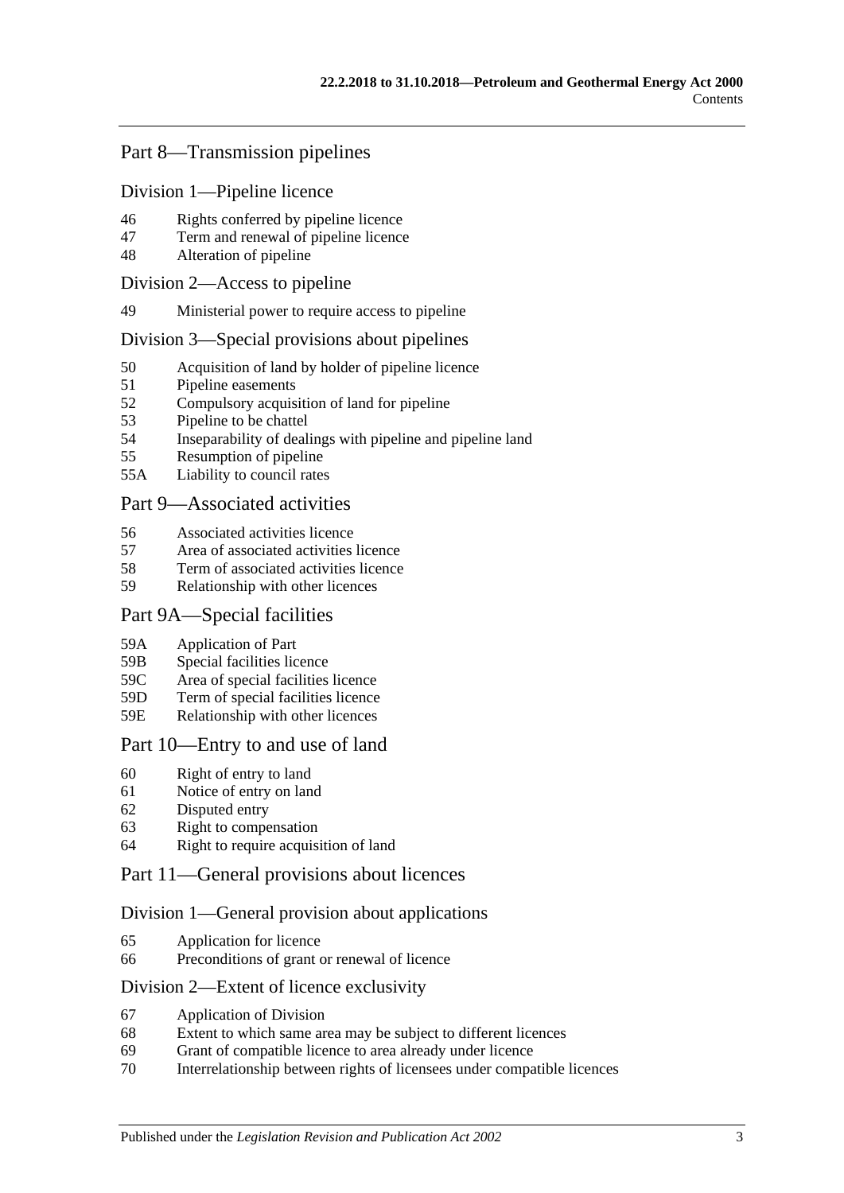## Part 8—Transmission pipelines

### Division 1—Pipeline licence

46 Rights conferred by pipeline licence
47 Term and renewal of pipeline licence
48 Alteration of pipeline

### Division 2—Access to pipeline

49 Ministerial power to require access to pipeline

### Division 3—Special provisions about pipelines

50 Acquisition of land by holder of pipeline licence
51 Pipeline easements
52 Compulsory acquisition of land for pipeline
53 Pipeline to be chattel
54 Inseparability of dealings with pipeline and pipeline land
55 Resumption of pipeline
55A Liability to council rates

## Part 9—Associated activities

56 Associated activities licence
57 Area of associated activities licence
58 Term of associated activities licence
59 Relationship with other licences

## Part 9A—Special facilities

59A Application of Part
59B Special facilities licence
59C Area of special facilities licence
59D Term of special facilities licence
59E Relationship with other licences

## Part 10—Entry to and use of land

60 Right of entry to land
61 Notice of entry on land
62 Disputed entry
63 Right to compensation
64 Right to require acquisition of land

## Part 11—General provisions about licences

### Division 1—General provision about applications

65 Application for licence
66 Preconditions of grant or renewal of licence

### Division 2—Extent of licence exclusivity

67 Application of Division
68 Extent to which same area may be subject to different licences
69 Grant of compatible licence to area already under licence
70 Interrelationship between rights of licensees under compatible licences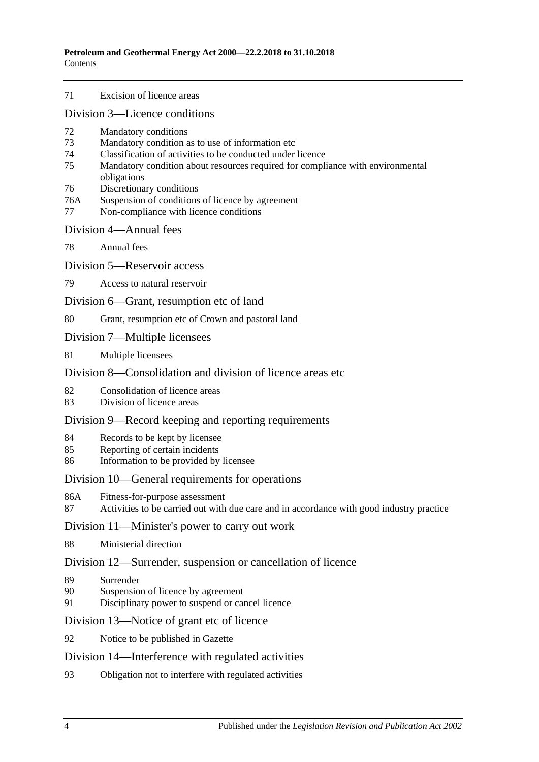71 Excision of licence areas

## Division 3—Licence conditions

72 Mandatory conditions
73 Mandatory condition as to use of information etc
74 Classification of activities to be conducted under licence
75 Mandatory condition about resources required for compliance with environmental obligations
76 Discretionary conditions
76A Suspension of conditions of licence by agreement
77 Non-compliance with licence conditions

## Division 4—Annual fees

78 Annual fees

## Division 5—Reservoir access

79 Access to natural reservoir

## Division 6—Grant, resumption etc of land

80 Grant, resumption etc of Crown and pastoral land

## Division 7—Multiple licensees

81 Multiple licensees

## Division 8—Consolidation and division of licence areas etc

82 Consolidation of licence areas
83 Division of licence areas

## Division 9—Record keeping and reporting requirements

84 Records to be kept by licensee
85 Reporting of certain incidents
86 Information to be provided by licensee

## Division 10—General requirements for operations

86A Fitness-for-purpose assessment
87 Activities to be carried out with due care and in accordance with good industry practice

## Division 11—Minister's power to carry out work

88 Ministerial direction

## Division 12—Surrender, suspension or cancellation of licence

89 Surrender
90 Suspension of licence by agreement
91 Disciplinary power to suspend or cancel licence

## Division 13—Notice of grant etc of licence

92 Notice to be published in Gazette

## Division 14—Interference with regulated activities

93 Obligation not to interfere with regulated activities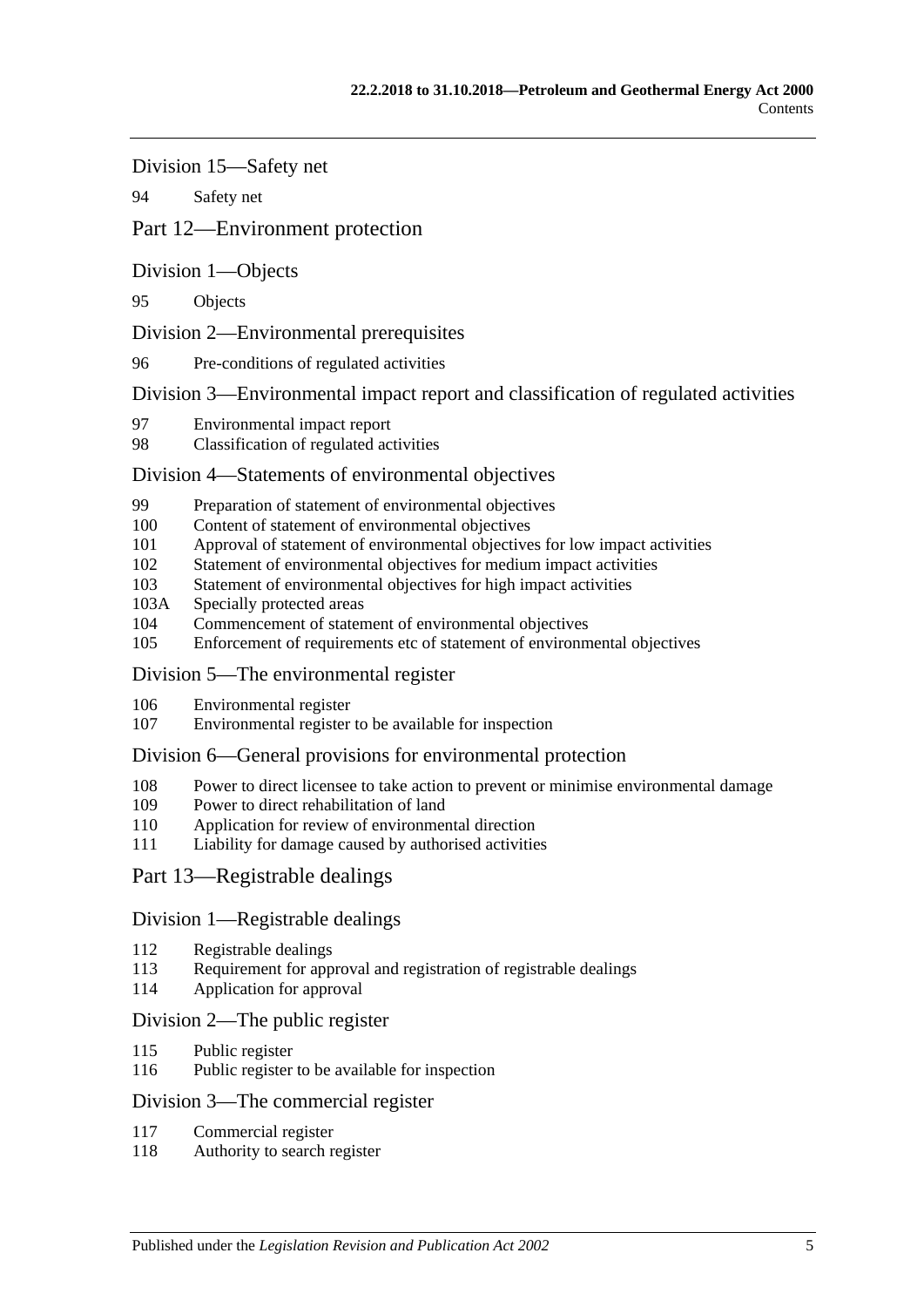## Division 15—Safety net

94 Safety net

# Part 12—Environment protection

## Division 1—Objects

95 Objects

## Division 2—Environmental prerequisites

96 Pre-conditions of regulated activities

## Division 3—Environmental impact report and classification of regulated activities

97 Environmental impact report
98 Classification of regulated activities

## Division 4—Statements of environmental objectives

99 Preparation of statement of environmental objectives
100 Content of statement of environmental objectives
101 Approval of statement of environmental objectives for low impact activities
102 Statement of environmental objectives for medium impact activities
103 Statement of environmental objectives for high impact activities
103A Specially protected areas
104 Commencement of statement of environmental objectives
105 Enforcement of requirements etc of statement of environmental objectives

## Division 5—The environmental register

106 Environmental register
107 Environmental register to be available for inspection

## Division 6—General provisions for environmental protection

108 Power to direct licensee to take action to prevent or minimise environmental damage
109 Power to direct rehabilitation of land
110 Application for review of environmental direction
111 Liability for damage caused by authorised activities

# Part 13—Registrable dealings

## Division 1—Registrable dealings

112 Registrable dealings
113 Requirement for approval and registration of registrable dealings
114 Application for approval

## Division 2—The public register

115 Public register
116 Public register to be available for inspection

## Division 3—The commercial register

117 Commercial register
118 Authority to search register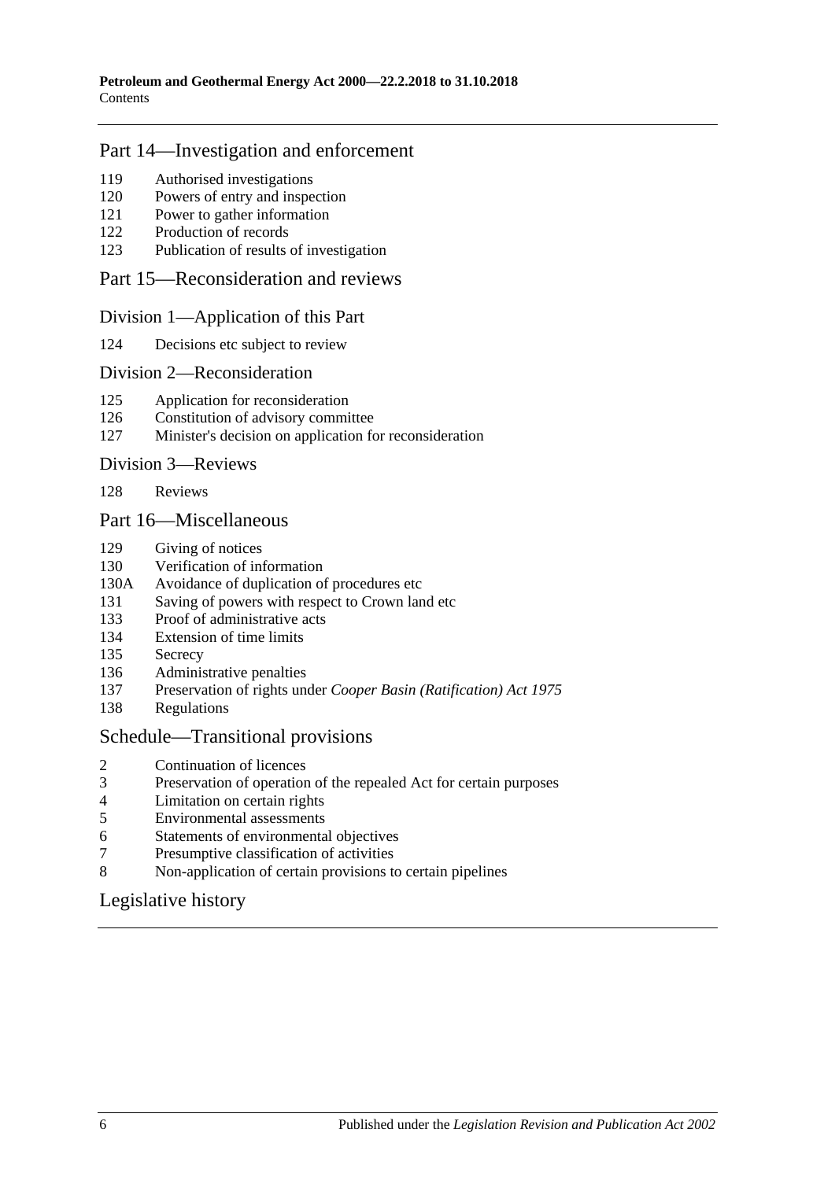## Part 14—Investigation and enforcement

119 Authorised investigations
120 Powers of entry and inspection
121 Power to gather information
122 Production of records
123 Publication of results of investigation

## Part 15—Reconsideration and reviews

### Division 1—Application of this Part

124 Decisions etc subject to review

### Division 2—Reconsideration

125 Application for reconsideration
126 Constitution of advisory committee
127 Minister's decision on application for reconsideration

### Division 3—Reviews

128 Reviews

## Part 16—Miscellaneous

129 Giving of notices
130 Verification of information
130A Avoidance of duplication of procedures etc
131 Saving of powers with respect to Crown land etc
133 Proof of administrative acts
134 Extension of time limits
135 Secrecy
136 Administrative penalties
137 Preservation of rights under *Cooper Basin (Ratification) Act 1975*
138 Regulations

## Schedule—Transitional provisions

2 Continuation of licences
3 Preservation of operation of the repealed Act for certain purposes
4 Limitation on certain rights
5 Environmental assessments
6 Statements of environmental objectives
7 Presumptive classification of activities
8 Non-application of certain provisions to certain pipelines

## Legislative history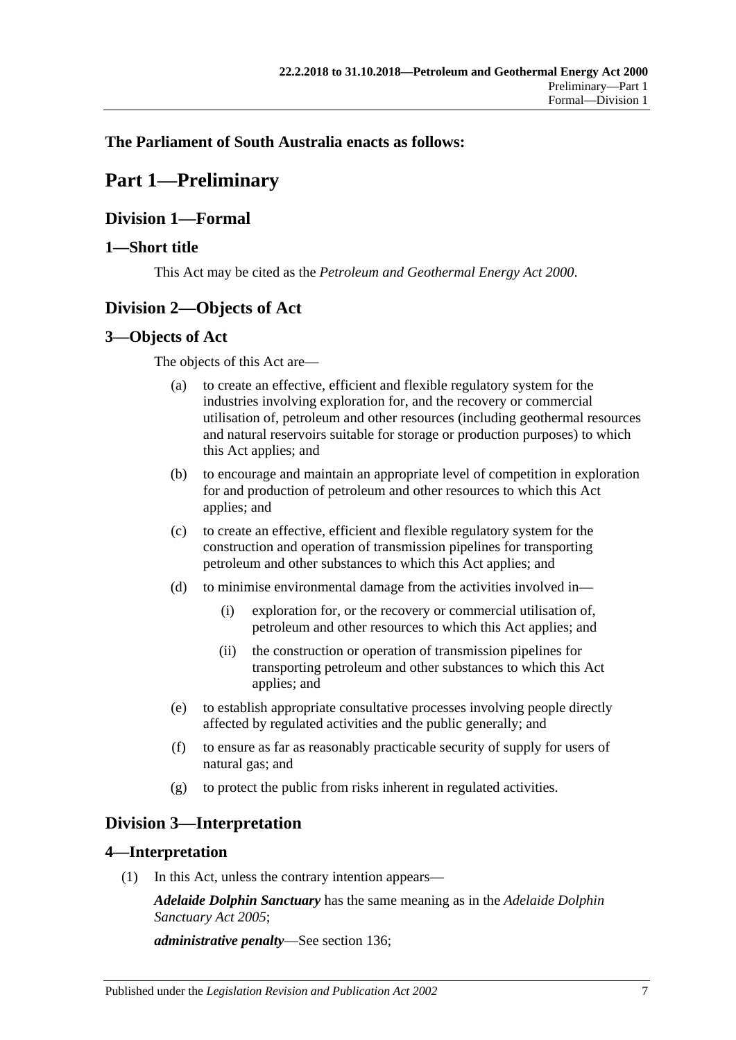**The Parliament of South Australia enacts as follows:**

# Part 1—Preliminary

## Division 1—Formal

### 1—Short title

This Act may be cited as the *Petroleum and Geothermal Energy Act 2000*.

## Division 2—Objects of Act

### 3—Objects of Act

The objects of this Act are—

(a) to create an effective, efficient and flexible regulatory system for the industries involving exploration for, and the recovery or commercial utilisation of, petroleum and other resources (including geothermal resources and natural reservoirs suitable for storage or production purposes) to which this Act applies; and

(b) to encourage and maintain an appropriate level of competition in exploration for and production of petroleum and other resources to which this Act applies; and

(c) to create an effective, efficient and flexible regulatory system for the construction and operation of transmission pipelines for transporting petroleum and other substances to which this Act applies; and

(d) to minimise environmental damage from the activities involved in—

(i) exploration for, or the recovery or commercial utilisation of, petroleum and other resources to which this Act applies; and

(ii) the construction or operation of transmission pipelines for transporting petroleum and other substances to which this Act applies; and

(e) to establish appropriate consultative processes involving people directly affected by regulated activities and the public generally; and

(f) to ensure as far as reasonably practicable security of supply for users of natural gas; and

(g) to protect the public from risks inherent in regulated activities.

## Division 3—Interpretation

### 4—Interpretation

(1) In this Act, unless the contrary intention appears—

***Adelaide Dolphin Sanctuary*** has the same meaning as in the *Adelaide Dolphin Sanctuary Act 2005*;

***administrative penalty***—See section 136;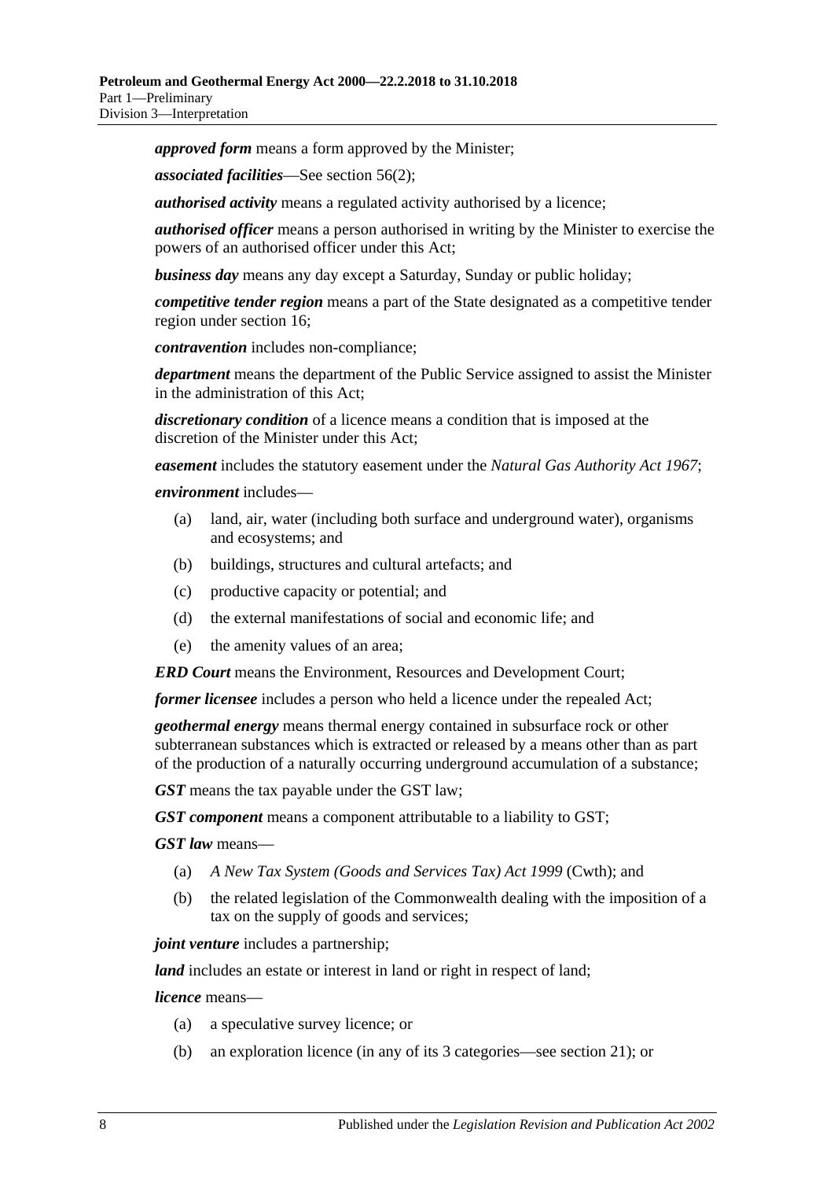***approved form*** means a form approved by the Minister;

***associated facilities***—See section 56(2);

***authorised activity*** means a regulated activity authorised by a licence;

***authorised officer*** means a person authorised in writing by the Minister to exercise the powers of an authorised officer under this Act;

***business day*** means any day except a Saturday, Sunday or public holiday;

***competitive tender region*** means a part of the State designated as a competitive tender region under section 16;

***contravention*** includes non-compliance;

***department*** means the department of the Public Service assigned to assist the Minister in the administration of this Act;

***discretionary condition*** of a licence means a condition that is imposed at the discretion of the Minister under this Act;

***easement*** includes the statutory easement under the *Natural Gas Authority Act 1967*;

***environment*** includes—

- (a) land, air, water (including both surface and underground water), organisms and ecosystems; and
- (b) buildings, structures and cultural artefacts; and
- (c) productive capacity or potential; and
- (d) the external manifestations of social and economic life; and
- (e) the amenity values of an area;

***ERD Court*** means the Environment, Resources and Development Court;

***former licensee*** includes a person who held a licence under the repealed Act;

***geothermal energy*** means thermal energy contained in subsurface rock or other subterranean substances which is extracted or released by a means other than as part of the production of a naturally occurring underground accumulation of a substance;

***GST*** means the tax payable under the GST law;

***GST component*** means a component attributable to a liability to GST;

***GST law*** means—

- (a) *A New Tax System (Goods and Services Tax) Act 1999* (Cwth); and
- (b) the related legislation of the Commonwealth dealing with the imposition of a tax on the supply of goods and services;

***joint venture*** includes a partnership;

***land*** includes an estate or interest in land or right in respect of land;

***licence*** means—

- (a) a speculative survey licence; or
- (b) an exploration licence (in any of its 3 categories—see section 21); or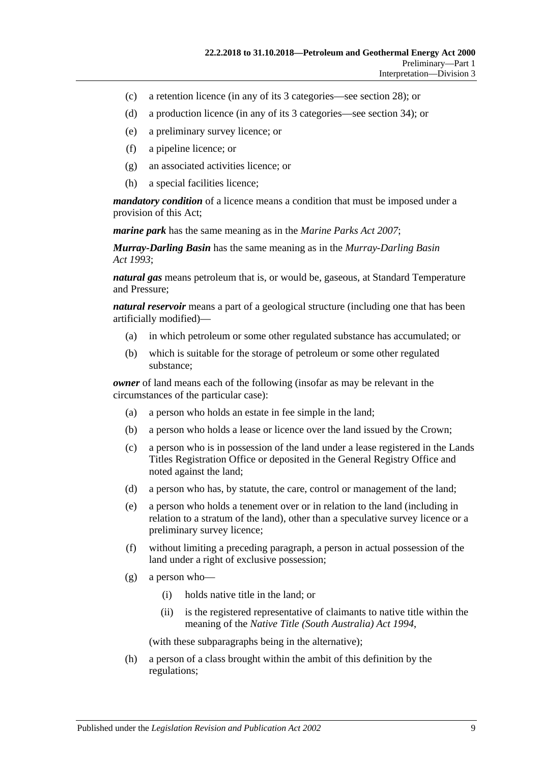(c) a retention licence (in any of its 3 categories—see section 28); or

(d) a production licence (in any of its 3 categories—see section 34); or

(e) a preliminary survey licence; or

(f) a pipeline licence; or

(g) an associated activities licence; or

(h) a special facilities licence;

***mandatory condition*** of a licence means a condition that must be imposed under a provision of this Act;

***marine park*** has the same meaning as in the *Marine Parks Act 2007*;

***Murray-Darling Basin*** has the same meaning as in the *Murray-Darling Basin Act 1993*;

***natural gas*** means petroleum that is, or would be, gaseous, at Standard Temperature and Pressure;

***natural reservoir*** means a part of a geological structure (including one that has been artificially modified)—

(a) in which petroleum or some other regulated substance has accumulated; or

(b) which is suitable for the storage of petroleum or some other regulated substance;

***owner*** of land means each of the following (insofar as may be relevant in the circumstances of the particular case):

(a) a person who holds an estate in fee simple in the land;

(b) a person who holds a lease or licence over the land issued by the Crown;

(c) a person who is in possession of the land under a lease registered in the Lands Titles Registration Office or deposited in the General Registry Office and noted against the land;

(d) a person who has, by statute, the care, control or management of the land;

(e) a person who holds a tenement over or in relation to the land (including in relation to a stratum of the land), other than a speculative survey licence or a preliminary survey licence;

(f) without limiting a preceding paragraph, a person in actual possession of the land under a right of exclusive possession;

(g) a person who—

(i) holds native title in the land; or

(ii) is the registered representative of claimants to native title within the meaning of the *Native Title (South Australia) Act 1994*,

(with these subparagraphs being in the alternative);

(h) a person of a class brought within the ambit of this definition by the regulations;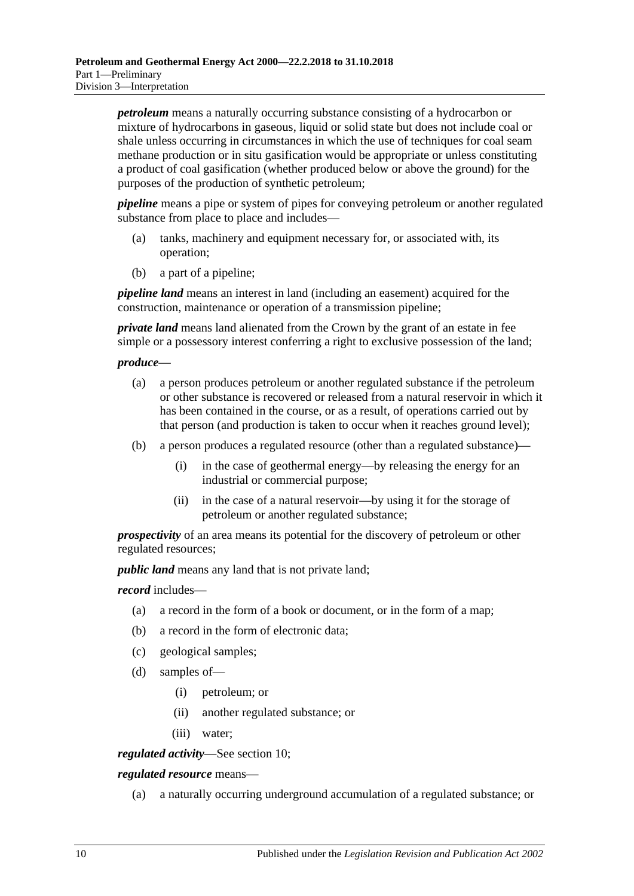***petroleum*** means a naturally occurring substance consisting of a hydrocarbon or mixture of hydrocarbons in gaseous, liquid or solid state but does not include coal or shale unless occurring in circumstances in which the use of techniques for coal seam methane production or in situ gasification would be appropriate or unless constituting a product of coal gasification (whether produced below or above the ground) for the purposes of the production of synthetic petroleum;

***pipeline*** means a pipe or system of pipes for conveying petroleum or another regulated substance from place to place and includes—

- (a) tanks, machinery and equipment necessary for, or associated with, its operation;
- (b) a part of a pipeline;

***pipeline land*** means an interest in land (including an easement) acquired for the construction, maintenance or operation of a transmission pipeline;

***private land*** means land alienated from the Crown by the grant of an estate in fee simple or a possessory interest conferring a right to exclusive possession of the land;

***produce***—

- (a) a person produces petroleum or another regulated substance if the petroleum or other substance is recovered or released from a natural reservoir in which it has been contained in the course, or as a result, of operations carried out by that person (and production is taken to occur when it reaches ground level);
- (b) a person produces a regulated resource (other than a regulated substance)—
  - (i) in the case of geothermal energy—by releasing the energy for an industrial or commercial purpose;
  - (ii) in the case of a natural reservoir—by using it for the storage of petroleum or another regulated substance;

***prospectivity*** of an area means its potential for the discovery of petroleum or other regulated resources;

***public land*** means any land that is not private land;

***record*** includes—

- (a) a record in the form of a book or document, or in the form of a map;
- (b) a record in the form of electronic data;
- (c) geological samples;
- (d) samples of—
  - (i) petroleum; or
  - (ii) another regulated substance; or
  - (iii) water;

***regulated activity***—See section 10;

***regulated resource*** means—

- (a) a naturally occurring underground accumulation of a regulated substance; or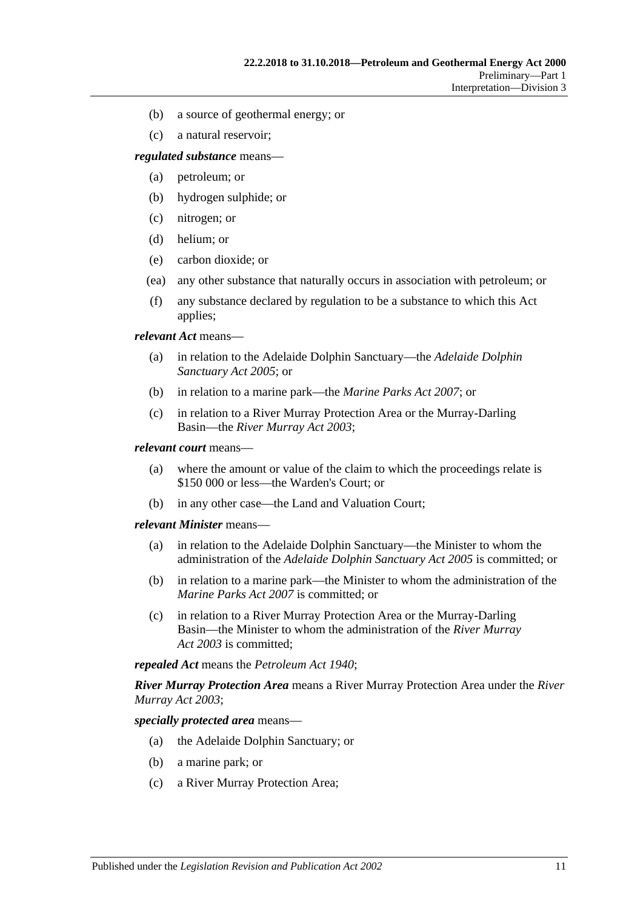(b) a source of geothermal energy; or

(c) a natural reservoir;

***regulated substance*** means—

(a) petroleum; or

(b) hydrogen sulphide; or

(c) nitrogen; or

(d) helium; or

(e) carbon dioxide; or

(ea) any other substance that naturally occurs in association with petroleum; or

(f) any substance declared by regulation to be a substance to which this Act applies;

***relevant Act*** means—

(a) in relation to the Adelaide Dolphin Sanctuary—the *Adelaide Dolphin Sanctuary Act 2005*; or

(b) in relation to a marine park—the *Marine Parks Act 2007*; or

(c) in relation to a River Murray Protection Area or the Murray-Darling Basin—the *River Murray Act 2003*;

***relevant court*** means—

(a) where the amount or value of the claim to which the proceedings relate is $150 000 or less—the Warden's Court; or

(b) in any other case—the Land and Valuation Court;

***relevant Minister*** means—

(a) in relation to the Adelaide Dolphin Sanctuary—the Minister to whom the administration of the *Adelaide Dolphin Sanctuary Act 2005* is committed; or

(b) in relation to a marine park—the Minister to whom the administration of the *Marine Parks Act 2007* is committed; or

(c) in relation to a River Murray Protection Area or the Murray-Darling Basin—the Minister to whom the administration of the *River Murray Act 2003* is committed;

***repealed Act*** means the *Petroleum Act 1940*;

***River Murray Protection Area*** means a River Murray Protection Area under the *River Murray Act 2003*;

***specially protected area*** means—

(a) the Adelaide Dolphin Sanctuary; or

(b) a marine park; or

(c) a River Murray Protection Area;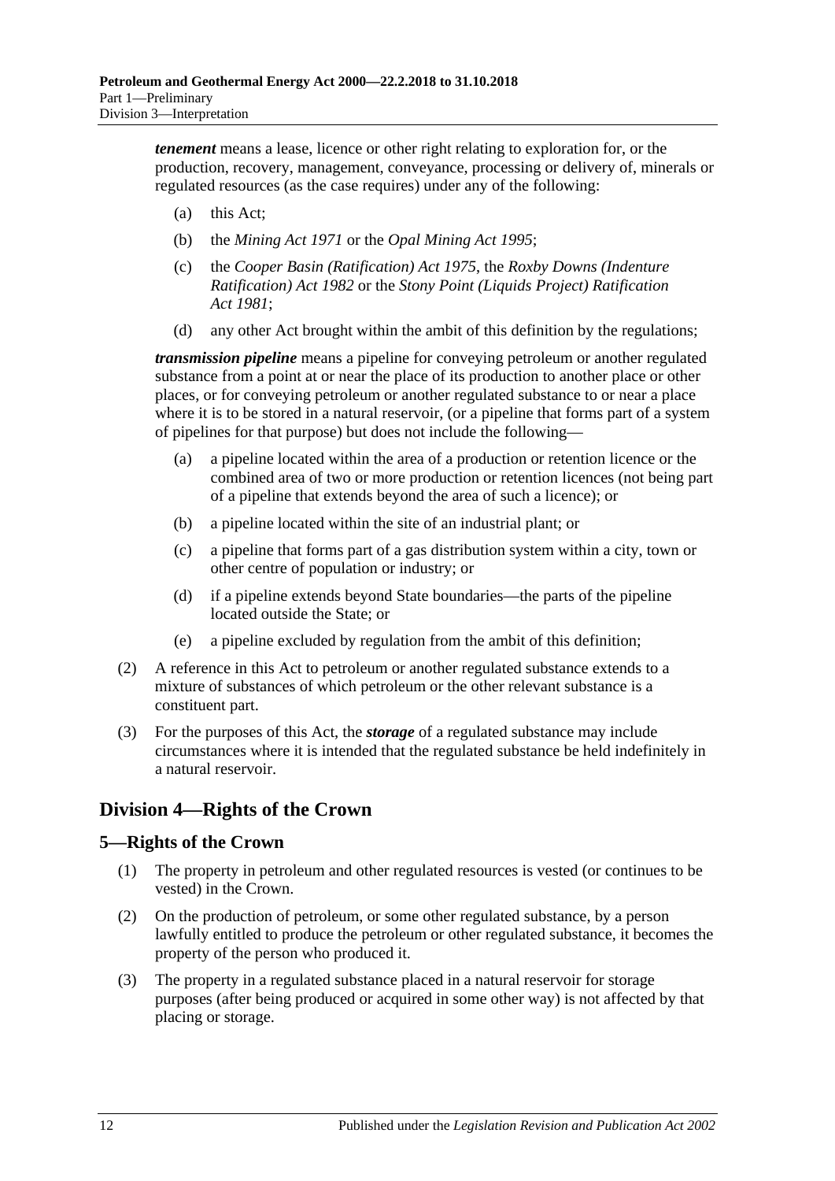***tenement*** means a lease, licence or other right relating to exploration for, or the production, recovery, management, conveyance, processing or delivery of, minerals or regulated resources (as the case requires) under any of the following:

(a) this Act;

(b) the *Mining Act 1971* or the *Opal Mining Act 1995*;

(c) the *Cooper Basin (Ratification) Act 1975*, the *Roxby Downs (Indenture Ratification) Act 1982* or the *Stony Point (Liquids Project) Ratification Act 1981*;

(d) any other Act brought within the ambit of this definition by the regulations;

***transmission pipeline*** means a pipeline for conveying petroleum or another regulated substance from a point at or near the place of its production to another place or other places, or for conveying petroleum or another regulated substance to or near a place where it is to be stored in a natural reservoir, (or a pipeline that forms part of a system of pipelines for that purpose) but does not include the following—

(a) a pipeline located within the area of a production or retention licence or the combined area of two or more production or retention licences (not being part of a pipeline that extends beyond the area of such a licence); or

(b) a pipeline located within the site of an industrial plant; or

(c) a pipeline that forms part of a gas distribution system within a city, town or other centre of population or industry; or

(d) if a pipeline extends beyond State boundaries—the parts of the pipeline located outside the State; or

(e) a pipeline excluded by regulation from the ambit of this definition;

(2) A reference in this Act to petroleum or another regulated substance extends to a mixture of substances of which petroleum or the other relevant substance is a constituent part.

(3) For the purposes of this Act, the ***storage*** of a regulated substance may include circumstances where it is intended that the regulated substance be held indefinitely in a natural reservoir.

## Division 4—Rights of the Crown

### 5—Rights of the Crown

(1) The property in petroleum and other regulated resources is vested (or continues to be vested) in the Crown.

(2) On the production of petroleum, or some other regulated substance, by a person lawfully entitled to produce the petroleum or other regulated substance, it becomes the property of the person who produced it.

(3) The property in a regulated substance placed in a natural reservoir for storage purposes (after being produced or acquired in some other way) is not affected by that placing or storage.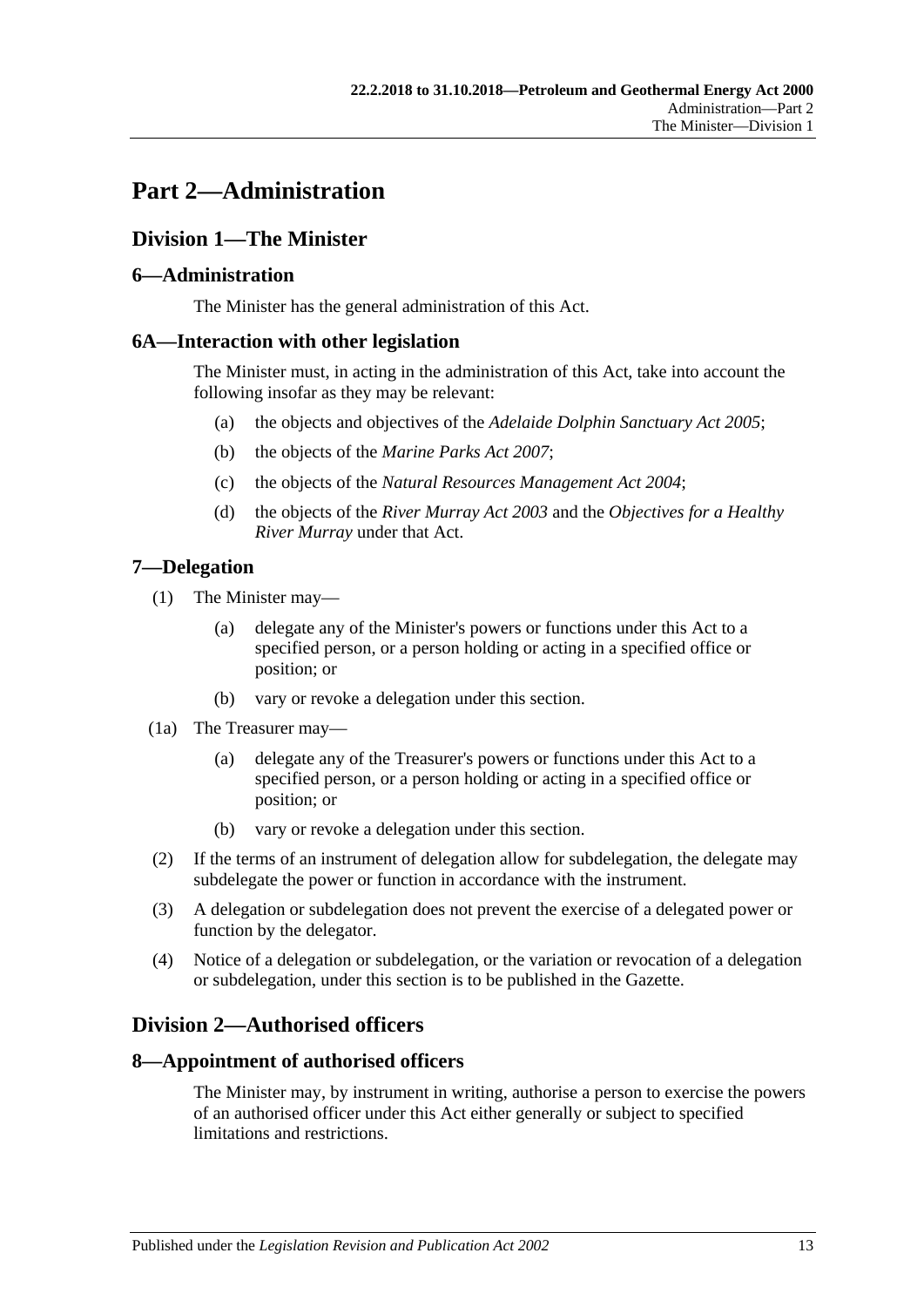# Part 2—Administration

## Division 1—The Minister

### 6—Administration

The Minister has the general administration of this Act.

### 6A—Interaction with other legislation

The Minister must, in acting in the administration of this Act, take into account the following insofar as they may be relevant:

(a) the objects and objectives of the *Adelaide Dolphin Sanctuary Act 2005*;

(b) the objects of the *Marine Parks Act 2007*;

(c) the objects of the *Natural Resources Management Act 2004*;

(d) the objects of the *River Murray Act 2003* and the *Objectives for a Healthy River Murray* under that Act.

### 7—Delegation

(1) The Minister may—

(a) delegate any of the Minister's powers or functions under this Act to a specified person, or a person holding or acting in a specified office or position; or

(b) vary or revoke a delegation under this section.

(1a) The Treasurer may—

(a) delegate any of the Treasurer's powers or functions under this Act to a specified person, or a person holding or acting in a specified office or position; or

(b) vary or revoke a delegation under this section.

(2) If the terms of an instrument of delegation allow for subdelegation, the delegate may subdelegate the power or function in accordance with the instrument.

(3) A delegation or subdelegation does not prevent the exercise of a delegated power or function by the delegator.

(4) Notice of a delegation or subdelegation, or the variation or revocation of a delegation or subdelegation, under this section is to be published in the Gazette.

## Division 2—Authorised officers

### 8—Appointment of authorised officers

The Minister may, by instrument in writing, authorise a person to exercise the powers of an authorised officer under this Act either generally or subject to specified limitations and restrictions.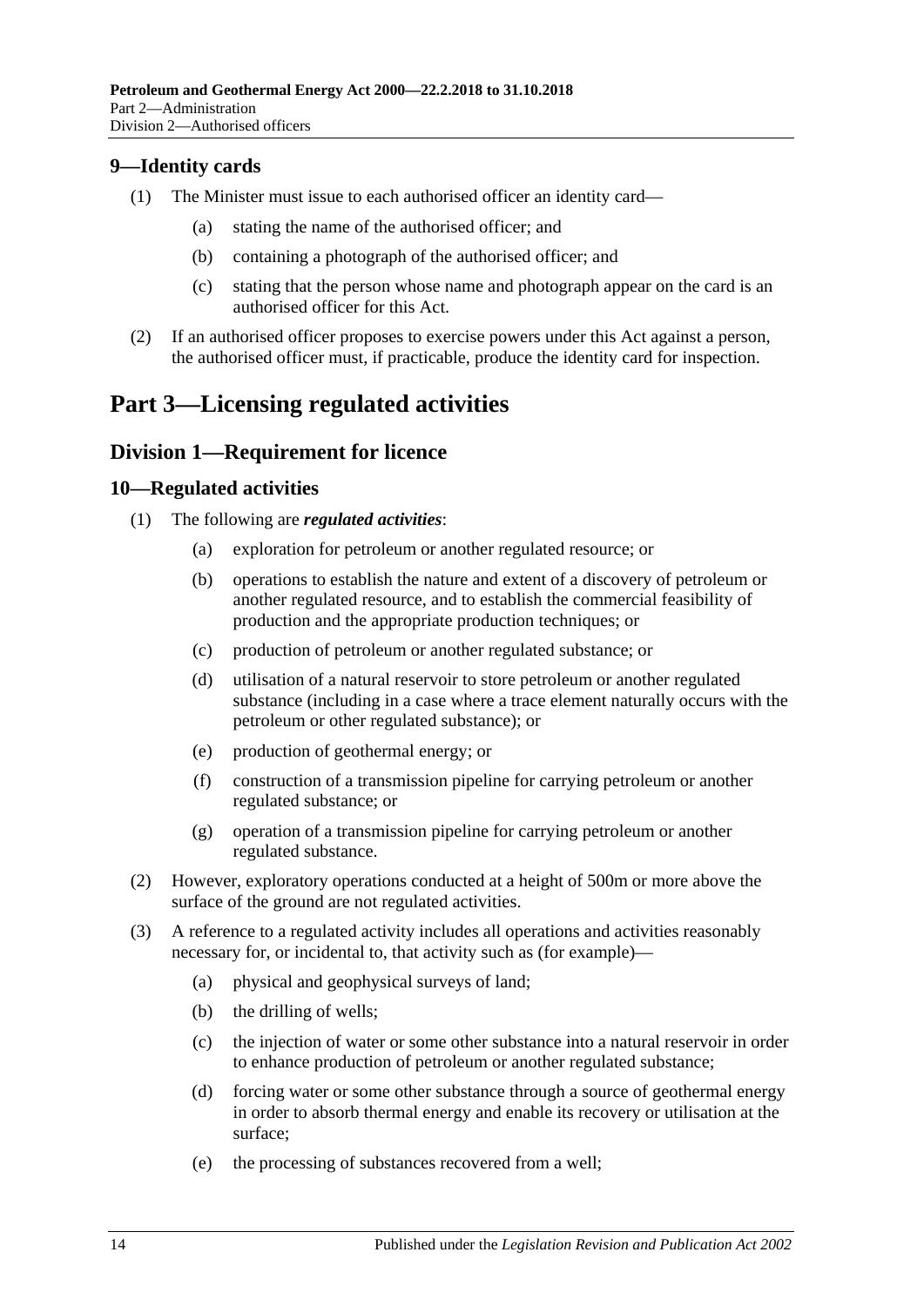## 9—Identity cards

(1) The Minister must issue to each authorised officer an identity card—

(a) stating the name of the authorised officer; and

(b) containing a photograph of the authorised officer; and

(c) stating that the person whose name and photograph appear on the card is an authorised officer for this Act.

(2) If an authorised officer proposes to exercise powers under this Act against a person, the authorised officer must, if practicable, produce the identity card for inspection.

# Part 3—Licensing regulated activities

## Division 1—Requirement for licence

## 10—Regulated activities

(1) The following are ***regulated activities***:

(a) exploration for petroleum or another regulated resource; or

(b) operations to establish the nature and extent of a discovery of petroleum or another regulated resource, and to establish the commercial feasibility of production and the appropriate production techniques; or

(c) production of petroleum or another regulated substance; or

(d) utilisation of a natural reservoir to store petroleum or another regulated substance (including in a case where a trace element naturally occurs with the petroleum or other regulated substance); or

(e) production of geothermal energy; or

(f) construction of a transmission pipeline for carrying petroleum or another regulated substance; or

(g) operation of a transmission pipeline for carrying petroleum or another regulated substance.

(2) However, exploratory operations conducted at a height of 500m or more above the surface of the ground are not regulated activities.

(3) A reference to a regulated activity includes all operations and activities reasonably necessary for, or incidental to, that activity such as (for example)—

(a) physical and geophysical surveys of land;

(b) the drilling of wells;

(c) the injection of water or some other substance into a natural reservoir in order to enhance production of petroleum or another regulated substance;

(d) forcing water or some other substance through a source of geothermal energy in order to absorb thermal energy and enable its recovery or utilisation at the surface;

(e) the processing of substances recovered from a well;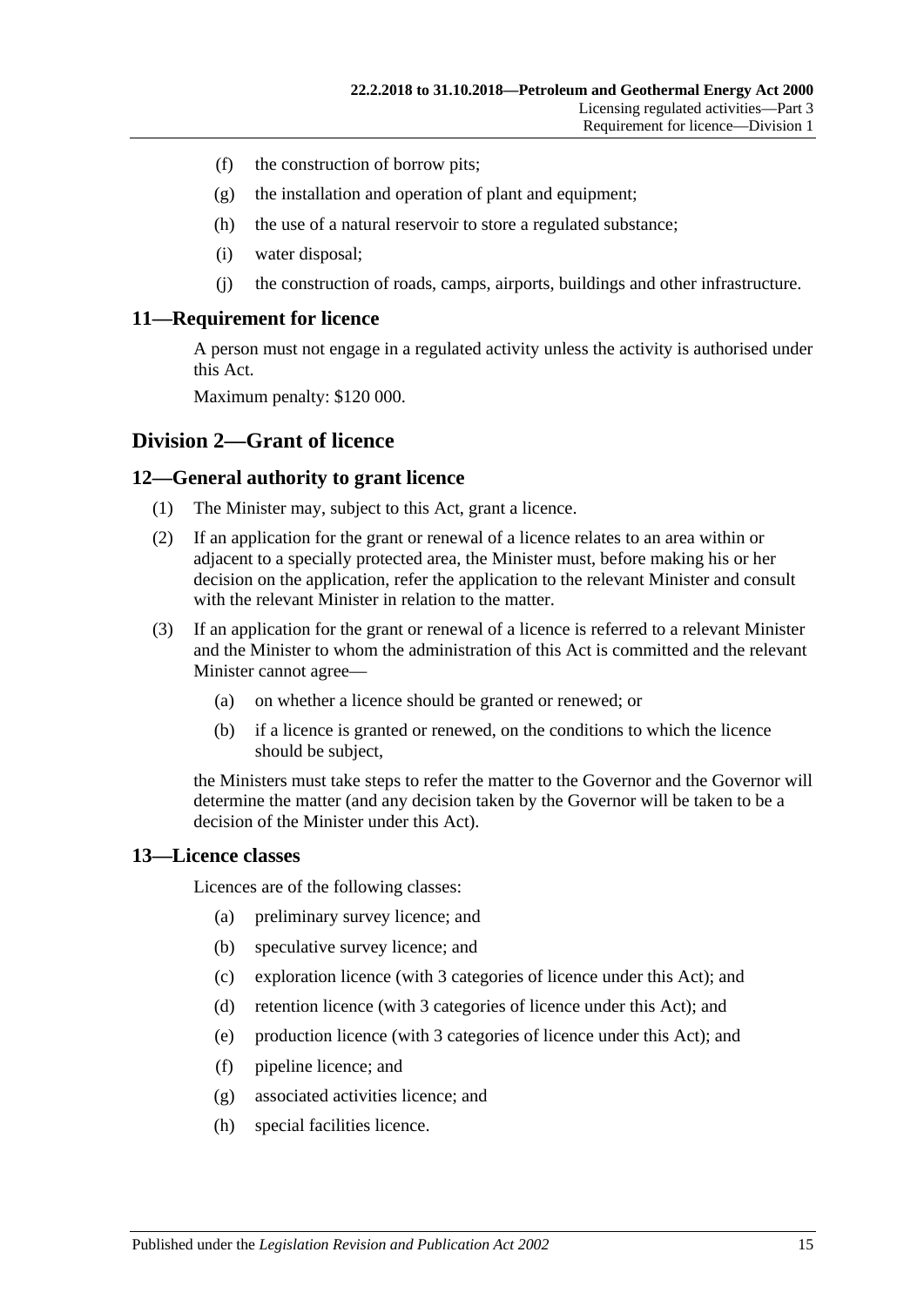(f) the construction of borrow pits;

(g) the installation and operation of plant and equipment;

(h) the use of a natural reservoir to store a regulated substance;

(i) water disposal;

(j) the construction of roads, camps, airports, buildings and other infrastructure.

### 11—Requirement for licence

A person must not engage in a regulated activity unless the activity is authorised under this Act.

Maximum penalty: $120 000.

## Division 2—Grant of licence

### 12—General authority to grant licence

(1) The Minister may, subject to this Act, grant a licence.

(2) If an application for the grant or renewal of a licence relates to an area within or adjacent to a specially protected area, the Minister must, before making his or her decision on the application, refer the application to the relevant Minister and consult with the relevant Minister in relation to the matter.

(3) If an application for the grant or renewal of a licence is referred to a relevant Minister and the Minister to whom the administration of this Act is committed and the relevant Minister cannot agree—

(a) on whether a licence should be granted or renewed; or

(b) if a licence is granted or renewed, on the conditions to which the licence should be subject,

the Ministers must take steps to refer the matter to the Governor and the Governor will determine the matter (and any decision taken by the Governor will be taken to be a decision of the Minister under this Act).

### 13—Licence classes

Licences are of the following classes:

(a) preliminary survey licence; and

(b) speculative survey licence; and

(c) exploration licence (with 3 categories of licence under this Act); and

(d) retention licence (with 3 categories of licence under this Act); and

(e) production licence (with 3 categories of licence under this Act); and

(f) pipeline licence; and

(g) associated activities licence; and

(h) special facilities licence.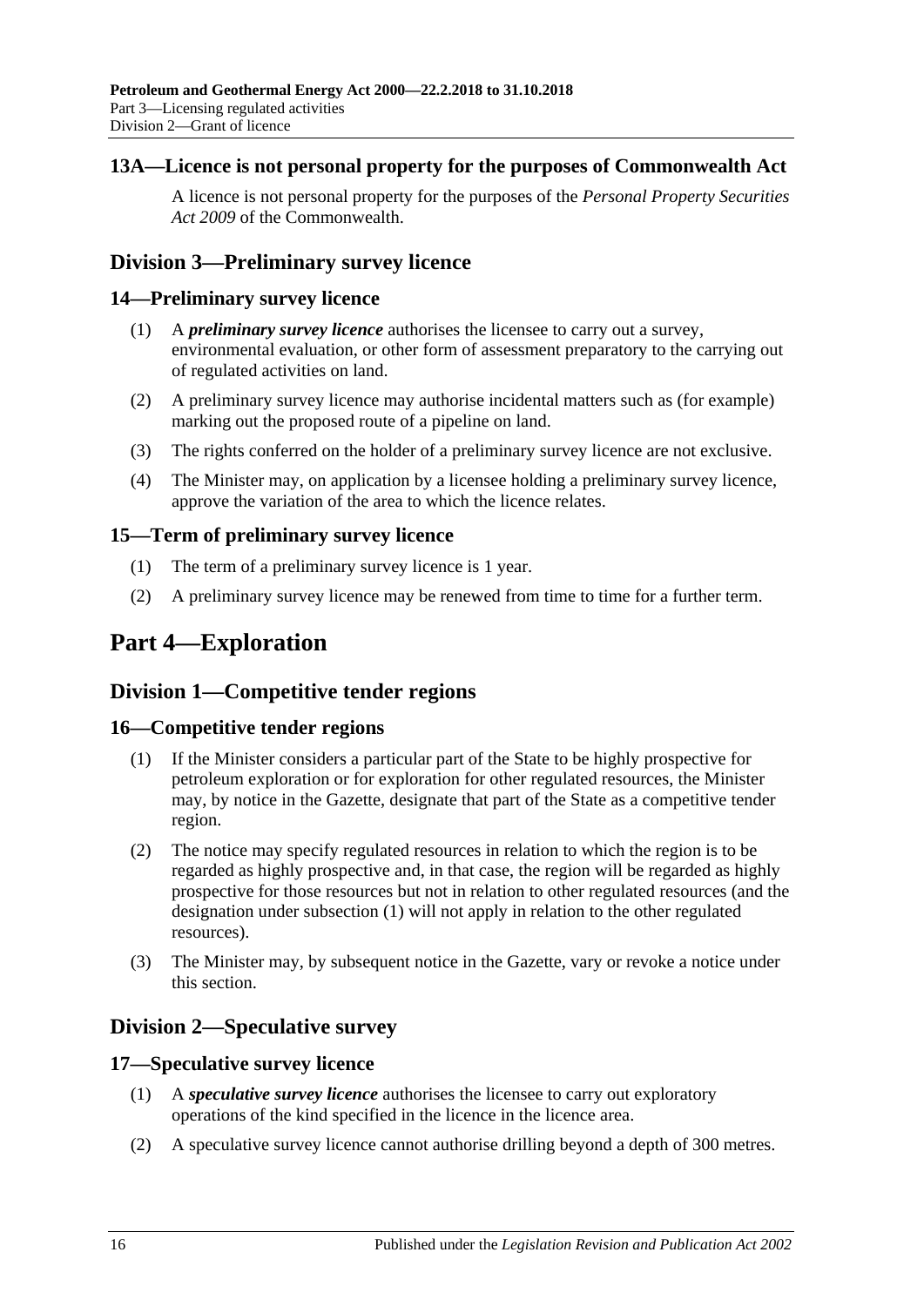## 13A—Licence is not personal property for the purposes of Commonwealth Act

A licence is not personal property for the purposes of the *Personal Property Securities Act 2009* of the Commonwealth.

## Division 3—Preliminary survey licence

### 14—Preliminary survey licence

(1) A ***preliminary survey licence*** authorises the licensee to carry out a survey, environmental evaluation, or other form of assessment preparatory to the carrying out of regulated activities on land.

(2) A preliminary survey licence may authorise incidental matters such as (for example) marking out the proposed route of a pipeline on land.

(3) The rights conferred on the holder of a preliminary survey licence are not exclusive.

(4) The Minister may, on application by a licensee holding a preliminary survey licence, approve the variation of the area to which the licence relates.

### 15—Term of preliminary survey licence

(1) The term of a preliminary survey licence is 1 year.

(2) A preliminary survey licence may be renewed from time to time for a further term.

# Part 4—Exploration

## Division 1—Competitive tender regions

### 16—Competitive tender regions

(1) If the Minister considers a particular part of the State to be highly prospective for petroleum exploration or for exploration for other regulated resources, the Minister may, by notice in the Gazette, designate that part of the State as a competitive tender region.

(2) The notice may specify regulated resources in relation to which the region is to be regarded as highly prospective and, in that case, the region will be regarded as highly prospective for those resources but not in relation to other regulated resources (and the designation under subsection (1) will not apply in relation to the other regulated resources).

(3) The Minister may, by subsequent notice in the Gazette, vary or revoke a notice under this section.

## Division 2—Speculative survey

### 17—Speculative survey licence

(1) A ***speculative survey licence*** authorises the licensee to carry out exploratory operations of the kind specified in the licence in the licence area.

(2) A speculative survey licence cannot authorise drilling beyond a depth of 300 metres.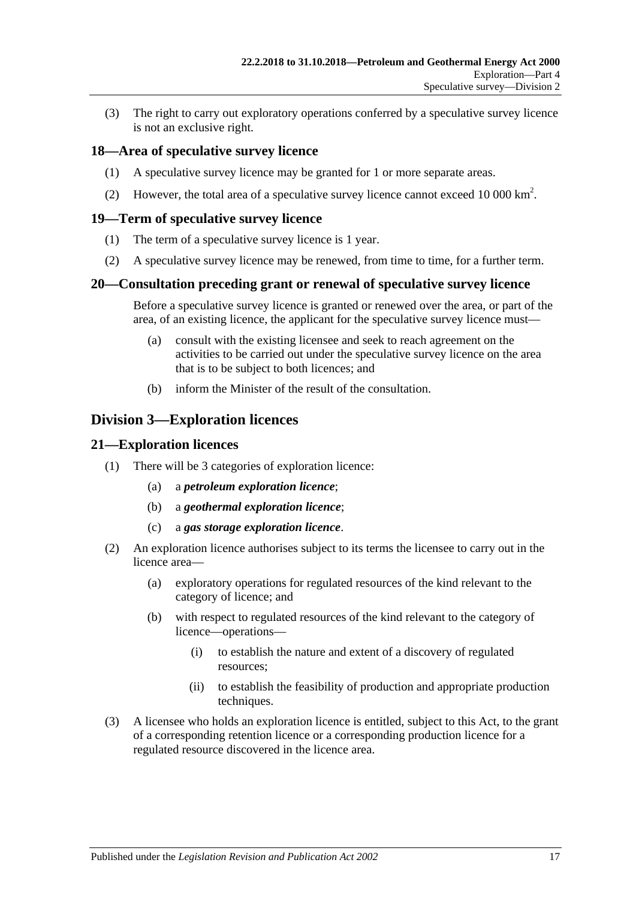(3) The right to carry out exploratory operations conferred by a speculative survey licence is not an exclusive right.

### 18—Area of speculative survey licence

(1) A speculative survey licence may be granted for 1 or more separate areas.

(2) However, the total area of a speculative survey licence cannot exceed 10 000 $km^2$.

### 19—Term of speculative survey licence

(1) The term of a speculative survey licence is 1 year.

(2) A speculative survey licence may be renewed, from time to time, for a further term.

### 20—Consultation preceding grant or renewal of speculative survey licence

Before a speculative survey licence is granted or renewed over the area, or part of the area, of an existing licence, the applicant for the speculative survey licence must—

(a) consult with the existing licensee and seek to reach agreement on the activities to be carried out under the speculative survey licence on the area that is to be subject to both licences; and

(b) inform the Minister of the result of the consultation.

## Division 3—Exploration licences

### 21—Exploration licences

(1) There will be 3 categories of exploration licence:

(a) a ***petroleum exploration licence***;

(b) a ***geothermal exploration licence***;

(c) a ***gas storage exploration licence***.

(2) An exploration licence authorises subject to its terms the licensee to carry out in the licence area—

(a) exploratory operations for regulated resources of the kind relevant to the category of licence; and

(b) with respect to regulated resources of the kind relevant to the category of licence—operations—

(i) to establish the nature and extent of a discovery of regulated resources;

(ii) to establish the feasibility of production and appropriate production techniques.

(3) A licensee who holds an exploration licence is entitled, subject to this Act, to the grant of a corresponding retention licence or a corresponding production licence for a regulated resource discovered in the licence area.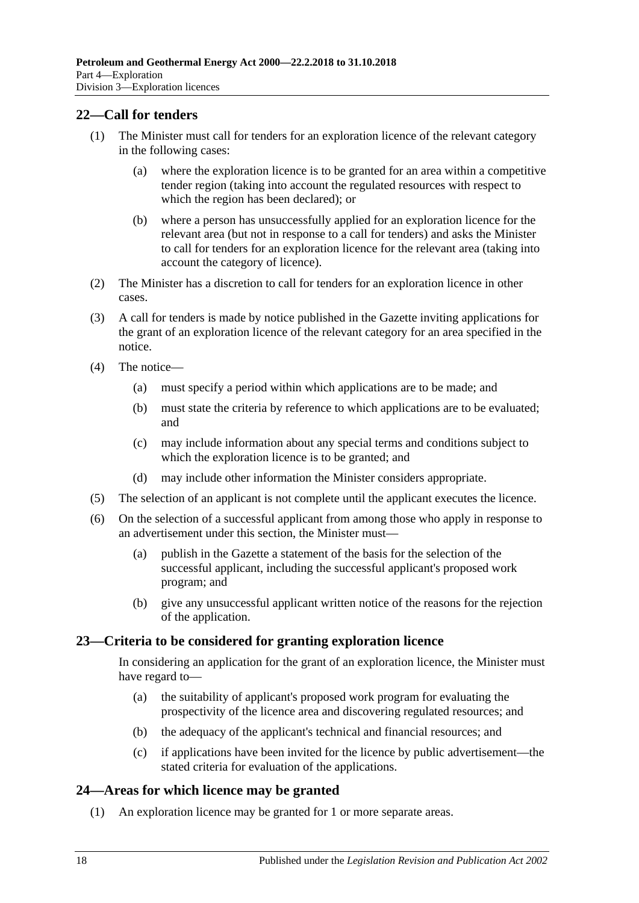## 22—Call for tenders

(1) The Minister must call for tenders for an exploration licence of the relevant category in the following cases:

(a) where the exploration licence is to be granted for an area within a competitive tender region (taking into account the regulated resources with respect to which the region has been declared); or

(b) where a person has unsuccessfully applied for an exploration licence for the relevant area (but not in response to a call for tenders) and asks the Minister to call for tenders for an exploration licence for the relevant area (taking into account the category of licence).

(2) The Minister has a discretion to call for tenders for an exploration licence in other cases.

(3) A call for tenders is made by notice published in the Gazette inviting applications for the grant of an exploration licence of the relevant category for an area specified in the notice.

(4) The notice—

(a) must specify a period within which applications are to be made; and

(b) must state the criteria by reference to which applications are to be evaluated; and

(c) may include information about any special terms and conditions subject to which the exploration licence is to be granted; and

(d) may include other information the Minister considers appropriate.

(5) The selection of an applicant is not complete until the applicant executes the licence.

(6) On the selection of a successful applicant from among those who apply in response to an advertisement under this section, the Minister must—

(a) publish in the Gazette a statement of the basis for the selection of the successful applicant, including the successful applicant's proposed work program; and

(b) give any unsuccessful applicant written notice of the reasons for the rejection of the application.

## 23—Criteria to be considered for granting exploration licence

In considering an application for the grant of an exploration licence, the Minister must have regard to—

(a) the suitability of applicant's proposed work program for evaluating the prospectivity of the licence area and discovering regulated resources; and

(b) the adequacy of the applicant's technical and financial resources; and

(c) if applications have been invited for the licence by public advertisement—the stated criteria for evaluation of the applications.

## 24—Areas for which licence may be granted

(1) An exploration licence may be granted for 1 or more separate areas.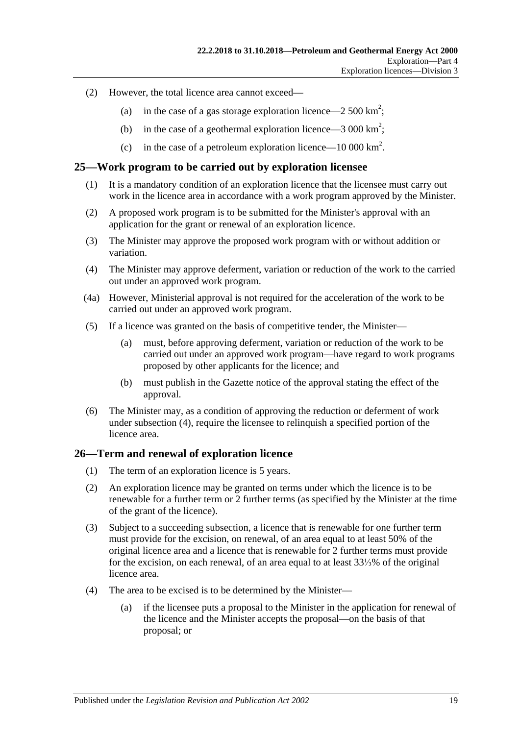(2) However, the total licence area cannot exceed—

(a) in the case of a gas storage exploration licence—2 500 $km^2$;

(b) in the case of a geothermal exploration licence—3 000 $km^2$;

(c) in the case of a petroleum exploration licence—10 000 $km^2$.

## 25—Work program to be carried out by exploration licensee

(1) It is a mandatory condition of an exploration licence that the licensee must carry out work in the licence area in accordance with a work program approved by the Minister.

(2) A proposed work program is to be submitted for the Minister's approval with an application for the grant or renewal of an exploration licence.

(3) The Minister may approve the proposed work program with or without addition or variation.

(4) The Minister may approve deferment, variation or reduction of the work to the carried out under an approved work program.

(4a) However, Ministerial approval is not required for the acceleration of the work to be carried out under an approved work program.

(5) If a licence was granted on the basis of competitive tender, the Minister—

(a) must, before approving deferment, variation or reduction of the work to be carried out under an approved work program—have regard to work programs proposed by other applicants for the licence; and

(b) must publish in the Gazette notice of the approval stating the effect of the approval.

(6) The Minister may, as a condition of approving the reduction or deferment of work under subsection (4), require the licensee to relinquish a specified portion of the licence area.

## 26—Term and renewal of exploration licence

(1) The term of an exploration licence is 5 years.

(2) An exploration licence may be granted on terms under which the licence is to be renewable for a further term or 2 further terms (as specified by the Minister at the time of the grant of the licence).

(3) Subject to a succeeding subsection, a licence that is renewable for one further term must provide for the excision, on renewal, of an area equal to at least 50% of the original licence area and a licence that is renewable for 2 further terms must provide for the excision, on each renewal, of an area equal to at least 33⅓% of the original licence area.

(4) The area to be excised is to be determined by the Minister—

(a) if the licensee puts a proposal to the Minister in the application for renewal of the licence and the Minister accepts the proposal—on the basis of that proposal; or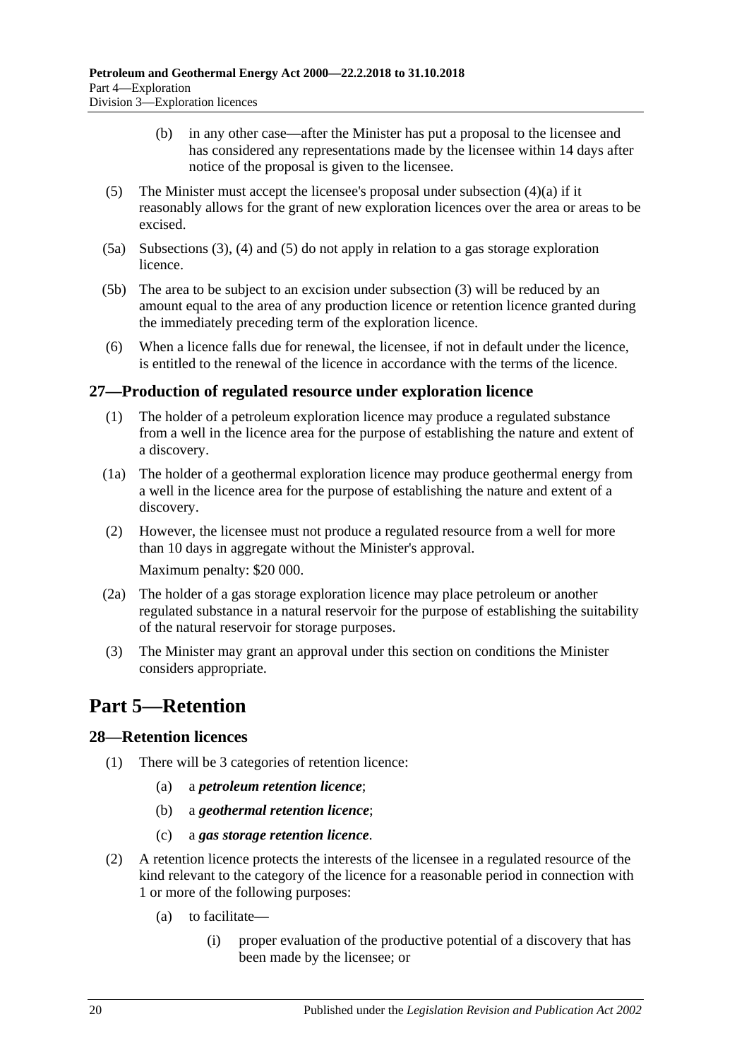(b) in any other case—after the Minister has put a proposal to the licensee and has considered any representations made by the licensee within 14 days after notice of the proposal is given to the licensee.

(5) The Minister must accept the licensee's proposal under subsection (4)(a) if it reasonably allows for the grant of new exploration licences over the area or areas to be excised.

(5a) Subsections (3), (4) and (5) do not apply in relation to a gas storage exploration licence.

(5b) The area to be subject to an excision under subsection (3) will be reduced by an amount equal to the area of any production licence or retention licence granted during the immediately preceding term of the exploration licence.

(6) When a licence falls due for renewal, the licensee, if not in default under the licence, is entitled to the renewal of the licence in accordance with the terms of the licence.

### 27—Production of regulated resource under exploration licence

(1) The holder of a petroleum exploration licence may produce a regulated substance from a well in the licence area for the purpose of establishing the nature and extent of a discovery.

(1a) The holder of a geothermal exploration licence may produce geothermal energy from a well in the licence area for the purpose of establishing the nature and extent of a discovery.

(2) However, the licensee must not produce a regulated resource from a well for more than 10 days in aggregate without the Minister's approval.

Maximum penalty: $20 000.

(2a) The holder of a gas storage exploration licence may place petroleum or another regulated substance in a natural reservoir for the purpose of establishing the suitability of the natural reservoir for storage purposes.

(3) The Minister may grant an approval under this section on conditions the Minister considers appropriate.

## Part 5—Retention

### 28—Retention licences

(1) There will be 3 categories of retention licence:

(a) a ***petroleum retention licence***;

(b) a ***geothermal retention licence***;

(c) a ***gas storage retention licence***.

(2) A retention licence protects the interests of the licensee in a regulated resource of the kind relevant to the category of the licence for a reasonable period in connection with 1 or more of the following purposes:

(a) to facilitate—

(i) proper evaluation of the productive potential of a discovery that has been made by the licensee; or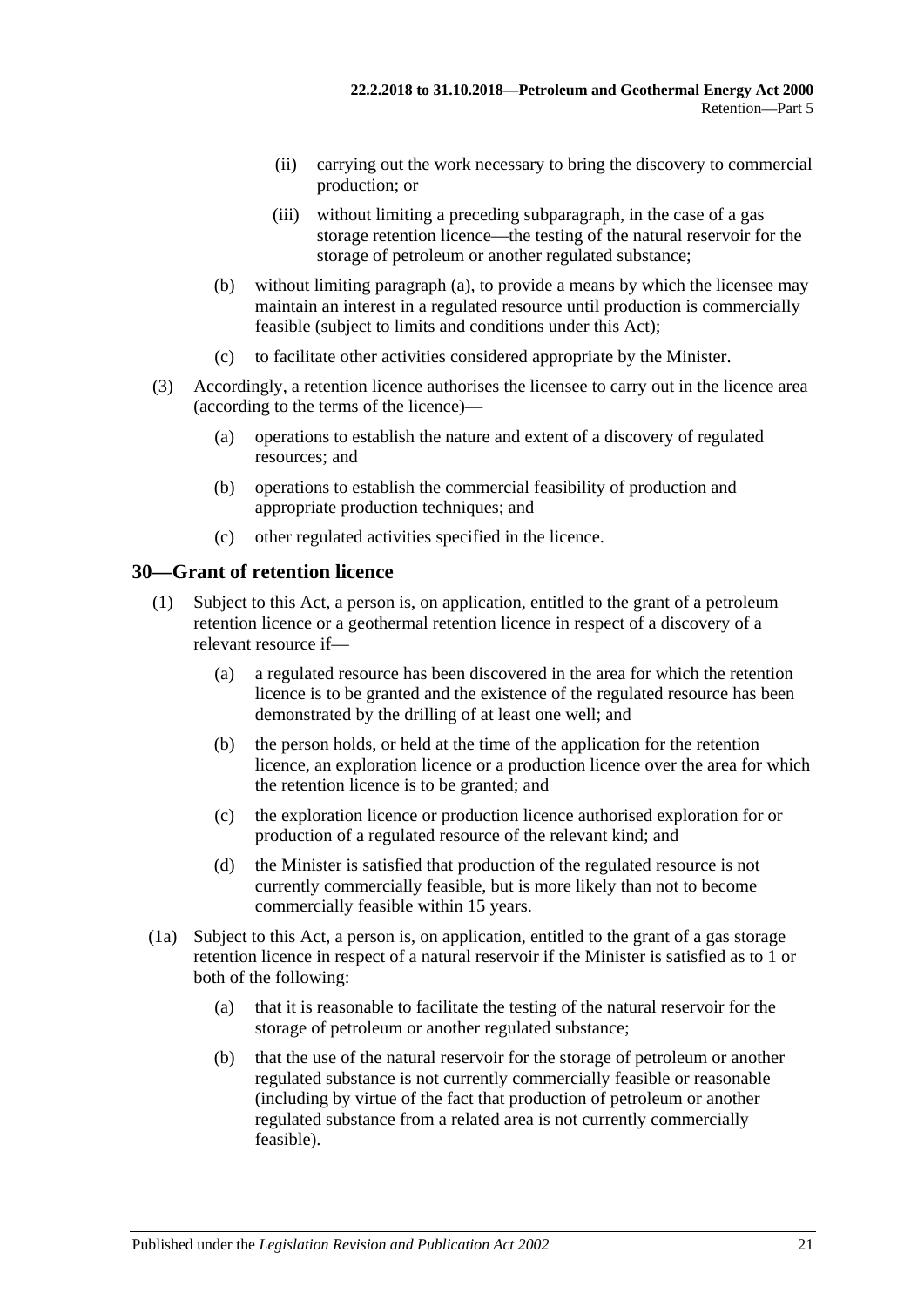(ii) carrying out the work necessary to bring the discovery to commercial production; or

(iii) without limiting a preceding subparagraph, in the case of a gas storage retention licence—the testing of the natural reservoir for the storage of petroleum or another regulated substance;

(b) without limiting paragraph (a), to provide a means by which the licensee may maintain an interest in a regulated resource until production is commercially feasible (subject to limits and conditions under this Act);

(c) to facilitate other activities considered appropriate by the Minister.

(3) Accordingly, a retention licence authorises the licensee to carry out in the licence area (according to the terms of the licence)—

(a) operations to establish the nature and extent of a discovery of regulated resources; and

(b) operations to establish the commercial feasibility of production and appropriate production techniques; and

(c) other regulated activities specified in the licence.

## 30—Grant of retention licence

(1) Subject to this Act, a person is, on application, entitled to the grant of a petroleum retention licence or a geothermal retention licence in respect of a discovery of a relevant resource if—

(a) a regulated resource has been discovered in the area for which the retention licence is to be granted and the existence of the regulated resource has been demonstrated by the drilling of at least one well; and

(b) the person holds, or held at the time of the application for the retention licence, an exploration licence or a production licence over the area for which the retention licence is to be granted; and

(c) the exploration licence or production licence authorised exploration for or production of a regulated resource of the relevant kind; and

(d) the Minister is satisfied that production of the regulated resource is not currently commercially feasible, but is more likely than not to become commercially feasible within 15 years.

(1a) Subject to this Act, a person is, on application, entitled to the grant of a gas storage retention licence in respect of a natural reservoir if the Minister is satisfied as to 1 or both of the following:

(a) that it is reasonable to facilitate the testing of the natural reservoir for the storage of petroleum or another regulated substance;

(b) that the use of the natural reservoir for the storage of petroleum or another regulated substance is not currently commercially feasible or reasonable (including by virtue of the fact that production of petroleum or another regulated substance from a related area is not currently commercially feasible).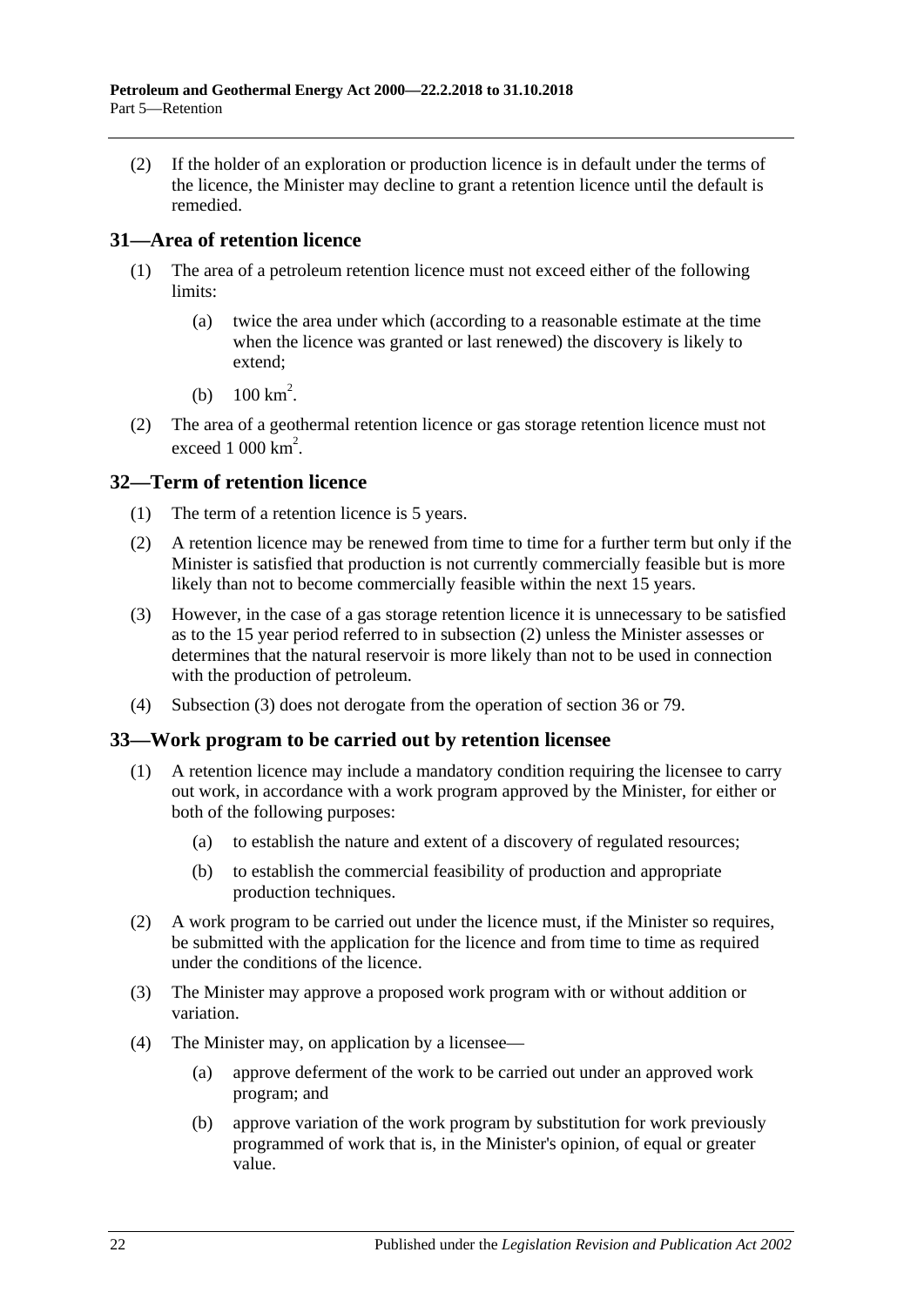(2) If the holder of an exploration or production licence is in default under the terms of the licence, the Minister may decline to grant a retention licence until the default is remedied.

## 31—Area of retention licence

(1) The area of a petroleum retention licence must not exceed either of the following limits:

(a) twice the area under which (according to a reasonable estimate at the time when the licence was granted or last renewed) the discovery is likely to extend;

(b) $100 \text{ km}^2$.

(2) The area of a geothermal retention licence or gas storage retention licence must not exceed $1\ 000 \text{ km}^2$.

## 32—Term of retention licence

(1) The term of a retention licence is 5 years.

(2) A retention licence may be renewed from time to time for a further term but only if the Minister is satisfied that production is not currently commercially feasible but is more likely than not to become commercially feasible within the next 15 years.

(3) However, in the case of a gas storage retention licence it is unnecessary to be satisfied as to the 15 year period referred to in subsection (2) unless the Minister assesses or determines that the natural reservoir is more likely than not to be used in connection with the production of petroleum.

(4) Subsection (3) does not derogate from the operation of section 36 or 79.

## 33—Work program to be carried out by retention licensee

(1) A retention licence may include a mandatory condition requiring the licensee to carry out work, in accordance with a work program approved by the Minister, for either or both of the following purposes:

(a) to establish the nature and extent of a discovery of regulated resources;

(b) to establish the commercial feasibility of production and appropriate production techniques.

(2) A work program to be carried out under the licence must, if the Minister so requires, be submitted with the application for the licence and from time to time as required under the conditions of the licence.

(3) The Minister may approve a proposed work program with or without addition or variation.

(4) The Minister may, on application by a licensee—

(a) approve deferment of the work to be carried out under an approved work program; and

(b) approve variation of the work program by substitution for work previously programmed of work that is, in the Minister's opinion, of equal or greater value.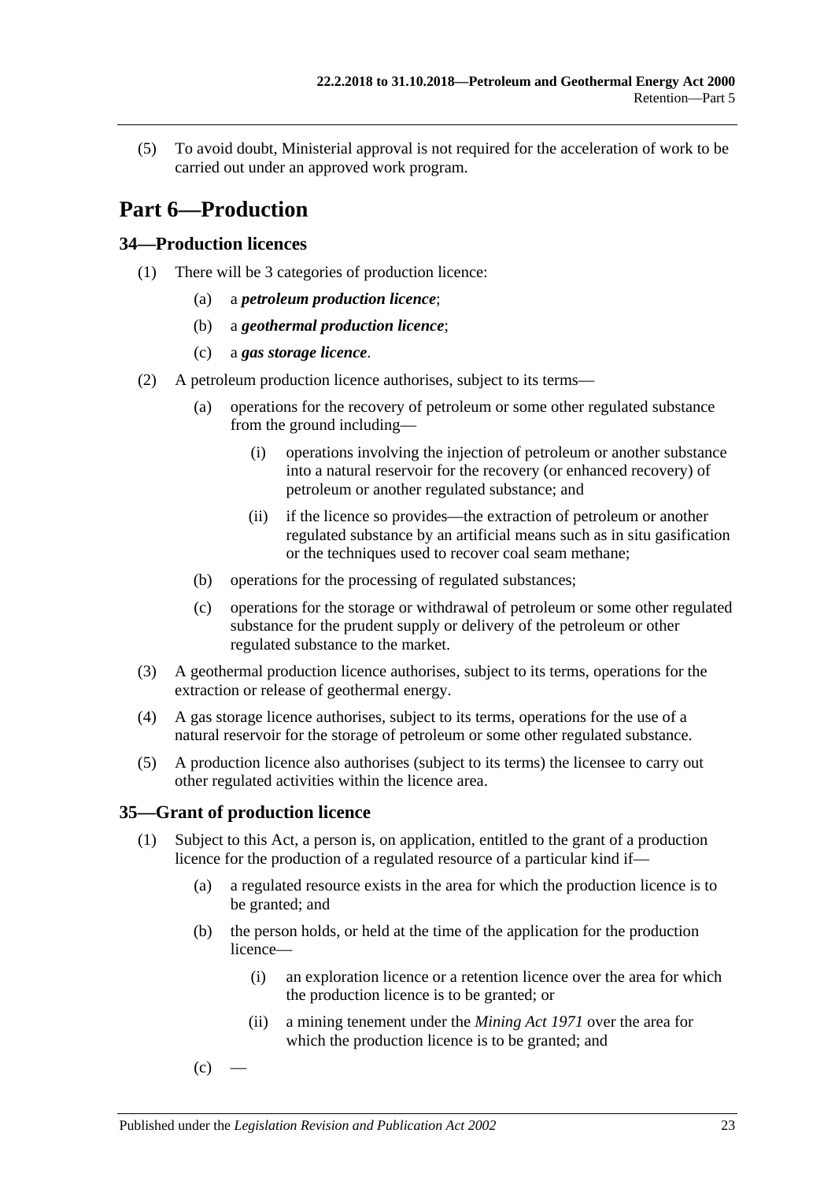(5) To avoid doubt, Ministerial approval is not required for the acceleration of work to be carried out under an approved work program.

# Part 6—Production

## 34—Production licences

(1) There will be 3 categories of production licence:

(a) a ***petroleum production licence***;

(b) a ***geothermal production licence***;

(c) a ***gas storage licence***.

(2) A petroleum production licence authorises, subject to its terms—

(a) operations for the recovery of petroleum or some other regulated substance from the ground including—

(i) operations involving the injection of petroleum or another substance into a natural reservoir for the recovery (or enhanced recovery) of petroleum or another regulated substance; and

(ii) if the licence so provides—the extraction of petroleum or another regulated substance by an artificial means such as in situ gasification or the techniques used to recover coal seam methane;

(b) operations for the processing of regulated substances;

(c) operations for the storage or withdrawal of petroleum or some other regulated substance for the prudent supply or delivery of the petroleum or other regulated substance to the market.

(3) A geothermal production licence authorises, subject to its terms, operations for the extraction or release of geothermal energy.

(4) A gas storage licence authorises, subject to its terms, operations for the use of a natural reservoir for the storage of petroleum or some other regulated substance.

(5) A production licence also authorises (subject to its terms) the licensee to carry out other regulated activities within the licence area.

## 35—Grant of production licence

(1) Subject to this Act, a person is, on application, entitled to the grant of a production licence for the production of a regulated resource of a particular kind if—

(a) a regulated resource exists in the area for which the production licence is to be granted; and

(b) the person holds, or held at the time of the application for the production licence—

(i) an exploration licence or a retention licence over the area for which the production licence is to be granted; or

(ii) a mining tenement under the *Mining Act 1971* over the area for which the production licence is to be granted; and

(c) —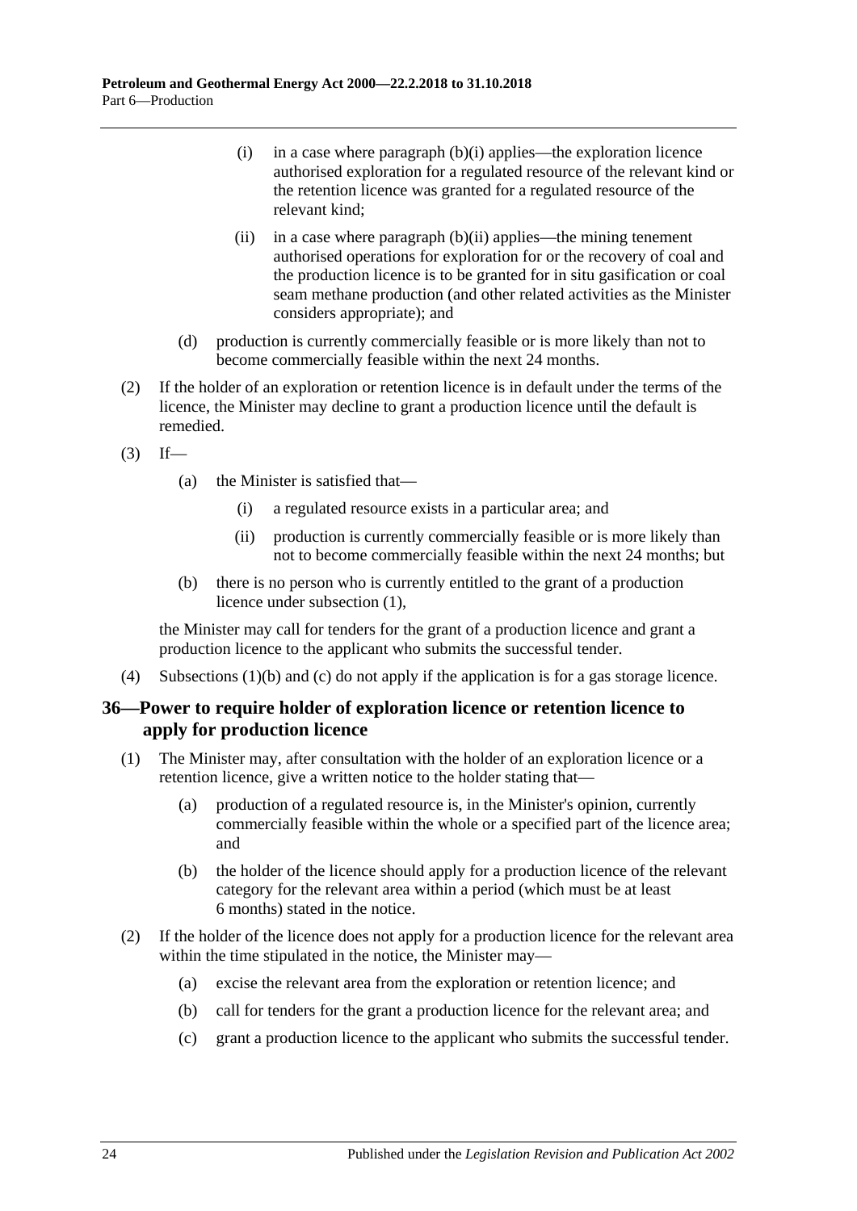(i) in a case where paragraph (b)(i) applies—the exploration licence authorised exploration for a regulated resource of the relevant kind or the retention licence was granted for a regulated resource of the relevant kind;

(ii) in a case where paragraph (b)(ii) applies—the mining tenement authorised operations for exploration for or the recovery of coal and the production licence is to be granted for in situ gasification or coal seam methane production (and other related activities as the Minister considers appropriate); and

(d) production is currently commercially feasible or is more likely than not to become commercially feasible within the next 24 months.

(2) If the holder of an exploration or retention licence is in default under the terms of the licence, the Minister may decline to grant a production licence until the default is remedied.

(3) If—

(a) the Minister is satisfied that—

(i) a regulated resource exists in a particular area; and

(ii) production is currently commercially feasible or is more likely than not to become commercially feasible within the next 24 months; but

(b) there is no person who is currently entitled to the grant of a production licence under subsection (1),

the Minister may call for tenders for the grant of a production licence and grant a production licence to the applicant who submits the successful tender.

(4) Subsections (1)(b) and (c) do not apply if the application is for a gas storage licence.

## 36—Power to require holder of exploration licence or retention licence to apply for production licence

(1) The Minister may, after consultation with the holder of an exploration licence or a retention licence, give a written notice to the holder stating that—

(a) production of a regulated resource is, in the Minister's opinion, currently commercially feasible within the whole or a specified part of the licence area; and

(b) the holder of the licence should apply for a production licence of the relevant category for the relevant area within a period (which must be at least 6 months) stated in the notice.

(2) If the holder of the licence does not apply for a production licence for the relevant area within the time stipulated in the notice, the Minister may—

(a) excise the relevant area from the exploration or retention licence; and

(b) call for tenders for the grant a production licence for the relevant area; and

(c) grant a production licence to the applicant who submits the successful tender.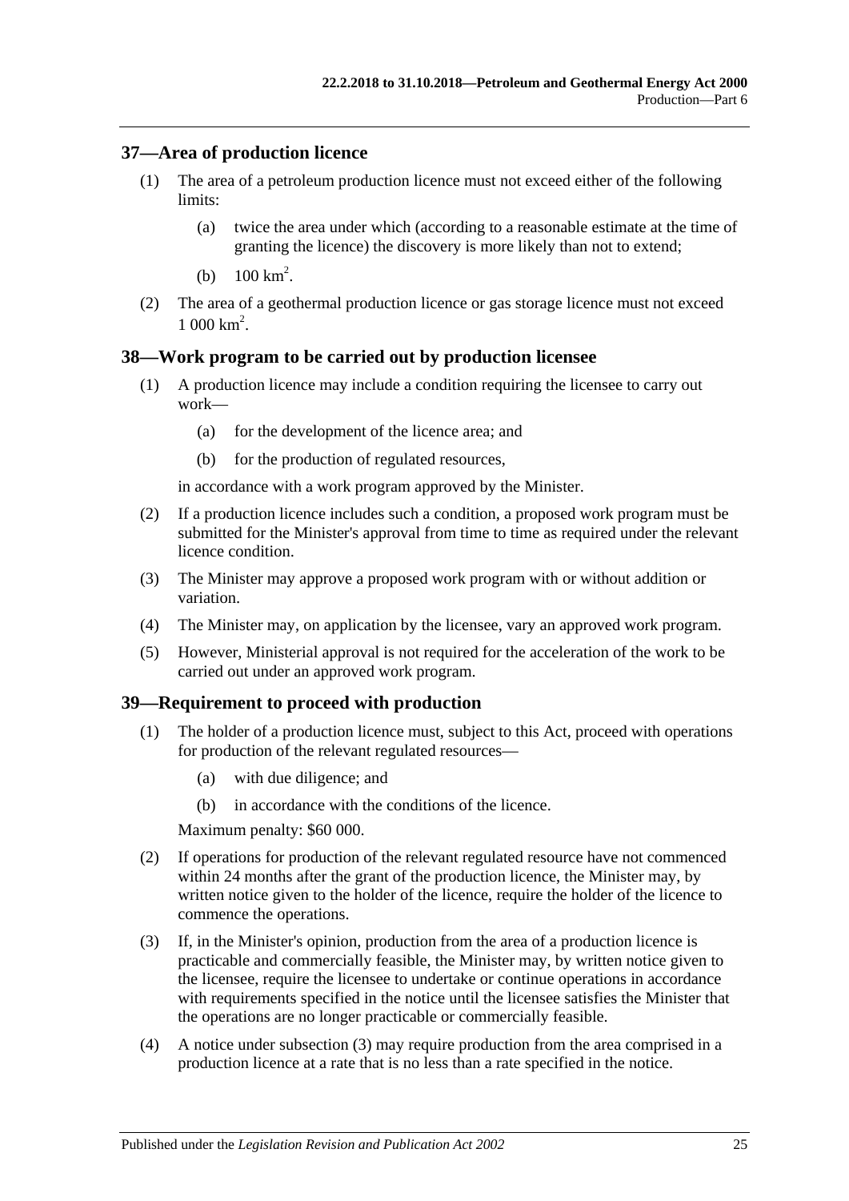## 37—Area of production licence

(1) The area of a petroleum production licence must not exceed either of the following limits:

(a) twice the area under which (according to a reasonable estimate at the time of granting the licence) the discovery is more likely than not to extend;

(b) 100 $km^2$.

(2) The area of a geothermal production licence or gas storage licence must not exceed 1 000 $km^2$.

## 38—Work program to be carried out by production licensee

(1) A production licence may include a condition requiring the licensee to carry out work—

(a) for the development of the licence area; and

(b) for the production of regulated resources,

in accordance with a work program approved by the Minister.

(2) If a production licence includes such a condition, a proposed work program must be submitted for the Minister's approval from time to time as required under the relevant licence condition.

(3) The Minister may approve a proposed work program with or without addition or variation.

(4) The Minister may, on application by the licensee, vary an approved work program.

(5) However, Ministerial approval is not required for the acceleration of the work to be carried out under an approved work program.

## 39—Requirement to proceed with production

(1) The holder of a production licence must, subject to this Act, proceed with operations for production of the relevant regulated resources—

(a) with due diligence; and

(b) in accordance with the conditions of the licence.

Maximum penalty: $60 000.

(2) If operations for production of the relevant regulated resource have not commenced within 24 months after the grant of the production licence, the Minister may, by written notice given to the holder of the licence, require the holder of the licence to commence the operations.

(3) If, in the Minister's opinion, production from the area of a production licence is practicable and commercially feasible, the Minister may, by written notice given to the licensee, require the licensee to undertake or continue operations in accordance with requirements specified in the notice until the licensee satisfies the Minister that the operations are no longer practicable or commercially feasible.

(4) A notice under subsection (3) may require production from the area comprised in a production licence at a rate that is no less than a rate specified in the notice.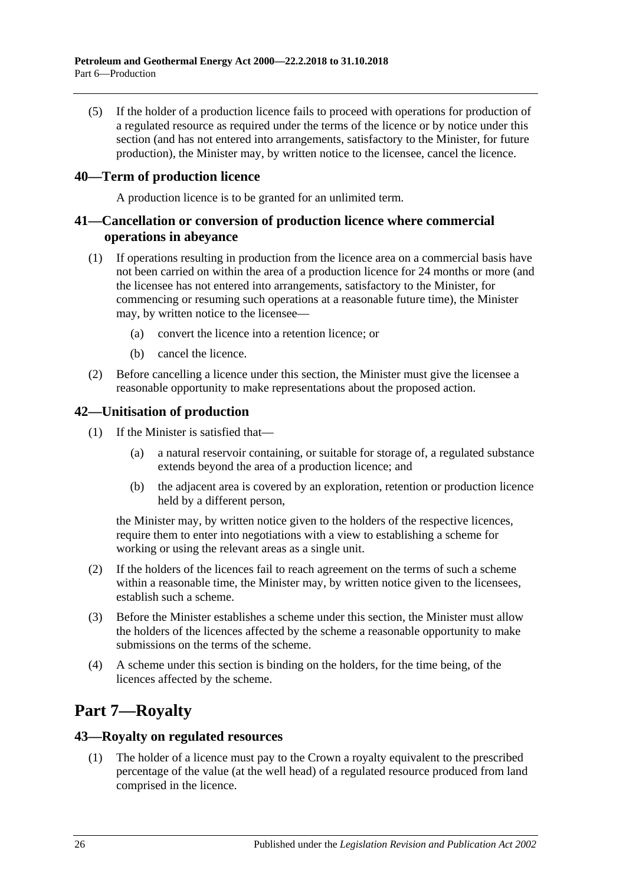(5) If the holder of a production licence fails to proceed with operations for production of a regulated resource as required under the terms of the licence or by notice under this section (and has not entered into arrangements, satisfactory to the Minister, for future production), the Minister may, by written notice to the licensee, cancel the licence.

### 40—Term of production licence

A production licence is to be granted for an unlimited term.

### 41—Cancellation or conversion of production licence where commercial operations in abeyance

(1) If operations resulting in production from the licence area on a commercial basis have not been carried on within the area of a production licence for 24 months or more (and the licensee has not entered into arrangements, satisfactory to the Minister, for commencing or resuming such operations at a reasonable future time), the Minister may, by written notice to the licensee—

(a) convert the licence into a retention licence; or

(b) cancel the licence.

(2) Before cancelling a licence under this section, the Minister must give the licensee a reasonable opportunity to make representations about the proposed action.

### 42—Unitisation of production

(1) If the Minister is satisfied that—

(a) a natural reservoir containing, or suitable for storage of, a regulated substance extends beyond the area of a production licence; and

(b) the adjacent area is covered by an exploration, retention or production licence held by a different person,

the Minister may, by written notice given to the holders of the respective licences, require them to enter into negotiations with a view to establishing a scheme for working or using the relevant areas as a single unit.

(2) If the holders of the licences fail to reach agreement on the terms of such a scheme within a reasonable time, the Minister may, by written notice given to the licensees, establish such a scheme.

(3) Before the Minister establishes a scheme under this section, the Minister must allow the holders of the licences affected by the scheme a reasonable opportunity to make submissions on the terms of the scheme.

(4) A scheme under this section is binding on the holders, for the time being, of the licences affected by the scheme.

## Part 7—Royalty

### 43—Royalty on regulated resources

(1) The holder of a licence must pay to the Crown a royalty equivalent to the prescribed percentage of the value (at the well head) of a regulated resource produced from land comprised in the licence.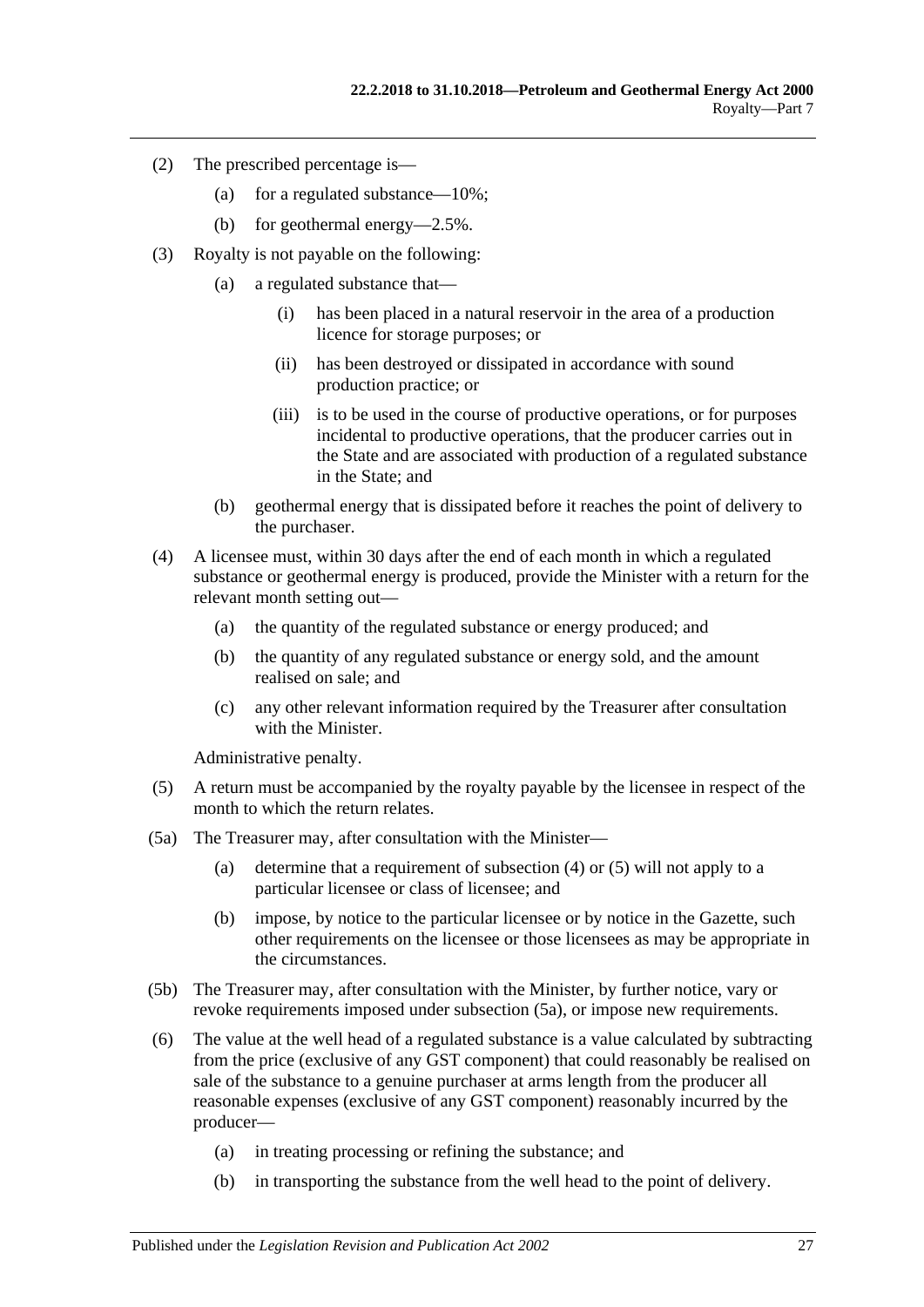(2) The prescribed percentage is—

 (a) for a regulated substance—10%;

 (b) for geothermal energy—2.5%.

(3) Royalty is not payable on the following:

 (a) a regulated substance that—

  (i) has been placed in a natural reservoir in the area of a production licence for storage purposes; or

  (ii) has been destroyed or dissipated in accordance with sound production practice; or

  (iii) is to be used in the course of productive operations, or for purposes incidental to productive operations, that the producer carries out in the State and are associated with production of a regulated substance in the State; and

 (b) geothermal energy that is dissipated before it reaches the point of delivery to the purchaser.

(4) A licensee must, within 30 days after the end of each month in which a regulated substance or geothermal energy is produced, provide the Minister with a return for the relevant month setting out—

 (a) the quantity of the regulated substance or energy produced; and

 (b) the quantity of any regulated substance or energy sold, and the amount realised on sale; and

 (c) any other relevant information required by the Treasurer after consultation with the Minister.

 Administrative penalty.

(5) A return must be accompanied by the royalty payable by the licensee in respect of the month to which the return relates.

(5a) The Treasurer may, after consultation with the Minister—

 (a) determine that a requirement of subsection (4) or (5) will not apply to a particular licensee or class of licensee; and

 (b) impose, by notice to the particular licensee or by notice in the Gazette, such other requirements on the licensee or those licensees as may be appropriate in the circumstances.

(5b) The Treasurer may, after consultation with the Minister, by further notice, vary or revoke requirements imposed under subsection (5a), or impose new requirements.

(6) The value at the well head of a regulated substance is a value calculated by subtracting from the price (exclusive of any GST component) that could reasonably be realised on sale of the substance to a genuine purchaser at arms length from the producer all reasonable expenses (exclusive of any GST component) reasonably incurred by the producer—

 (a) in treating processing or refining the substance; and

 (b) in transporting the substance from the well head to the point of delivery.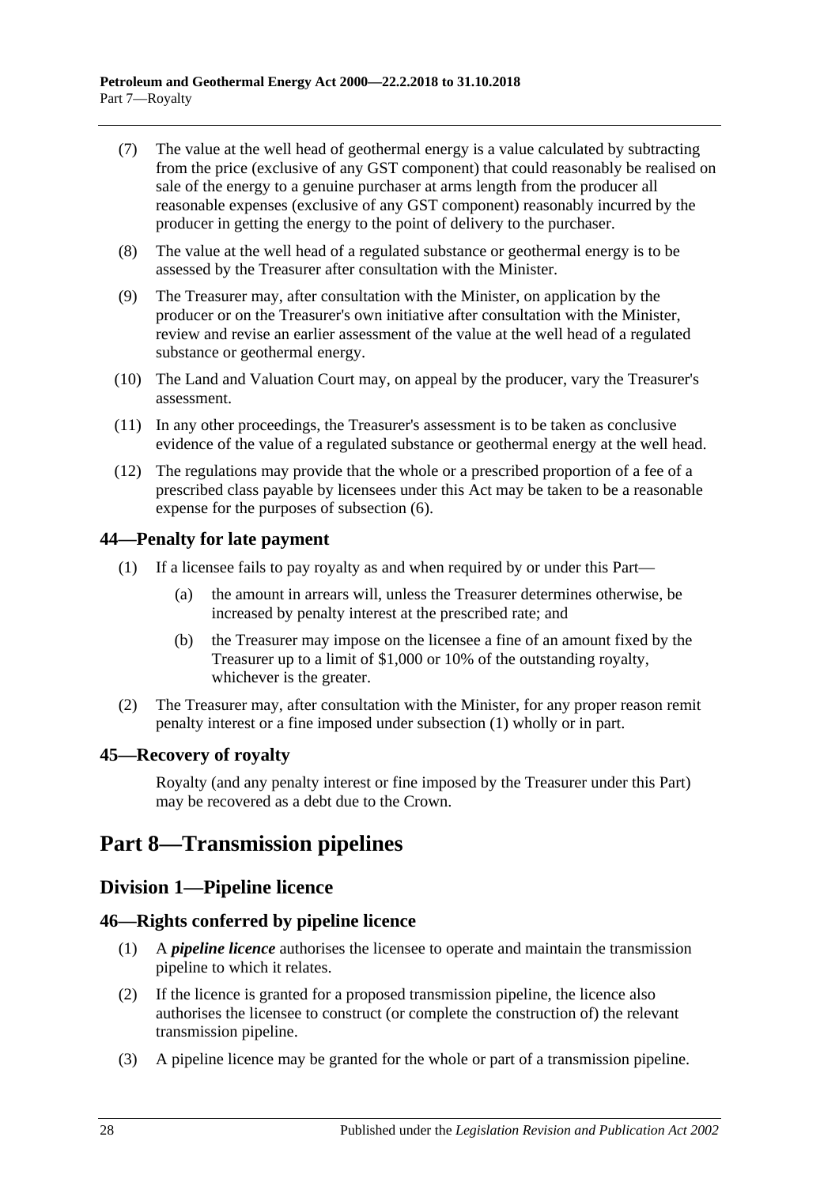(7) The value at the well head of geothermal energy is a value calculated by subtracting from the price (exclusive of any GST component) that could reasonably be realised on sale of the energy to a genuine purchaser at arms length from the producer all reasonable expenses (exclusive of any GST component) reasonably incurred by the producer in getting the energy to the point of delivery to the purchaser.

(8) The value at the well head of a regulated substance or geothermal energy is to be assessed by the Treasurer after consultation with the Minister.

(9) The Treasurer may, after consultation with the Minister, on application by the producer or on the Treasurer's own initiative after consultation with the Minister, review and revise an earlier assessment of the value at the well head of a regulated substance or geothermal energy.

(10) The Land and Valuation Court may, on appeal by the producer, vary the Treasurer's assessment.

(11) In any other proceedings, the Treasurer's assessment is to be taken as conclusive evidence of the value of a regulated substance or geothermal energy at the well head.

(12) The regulations may provide that the whole or a prescribed proportion of a fee of a prescribed class payable by licensees under this Act may be taken to be a reasonable expense for the purposes of subsection (6).

### 44—Penalty for late payment

(1) If a licensee fails to pay royalty as and when required by or under this Part—

   (a) the amount in arrears will, unless the Treasurer determines otherwise, be increased by penalty interest at the prescribed rate; and

   (b) the Treasurer may impose on the licensee a fine of an amount fixed by the Treasurer up to a limit of $1,000 or 10% of the outstanding royalty, whichever is the greater.

(2) The Treasurer may, after consultation with the Minister, for any proper reason remit penalty interest or a fine imposed under subsection (1) wholly or in part.

### 45—Recovery of royalty

Royalty (and any penalty interest or fine imposed by the Treasurer under this Part) may be recovered as a debt due to the Crown.

# Part 8—Transmission pipelines

## Division 1—Pipeline licence

### 46—Rights conferred by pipeline licence

(1) A ***pipeline licence*** authorises the licensee to operate and maintain the transmission pipeline to which it relates.

(2) If the licence is granted for a proposed transmission pipeline, the licence also authorises the licensee to construct (or complete the construction of) the relevant transmission pipeline.

(3) A pipeline licence may be granted for the whole or part of a transmission pipeline.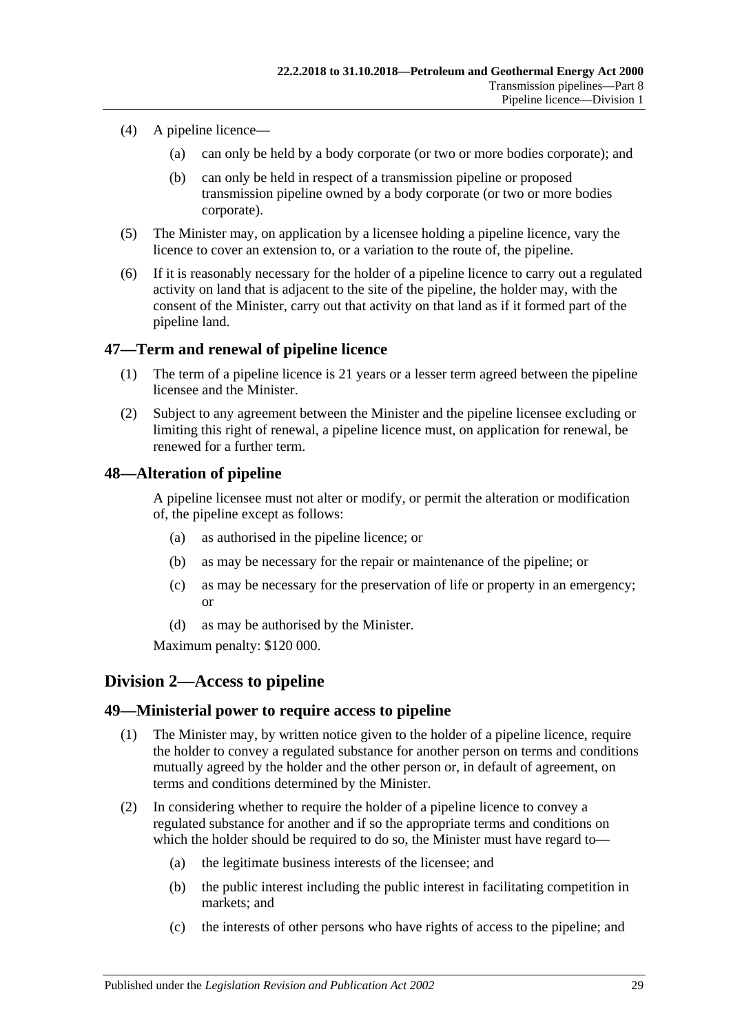(4) A pipeline licence—

(a) can only be held by a body corporate (or two or more bodies corporate); and

(b) can only be held in respect of a transmission pipeline or proposed transmission pipeline owned by a body corporate (or two or more bodies corporate).

(5) The Minister may, on application by a licensee holding a pipeline licence, vary the licence to cover an extension to, or a variation to the route of, the pipeline.

(6) If it is reasonably necessary for the holder of a pipeline licence to carry out a regulated activity on land that is adjacent to the site of the pipeline, the holder may, with the consent of the Minister, carry out that activity on that land as if it formed part of the pipeline land.

### 47—Term and renewal of pipeline licence

(1) The term of a pipeline licence is 21 years or a lesser term agreed between the pipeline licensee and the Minister.

(2) Subject to any agreement between the Minister and the pipeline licensee excluding or limiting this right of renewal, a pipeline licence must, on application for renewal, be renewed for a further term.

### 48—Alteration of pipeline

A pipeline licensee must not alter or modify, or permit the alteration or modification of, the pipeline except as follows:

(a) as authorised in the pipeline licence; or

(b) as may be necessary for the repair or maintenance of the pipeline; or

(c) as may be necessary for the preservation of life or property in an emergency; or

(d) as may be authorised by the Minister.

Maximum penalty: $120 000.

## Division 2—Access to pipeline

### 49—Ministerial power to require access to pipeline

(1) The Minister may, by written notice given to the holder of a pipeline licence, require the holder to convey a regulated substance for another person on terms and conditions mutually agreed by the holder and the other person or, in default of agreement, on terms and conditions determined by the Minister.

(2) In considering whether to require the holder of a pipeline licence to convey a regulated substance for another and if so the appropriate terms and conditions on which the holder should be required to do so, the Minister must have regard to—

(a) the legitimate business interests of the licensee; and

(b) the public interest including the public interest in facilitating competition in markets; and

(c) the interests of other persons who have rights of access to the pipeline; and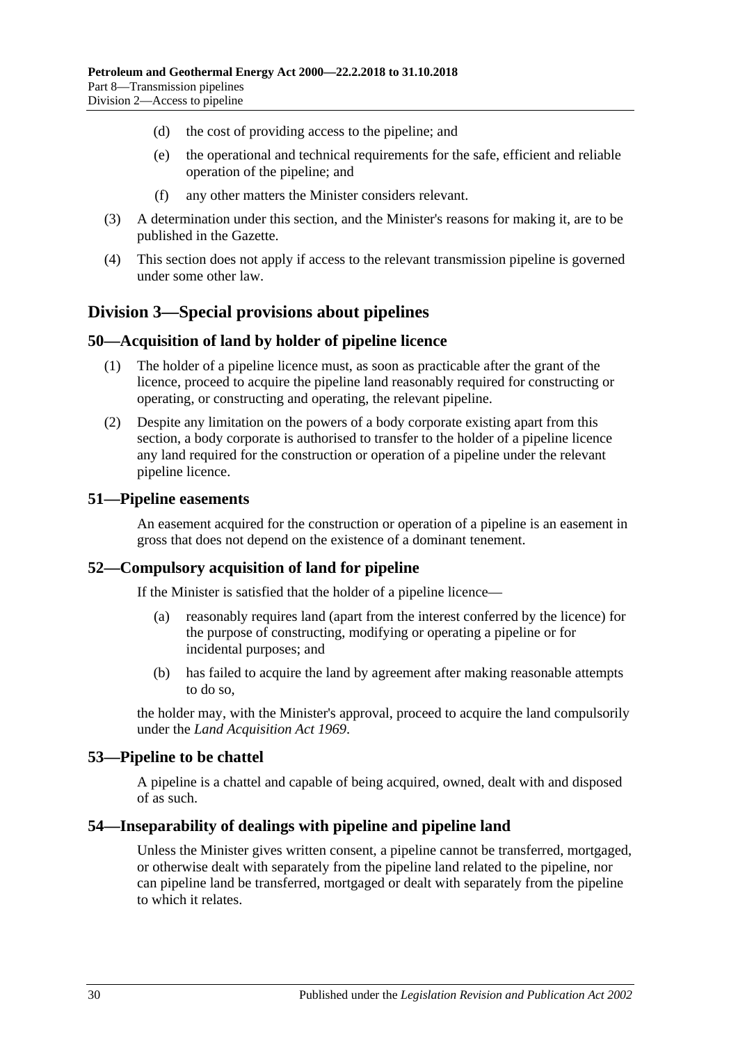(d) the cost of providing access to the pipeline; and

(e) the operational and technical requirements for the safe, efficient and reliable operation of the pipeline; and

(f) any other matters the Minister considers relevant.

(3) A determination under this section, and the Minister's reasons for making it, are to be published in the Gazette.

(4) This section does not apply if access to the relevant transmission pipeline is governed under some other law.

## Division 3—Special provisions about pipelines

### 50—Acquisition of land by holder of pipeline licence

(1) The holder of a pipeline licence must, as soon as practicable after the grant of the licence, proceed to acquire the pipeline land reasonably required for constructing or operating, or constructing and operating, the relevant pipeline.

(2) Despite any limitation on the powers of a body corporate existing apart from this section, a body corporate is authorised to transfer to the holder of a pipeline licence any land required for the construction or operation of a pipeline under the relevant pipeline licence.

### 51—Pipeline easements

An easement acquired for the construction or operation of a pipeline is an easement in gross that does not depend on the existence of a dominant tenement.

### 52—Compulsory acquisition of land for pipeline

If the Minister is satisfied that the holder of a pipeline licence—

(a) reasonably requires land (apart from the interest conferred by the licence) for the purpose of constructing, modifying or operating a pipeline or for incidental purposes; and

(b) has failed to acquire the land by agreement after making reasonable attempts to do so,

the holder may, with the Minister's approval, proceed to acquire the land compulsorily under the *Land Acquisition Act 1969*.

### 53—Pipeline to be chattel

A pipeline is a chattel and capable of being acquired, owned, dealt with and disposed of as such.

### 54—Inseparability of dealings with pipeline and pipeline land

Unless the Minister gives written consent, a pipeline cannot be transferred, mortgaged, or otherwise dealt with separately from the pipeline land related to the pipeline, nor can pipeline land be transferred, mortgaged or dealt with separately from the pipeline to which it relates.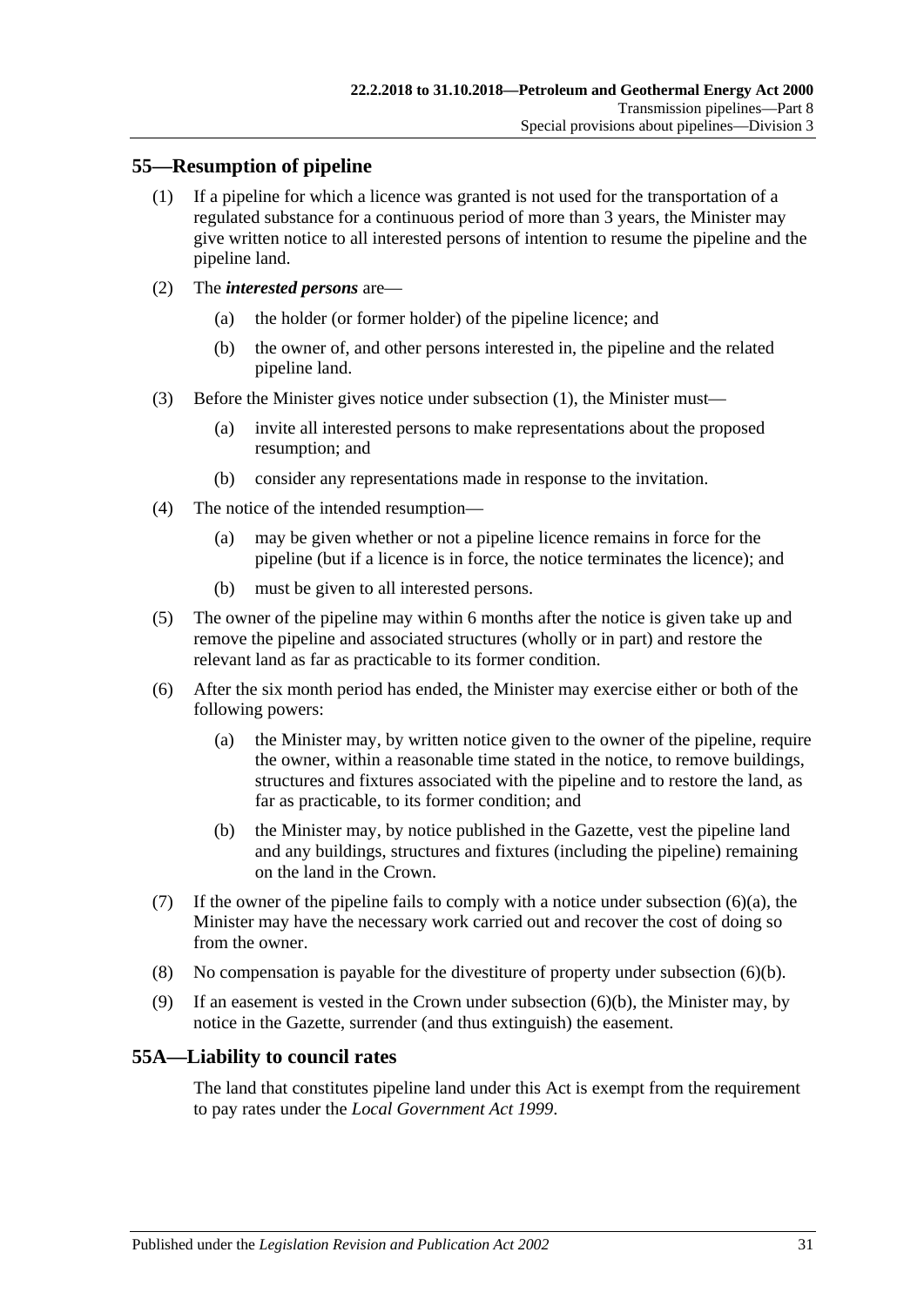## 55—Resumption of pipeline

(1) If a pipeline for which a licence was granted is not used for the transportation of a regulated substance for a continuous period of more than 3 years, the Minister may give written notice to all interested persons of intention to resume the pipeline and the pipeline land.

(2) The ***interested persons*** are—

(a) the holder (or former holder) of the pipeline licence; and

(b) the owner of, and other persons interested in, the pipeline and the related pipeline land.

(3) Before the Minister gives notice under subsection (1), the Minister must—

(a) invite all interested persons to make representations about the proposed resumption; and

(b) consider any representations made in response to the invitation.

(4) The notice of the intended resumption—

(a) may be given whether or not a pipeline licence remains in force for the pipeline (but if a licence is in force, the notice terminates the licence); and

(b) must be given to all interested persons.

(5) The owner of the pipeline may within 6 months after the notice is given take up and remove the pipeline and associated structures (wholly or in part) and restore the relevant land as far as practicable to its former condition.

(6) After the six month period has ended, the Minister may exercise either or both of the following powers:

(a) the Minister may, by written notice given to the owner of the pipeline, require the owner, within a reasonable time stated in the notice, to remove buildings, structures and fixtures associated with the pipeline and to restore the land, as far as practicable, to its former condition; and

(b) the Minister may, by notice published in the Gazette, vest the pipeline land and any buildings, structures and fixtures (including the pipeline) remaining on the land in the Crown.

(7) If the owner of the pipeline fails to comply with a notice under subsection (6)(a), the Minister may have the necessary work carried out and recover the cost of doing so from the owner.

(8) No compensation is payable for the divestiture of property under subsection (6)(b).

(9) If an easement is vested in the Crown under subsection (6)(b), the Minister may, by notice in the Gazette, surrender (and thus extinguish) the easement.

## 55A—Liability to council rates

The land that constitutes pipeline land under this Act is exempt from the requirement to pay rates under the *Local Government Act 1999*.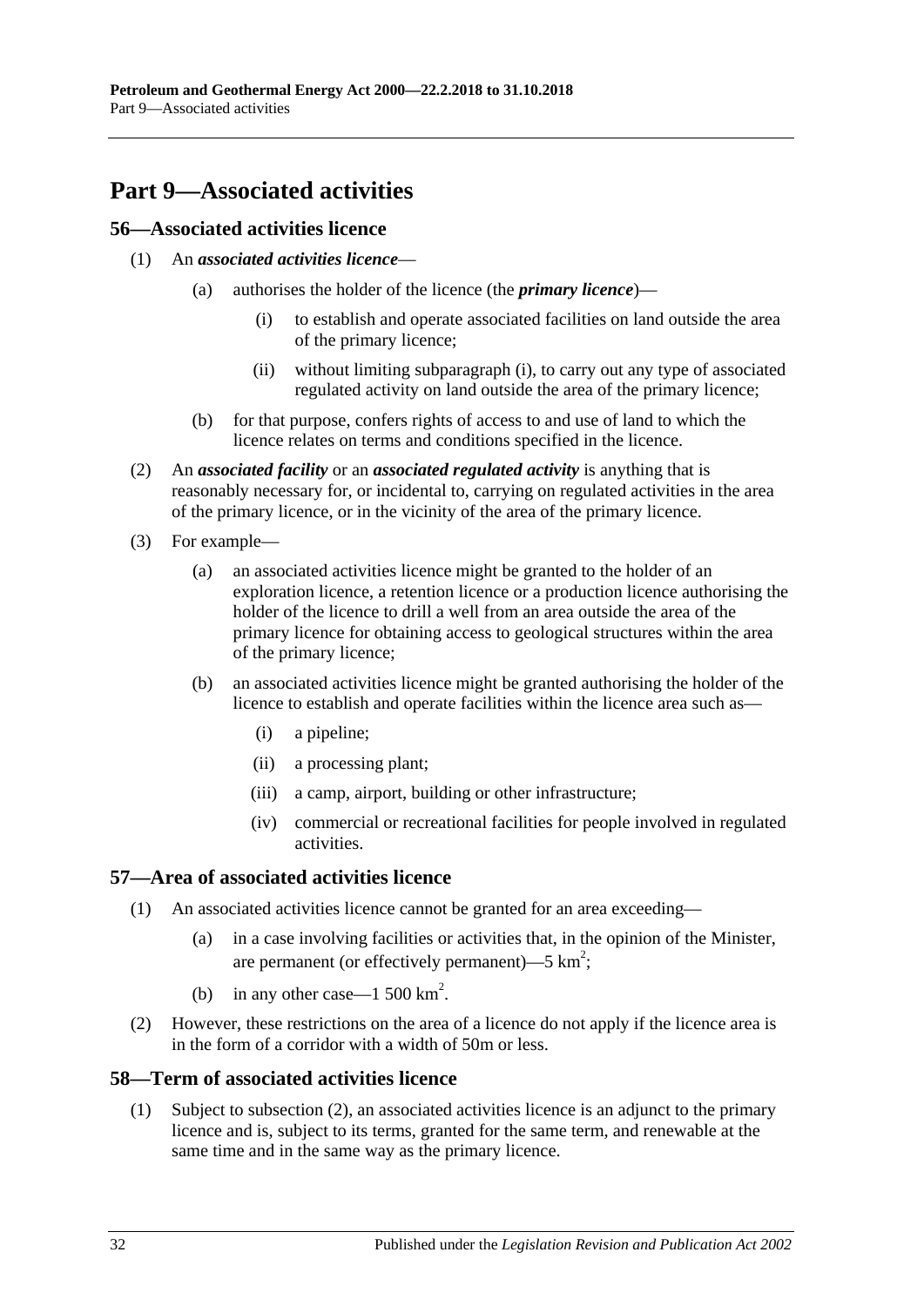# Part 9—Associated activities

## 56—Associated activities licence

(1) An ***associated activities licence***—

   (a) authorises the holder of the licence (the ***primary licence***)—

      (i) to establish and operate associated facilities on land outside the area of the primary licence;

      (ii) without limiting subparagraph (i), to carry out any type of associated regulated activity on land outside the area of the primary licence;

   (b) for that purpose, confers rights of access to and use of land to which the licence relates on terms and conditions specified in the licence.

(2) An ***associated facility*** or an ***associated regulated activity*** is anything that is reasonably necessary for, or incidental to, carrying on regulated activities in the area of the primary licence, or in the vicinity of the area of the primary licence.

(3) For example—

   (a) an associated activities licence might be granted to the holder of an exploration licence, a retention licence or a production licence authorising the holder of the licence to drill a well from an area outside the area of the primary licence for obtaining access to geological structures within the area of the primary licence;

   (b) an associated activities licence might be granted authorising the holder of the licence to establish and operate facilities within the licence area such as—

      (i) a pipeline;

      (ii) a processing plant;

      (iii) a camp, airport, building or other infrastructure;

      (iv) commercial or recreational facilities for people involved in regulated activities.

## 57—Area of associated activities licence

(1) An associated activities licence cannot be granted for an area exceeding—

   (a) in a case involving facilities or activities that, in the opinion of the Minister, are permanent (or effectively permanent)—5 $km^2$;

   (b) in any other case—1 500 $km^2$.

(2) However, these restrictions on the area of a licence do not apply if the licence area is in the form of a corridor with a width of 50m or less.

## 58—Term of associated activities licence

(1) Subject to subsection (2), an associated activities licence is an adjunct to the primary licence and is, subject to its terms, granted for the same term, and renewable at the same time and in the same way as the primary licence.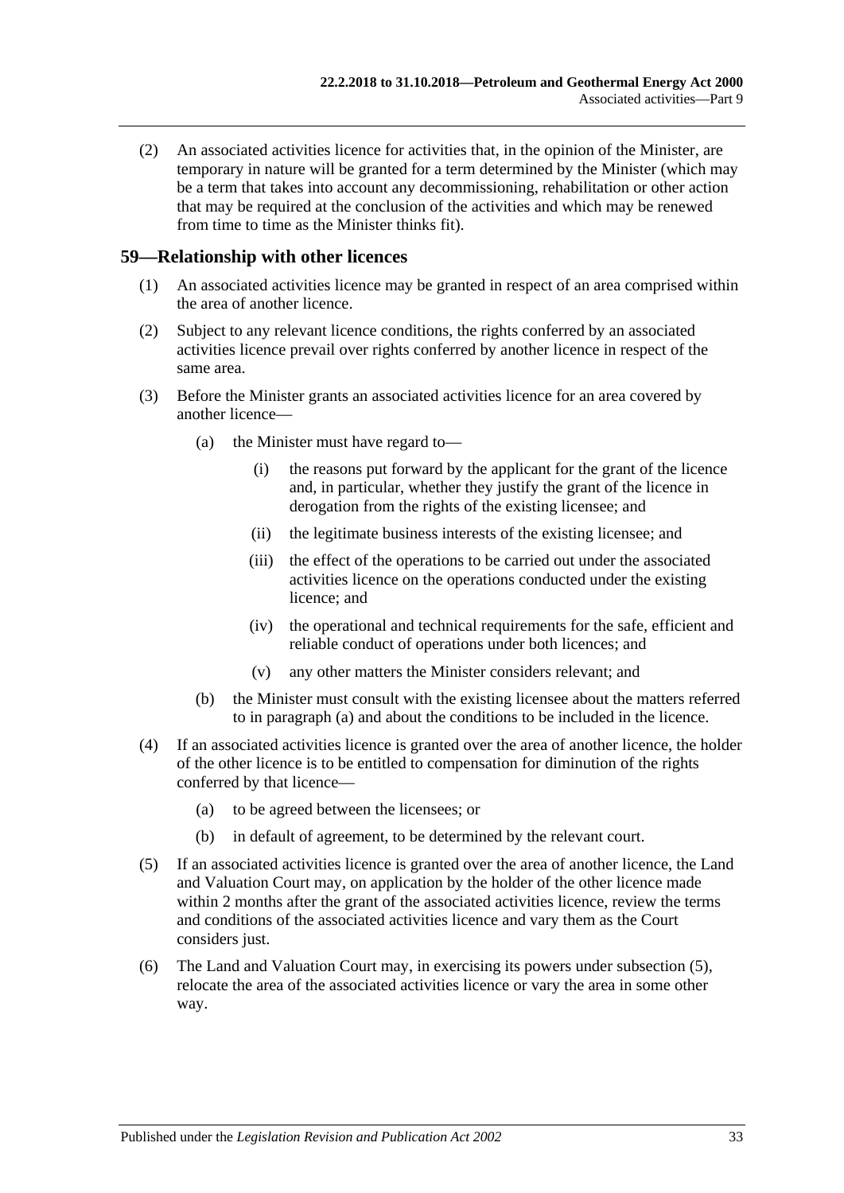(2) An associated activities licence for activities that, in the opinion of the Minister, are temporary in nature will be granted for a term determined by the Minister (which may be a term that takes into account any decommissioning, rehabilitation or other action that may be required at the conclusion of the activities and which may be renewed from time to time as the Minister thinks fit).

## 59—Relationship with other licences

(1) An associated activities licence may be granted in respect of an area comprised within the area of another licence.

(2) Subject to any relevant licence conditions, the rights conferred by an associated activities licence prevail over rights conferred by another licence in respect of the same area.

(3) Before the Minister grants an associated activities licence for an area covered by another licence—

- (a) the Minister must have regard to—
  - (i) the reasons put forward by the applicant for the grant of the licence and, in particular, whether they justify the grant of the licence in derogation from the rights of the existing licensee; and
  - (ii) the legitimate business interests of the existing licensee; and
  - (iii) the effect of the operations to be carried out under the associated activities licence on the operations conducted under the existing licence; and
  - (iv) the operational and technical requirements for the safe, efficient and reliable conduct of operations under both licences; and
  - (v) any other matters the Minister considers relevant; and
- (b) the Minister must consult with the existing licensee about the matters referred to in paragraph (a) and about the conditions to be included in the licence.

(4) If an associated activities licence is granted over the area of another licence, the holder of the other licence is to be entitled to compensation for diminution of the rights conferred by that licence—

- (a) to be agreed between the licensees; or
- (b) in default of agreement, to be determined by the relevant court.

(5) If an associated activities licence is granted over the area of another licence, the Land and Valuation Court may, on application by the holder of the other licence made within 2 months after the grant of the associated activities licence, review the terms and conditions of the associated activities licence and vary them as the Court considers just.

(6) The Land and Valuation Court may, in exercising its powers under subsection (5), relocate the area of the associated activities licence or vary the area in some other way.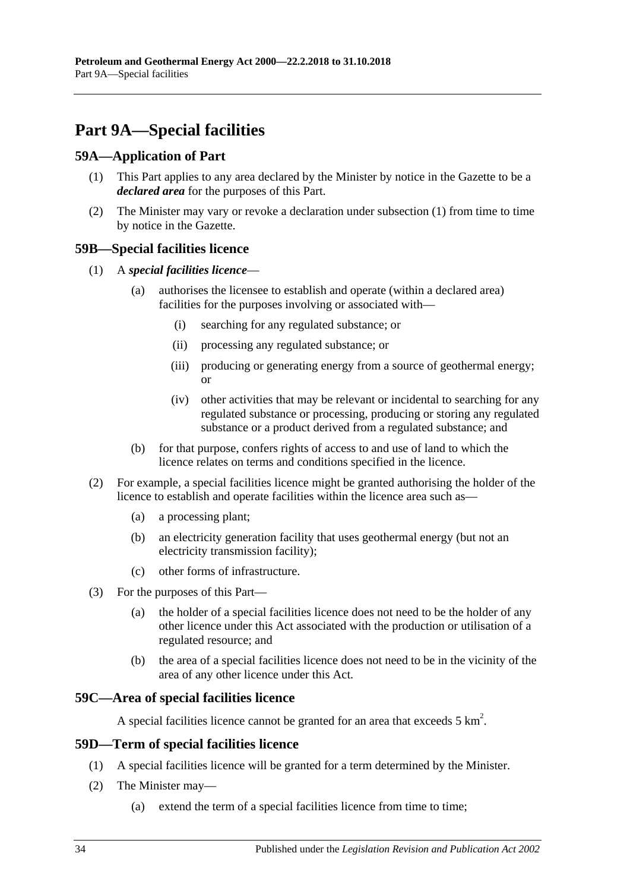# Part 9A—Special facilities

## 59A—Application of Part

(1) This Part applies to any area declared by the Minister by notice in the Gazette to be a ***declared area*** for the purposes of this Part.

(2) The Minister may vary or revoke a declaration under subsection (1) from time to time by notice in the Gazette.

## 59B—Special facilities licence

(1) A ***special facilities licence***—

(a) authorises the licensee to establish and operate (within a declared area) facilities for the purposes involving or associated with—

(i) searching for any regulated substance; or

(ii) processing any regulated substance; or

(iii) producing or generating energy from a source of geothermal energy; or

(iv) other activities that may be relevant or incidental to searching for any regulated substance or processing, producing or storing any regulated substance or a product derived from a regulated substance; and

(b) for that purpose, confers rights of access to and use of land to which the licence relates on terms and conditions specified in the licence.

(2) For example, a special facilities licence might be granted authorising the holder of the licence to establish and operate facilities within the licence area such as—

(a) a processing plant;

(b) an electricity generation facility that uses geothermal energy (but not an electricity transmission facility);

(c) other forms of infrastructure.

(3) For the purposes of this Part—

(a) the holder of a special facilities licence does not need to be the holder of any other licence under this Act associated with the production or utilisation of a regulated resource; and

(b) the area of a special facilities licence does not need to be in the vicinity of the area of any other licence under this Act.

## 59C—Area of special facilities licence

A special facilities licence cannot be granted for an area that exceeds 5 $km^2$.

## 59D—Term of special facilities licence

(1) A special facilities licence will be granted for a term determined by the Minister.

(2) The Minister may—

(a) extend the term of a special facilities licence from time to time;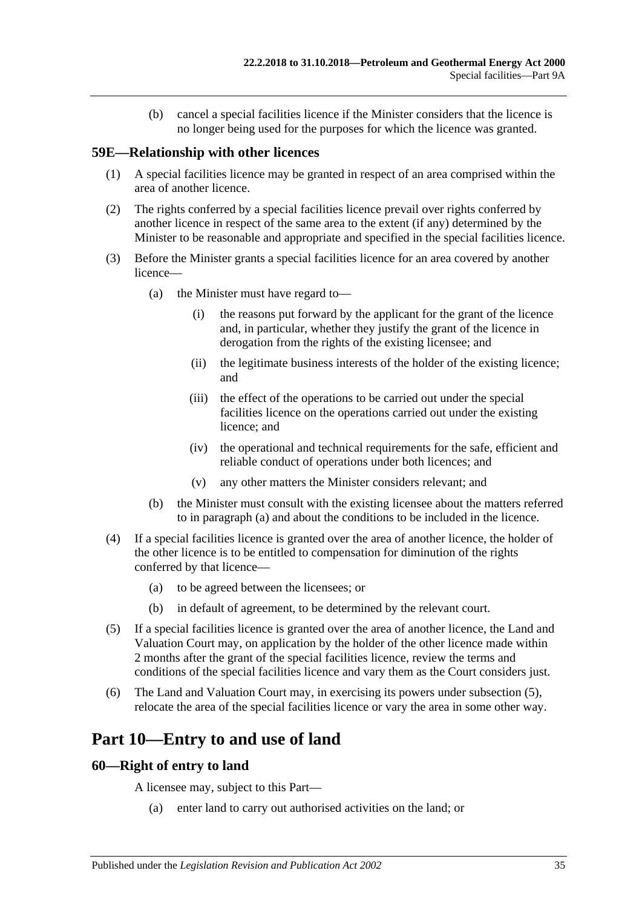(b) cancel a special facilities licence if the Minister considers that the licence is no longer being used for the purposes for which the licence was granted.

### 59E—Relationship with other licences

(1) A special facilities licence may be granted in respect of an area comprised within the area of another licence.

(2) The rights conferred by a special facilities licence prevail over rights conferred by another licence in respect of the same area to the extent (if any) determined by the Minister to be reasonable and appropriate and specified in the special facilities licence.

(3) Before the Minister grants a special facilities licence for an area covered by another licence—

(a) the Minister must have regard to—

(i) the reasons put forward by the applicant for the grant of the licence and, in particular, whether they justify the grant of the licence in derogation from the rights of the existing licensee; and

(ii) the legitimate business interests of the holder of the existing licence; and

(iii) the effect of the operations to be carried out under the special facilities licence on the operations carried out under the existing licence; and

(iv) the operational and technical requirements for the safe, efficient and reliable conduct of operations under both licences; and

(v) any other matters the Minister considers relevant; and

(b) the Minister must consult with the existing licensee about the matters referred to in paragraph (a) and about the conditions to be included in the licence.

(4) If a special facilities licence is granted over the area of another licence, the holder of the other licence is to be entitled to compensation for diminution of the rights conferred by that licence—

(a) to be agreed between the licensees; or

(b) in default of agreement, to be determined by the relevant court.

(5) If a special facilities licence is granted over the area of another licence, the Land and Valuation Court may, on application by the holder of the other licence made within 2 months after the grant of the special facilities licence, review the terms and conditions of the special facilities licence and vary them as the Court considers just.

(6) The Land and Valuation Court may, in exercising its powers under subsection (5), relocate the area of the special facilities licence or vary the area in some other way.

## Part 10—Entry to and use of land

### 60—Right of entry to land

A licensee may, subject to this Part—

(a) enter land to carry out authorised activities on the land; or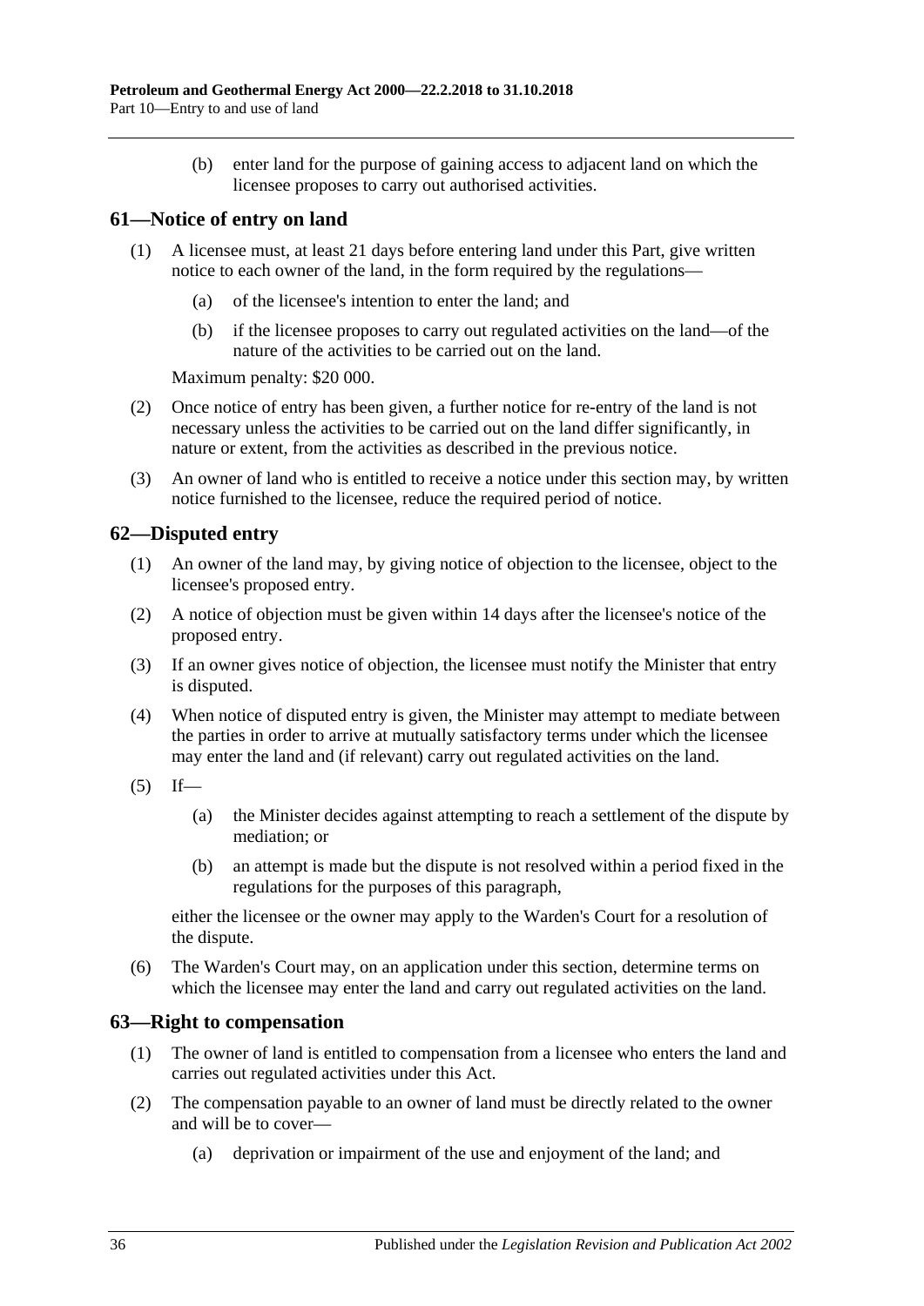(b) enter land for the purpose of gaining access to adjacent land on which the licensee proposes to carry out authorised activities.

## 61—Notice of entry on land

(1) A licensee must, at least 21 days before entering land under this Part, give written notice to each owner of the land, in the form required by the regulations—

(a) of the licensee's intention to enter the land; and

(b) if the licensee proposes to carry out regulated activities on the land—of the nature of the activities to be carried out on the land.

Maximum penalty: $20 000.

(2) Once notice of entry has been given, a further notice for re-entry of the land is not necessary unless the activities to be carried out on the land differ significantly, in nature or extent, from the activities as described in the previous notice.

(3) An owner of land who is entitled to receive a notice under this section may, by written notice furnished to the licensee, reduce the required period of notice.

## 62—Disputed entry

(1) An owner of the land may, by giving notice of objection to the licensee, object to the licensee's proposed entry.

(2) A notice of objection must be given within 14 days after the licensee's notice of the proposed entry.

(3) If an owner gives notice of objection, the licensee must notify the Minister that entry is disputed.

(4) When notice of disputed entry is given, the Minister may attempt to mediate between the parties in order to arrive at mutually satisfactory terms under which the licensee may enter the land and (if relevant) carry out regulated activities on the land.

(5) If—

(a) the Minister decides against attempting to reach a settlement of the dispute by mediation; or

(b) an attempt is made but the dispute is not resolved within a period fixed in the regulations for the purposes of this paragraph,

either the licensee or the owner may apply to the Warden's Court for a resolution of the dispute.

(6) The Warden's Court may, on an application under this section, determine terms on which the licensee may enter the land and carry out regulated activities on the land.

## 63—Right to compensation

(1) The owner of land is entitled to compensation from a licensee who enters the land and carries out regulated activities under this Act.

(2) The compensation payable to an owner of land must be directly related to the owner and will be to cover—

(a) deprivation or impairment of the use and enjoyment of the land; and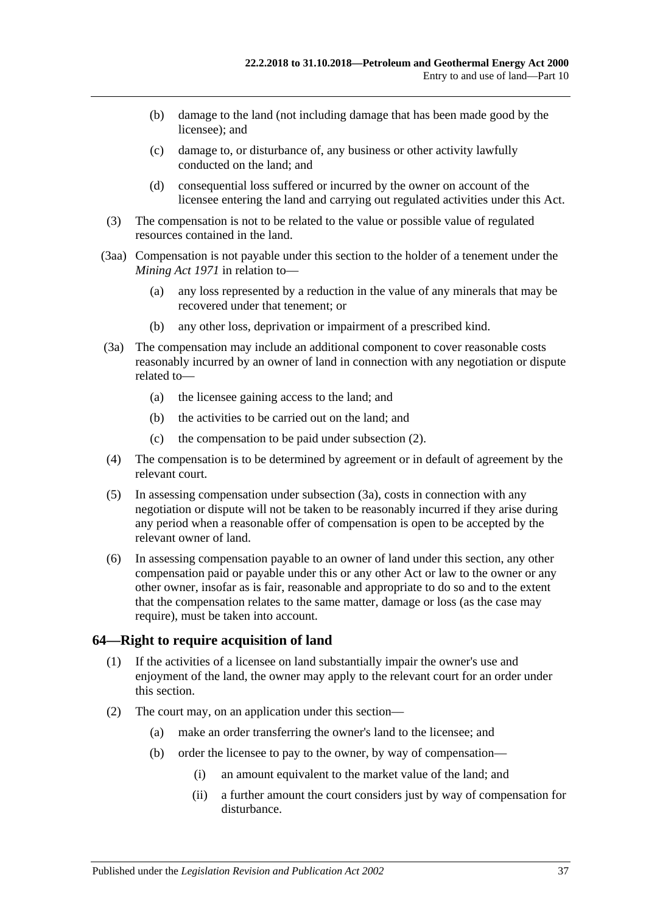(b) damage to the land (not including damage that has been made good by the licensee); and

(c) damage to, or disturbance of, any business or other activity lawfully conducted on the land; and

(d) consequential loss suffered or incurred by the owner on account of the licensee entering the land and carrying out regulated activities under this Act.

(3) The compensation is not to be related to the value or possible value of regulated resources contained in the land.

(3aa) Compensation is not payable under this section to the holder of a tenement under the *Mining Act 1971* in relation to—

(a) any loss represented by a reduction in the value of any minerals that may be recovered under that tenement; or

(b) any other loss, deprivation or impairment of a prescribed kind.

(3a) The compensation may include an additional component to cover reasonable costs reasonably incurred by an owner of land in connection with any negotiation or dispute related to—

(a) the licensee gaining access to the land; and

(b) the activities to be carried out on the land; and

(c) the compensation to be paid under subsection (2).

(4) The compensation is to be determined by agreement or in default of agreement by the relevant court.

(5) In assessing compensation under subsection (3a), costs in connection with any negotiation or dispute will not be taken to be reasonably incurred if they arise during any period when a reasonable offer of compensation is open to be accepted by the relevant owner of land.

(6) In assessing compensation payable to an owner of land under this section, any other compensation paid or payable under this or any other Act or law to the owner or any other owner, insofar as is fair, reasonable and appropriate to do so and to the extent that the compensation relates to the same matter, damage or loss (as the case may require), must be taken into account.

## 64—Right to require acquisition of land

(1) If the activities of a licensee on land substantially impair the owner's use and enjoyment of the land, the owner may apply to the relevant court for an order under this section.

(2) The court may, on an application under this section—

(a) make an order transferring the owner's land to the licensee; and

(b) order the licensee to pay to the owner, by way of compensation—

(i) an amount equivalent to the market value of the land; and

(ii) a further amount the court considers just by way of compensation for disturbance.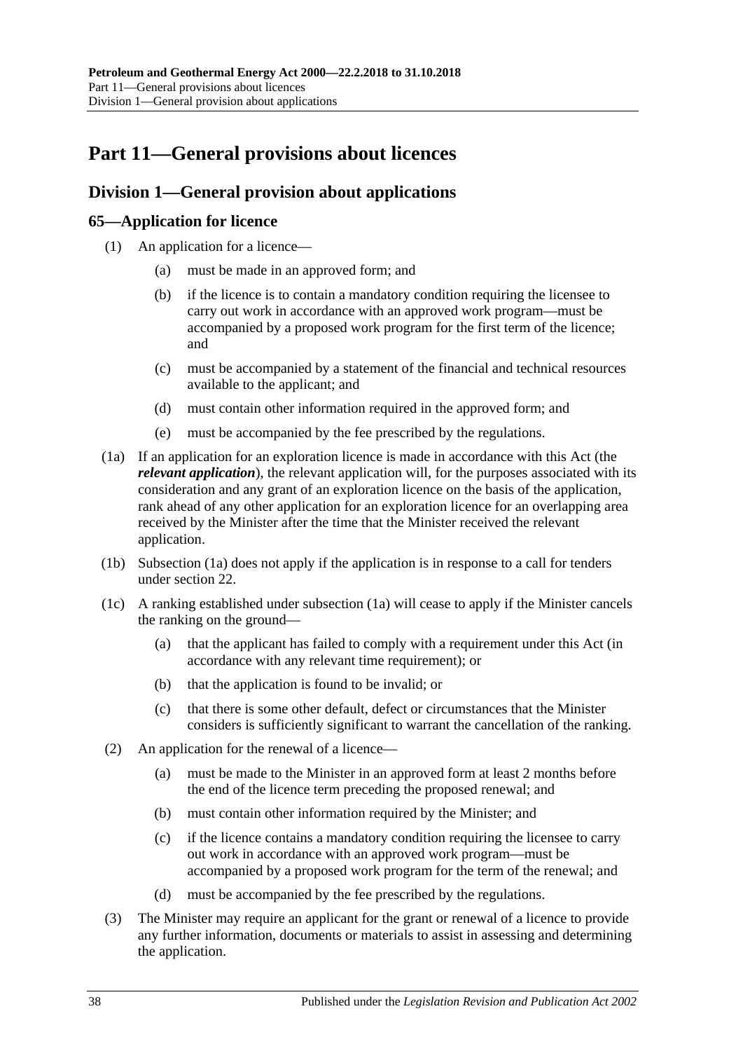# Part 11—General provisions about licences

## Division 1—General provision about applications

### 65—Application for licence

(1) An application for a licence—

(a) must be made in an approved form; and

(b) if the licence is to contain a mandatory condition requiring the licensee to carry out work in accordance with an approved work program—must be accompanied by a proposed work program for the first term of the licence; and

(c) must be accompanied by a statement of the financial and technical resources available to the applicant; and

(d) must contain other information required in the approved form; and

(e) must be accompanied by the fee prescribed by the regulations.

(1a) If an application for an exploration licence is made in accordance with this Act (the ***relevant application***), the relevant application will, for the purposes associated with its consideration and any grant of an exploration licence on the basis of the application, rank ahead of any other application for an exploration licence for an overlapping area received by the Minister after the time that the Minister received the relevant application.

(1b) Subsection (1a) does not apply if the application is in response to a call for tenders under section 22.

(1c) A ranking established under subsection (1a) will cease to apply if the Minister cancels the ranking on the ground—

(a) that the applicant has failed to comply with a requirement under this Act (in accordance with any relevant time requirement); or

(b) that the application is found to be invalid; or

(c) that there is some other default, defect or circumstances that the Minister considers is sufficiently significant to warrant the cancellation of the ranking.

(2) An application for the renewal of a licence—

(a) must be made to the Minister in an approved form at least 2 months before the end of the licence term preceding the proposed renewal; and

(b) must contain other information required by the Minister; and

(c) if the licence contains a mandatory condition requiring the licensee to carry out work in accordance with an approved work program—must be accompanied by a proposed work program for the term of the renewal; and

(d) must be accompanied by the fee prescribed by the regulations.

(3) The Minister may require an applicant for the grant or renewal of a licence to provide any further information, documents or materials to assist in assessing and determining the application.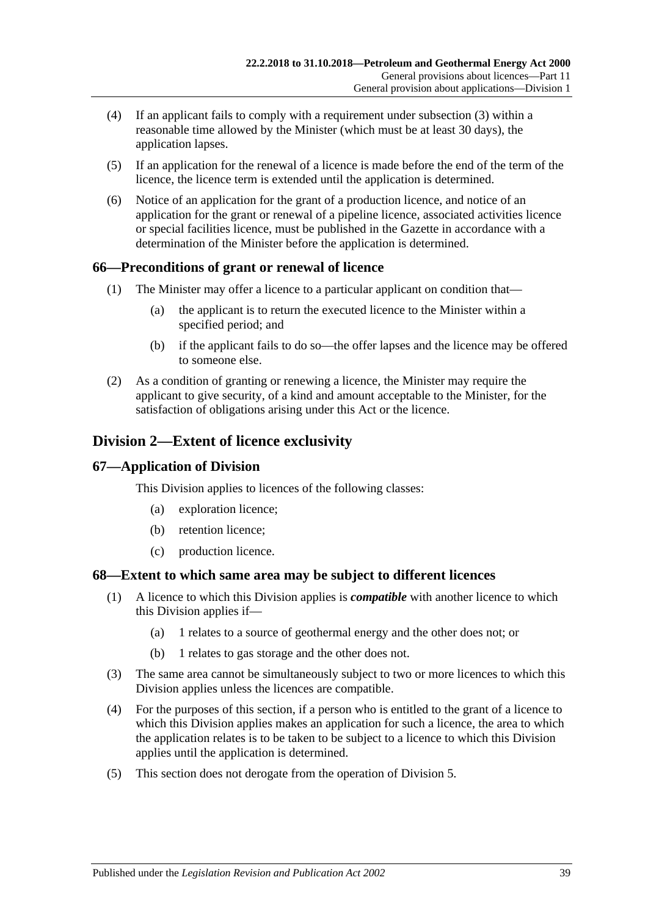(4) If an applicant fails to comply with a requirement under subsection (3) within a reasonable time allowed by the Minister (which must be at least 30 days), the application lapses.

(5) If an application for the renewal of a licence is made before the end of the term of the licence, the licence term is extended until the application is determined.

(6) Notice of an application for the grant of a production licence, and notice of an application for the grant or renewal of a pipeline licence, associated activities licence or special facilities licence, must be published in the Gazette in accordance with a determination of the Minister before the application is determined.

### 66—Preconditions of grant or renewal of licence

(1) The Minister may offer a licence to a particular applicant on condition that—

(a) the applicant is to return the executed licence to the Minister within a specified period; and

(b) if the applicant fails to do so—the offer lapses and the licence may be offered to someone else.

(2) As a condition of granting or renewing a licence, the Minister may require the applicant to give security, of a kind and amount acceptable to the Minister, for the satisfaction of obligations arising under this Act or the licence.

## Division 2—Extent of licence exclusivity

### 67—Application of Division

This Division applies to licences of the following classes:

(a) exploration licence;

(b) retention licence;

(c) production licence.

### 68—Extent to which same area may be subject to different licences

(1) A licence to which this Division applies is ***compatible*** with another licence to which this Division applies if—

(a) 1 relates to a source of geothermal energy and the other does not; or

(b) 1 relates to gas storage and the other does not.

(3) The same area cannot be simultaneously subject to two or more licences to which this Division applies unless the licences are compatible.

(4) For the purposes of this section, if a person who is entitled to the grant of a licence to which this Division applies makes an application for such a licence, the area to which the application relates is to be taken to be subject to a licence to which this Division applies until the application is determined.

(5) This section does not derogate from the operation of Division 5.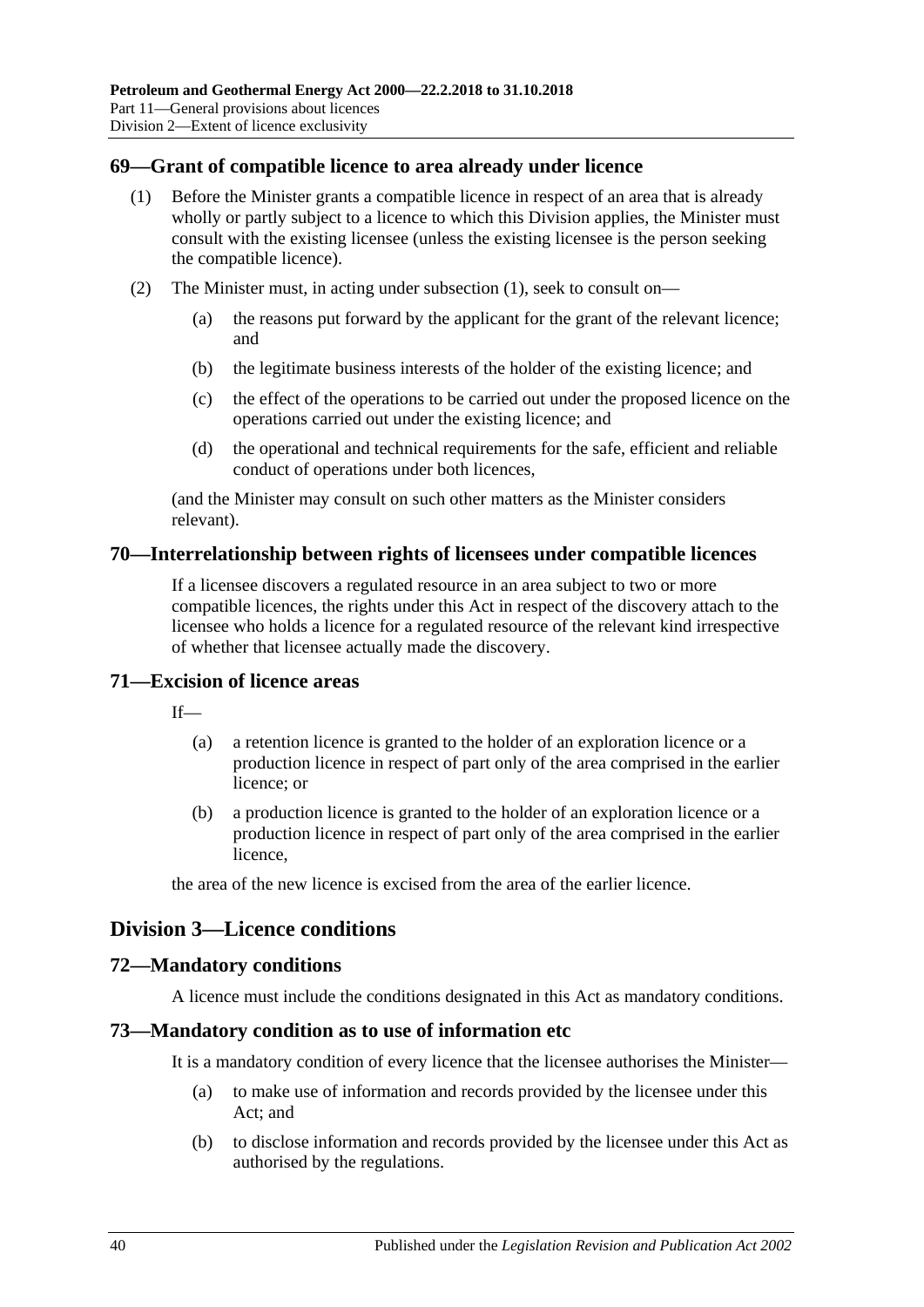### 69—Grant of compatible licence to area already under licence

(1) Before the Minister grants a compatible licence in respect of an area that is already wholly or partly subject to a licence to which this Division applies, the Minister must consult with the existing licensee (unless the existing licensee is the person seeking the compatible licence).

(2) The Minister must, in acting under subsection (1), seek to consult on—

(a) the reasons put forward by the applicant for the grant of the relevant licence; and

(b) the legitimate business interests of the holder of the existing licence; and

(c) the effect of the operations to be carried out under the proposed licence on the operations carried out under the existing licence; and

(d) the operational and technical requirements for the safe, efficient and reliable conduct of operations under both licences,

(and the Minister may consult on such other matters as the Minister considers relevant).

### 70—Interrelationship between rights of licensees under compatible licences

If a licensee discovers a regulated resource in an area subject to two or more compatible licences, the rights under this Act in respect of the discovery attach to the licensee who holds a licence for a regulated resource of the relevant kind irrespective of whether that licensee actually made the discovery.

### 71—Excision of licence areas

If—

(a) a retention licence is granted to the holder of an exploration licence or a production licence in respect of part only of the area comprised in the earlier licence; or

(b) a production licence is granted to the holder of an exploration licence or a production licence in respect of part only of the area comprised in the earlier licence,

the area of the new licence is excised from the area of the earlier licence.

## Division 3—Licence conditions

### 72—Mandatory conditions

A licence must include the conditions designated in this Act as mandatory conditions.

### 73—Mandatory condition as to use of information etc

It is a mandatory condition of every licence that the licensee authorises the Minister—

(a) to make use of information and records provided by the licensee under this Act; and

(b) to disclose information and records provided by the licensee under this Act as authorised by the regulations.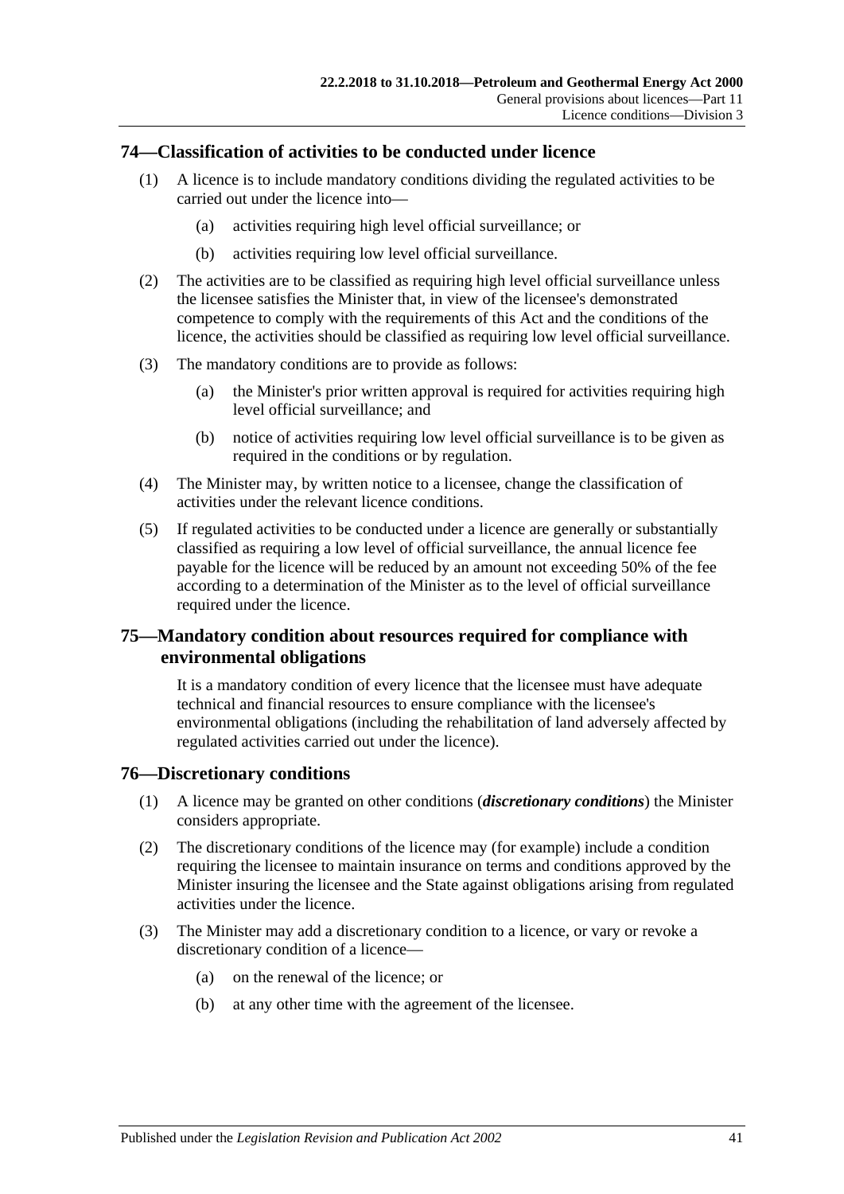## 74—Classification of activities to be conducted under licence

(1) A licence is to include mandatory conditions dividing the regulated activities to be carried out under the licence into—

(a) activities requiring high level official surveillance; or

(b) activities requiring low level official surveillance.

(2) The activities are to be classified as requiring high level official surveillance unless the licensee satisfies the Minister that, in view of the licensee's demonstrated competence to comply with the requirements of this Act and the conditions of the licence, the activities should be classified as requiring low level official surveillance.

(3) The mandatory conditions are to provide as follows:

(a) the Minister's prior written approval is required for activities requiring high level official surveillance; and

(b) notice of activities requiring low level official surveillance is to be given as required in the conditions or by regulation.

(4) The Minister may, by written notice to a licensee, change the classification of activities under the relevant licence conditions.

(5) If regulated activities to be conducted under a licence are generally or substantially classified as requiring a low level of official surveillance, the annual licence fee payable for the licence will be reduced by an amount not exceeding 50% of the fee according to a determination of the Minister as to the level of official surveillance required under the licence.

## 75—Mandatory condition about resources required for compliance with environmental obligations

It is a mandatory condition of every licence that the licensee must have adequate technical and financial resources to ensure compliance with the licensee's environmental obligations (including the rehabilitation of land adversely affected by regulated activities carried out under the licence).

## 76—Discretionary conditions

(1) A licence may be granted on other conditions (***discretionary conditions***) the Minister considers appropriate.

(2) The discretionary conditions of the licence may (for example) include a condition requiring the licensee to maintain insurance on terms and conditions approved by the Minister insuring the licensee and the State against obligations arising from regulated activities under the licence.

(3) The Minister may add a discretionary condition to a licence, or vary or revoke a discretionary condition of a licence—

(a) on the renewal of the licence; or

(b) at any other time with the agreement of the licensee.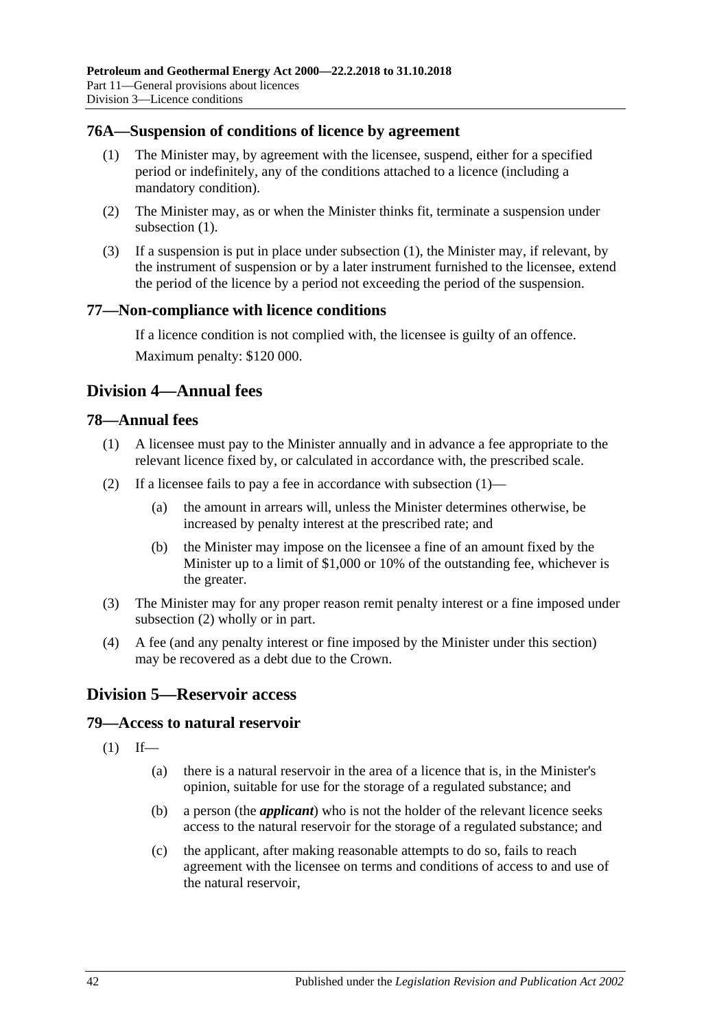## 76A—Suspension of conditions of licence by agreement

(1) The Minister may, by agreement with the licensee, suspend, either for a specified period or indefinitely, any of the conditions attached to a licence (including a mandatory condition).

(2) The Minister may, as or when the Minister thinks fit, terminate a suspension under subsection (1).

(3) If a suspension is put in place under subsection (1), the Minister may, if relevant, by the instrument of suspension or by a later instrument furnished to the licensee, extend the period of the licence by a period not exceeding the period of the suspension.

## 77—Non-compliance with licence conditions

If a licence condition is not complied with, the licensee is guilty of an offence.

Maximum penalty: $120 000.

# Division 4—Annual fees

## 78—Annual fees

(1) A licensee must pay to the Minister annually and in advance a fee appropriate to the relevant licence fixed by, or calculated in accordance with, the prescribed scale.

(2) If a licensee fails to pay a fee in accordance with subsection (1)—

(a) the amount in arrears will, unless the Minister determines otherwise, be increased by penalty interest at the prescribed rate; and

(b) the Minister may impose on the licensee a fine of an amount fixed by the Minister up to a limit of $1,000 or 10% of the outstanding fee, whichever is the greater.

(3) The Minister may for any proper reason remit penalty interest or a fine imposed under subsection (2) wholly or in part.

(4) A fee (and any penalty interest or fine imposed by the Minister under this section) may be recovered as a debt due to the Crown.

# Division 5—Reservoir access

## 79—Access to natural reservoir

(1) If—

(a) there is a natural reservoir in the area of a licence that is, in the Minister's opinion, suitable for use for the storage of a regulated substance; and

(b) a person (the ***applicant***) who is not the holder of the relevant licence seeks access to the natural reservoir for the storage of a regulated substance; and

(c) the applicant, after making reasonable attempts to do so, fails to reach agreement with the licensee on terms and conditions of access to and use of the natural reservoir,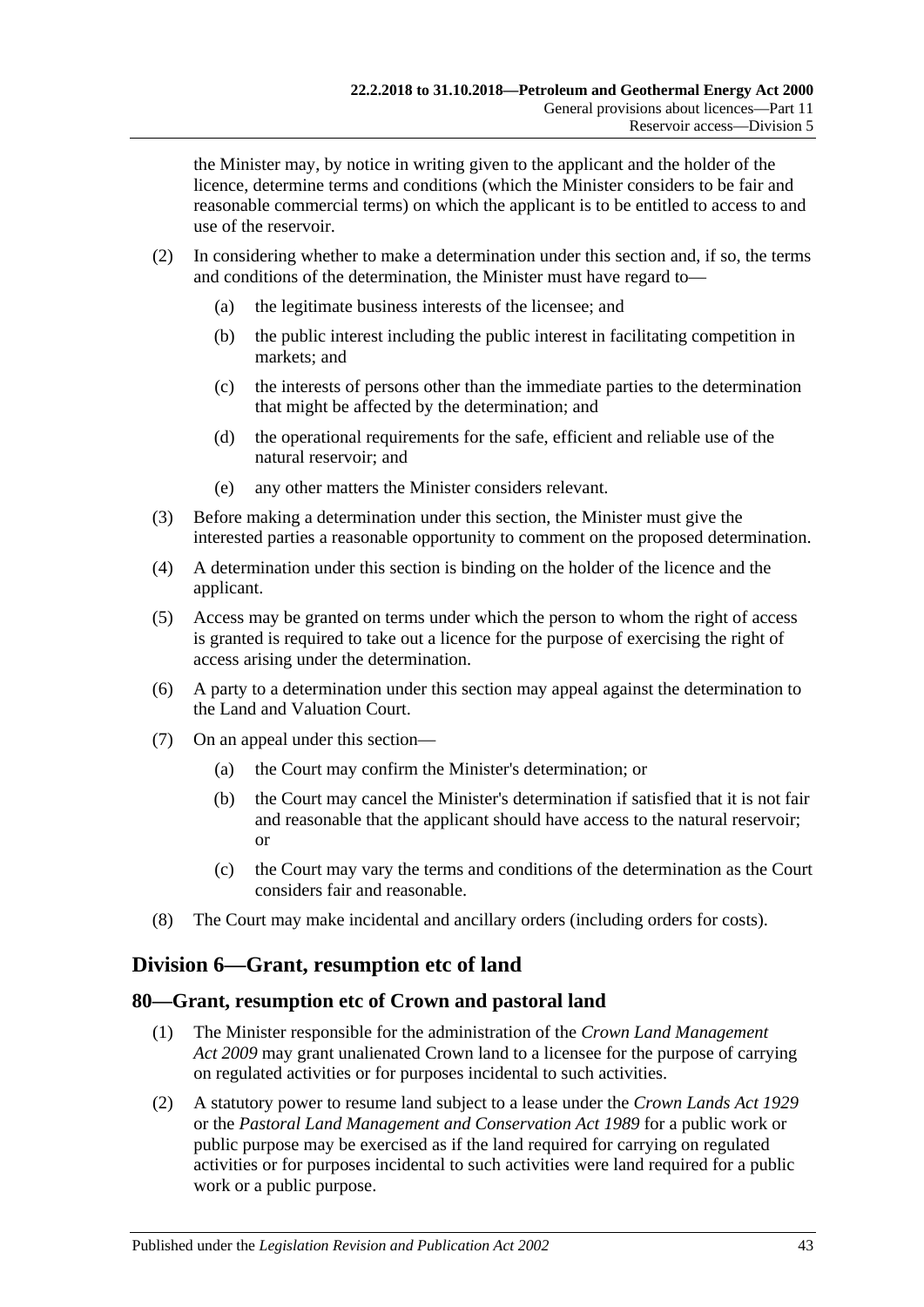the Minister may, by notice in writing given to the applicant and the holder of the licence, determine terms and conditions (which the Minister considers to be fair and reasonable commercial terms) on which the applicant is to be entitled to access to and use of the reservoir.

(2) In considering whether to make a determination under this section and, if so, the terms and conditions of the determination, the Minister must have regard to—

(a) the legitimate business interests of the licensee; and

(b) the public interest including the public interest in facilitating competition in markets; and

(c) the interests of persons other than the immediate parties to the determination that might be affected by the determination; and

(d) the operational requirements for the safe, efficient and reliable use of the natural reservoir; and

(e) any other matters the Minister considers relevant.

(3) Before making a determination under this section, the Minister must give the interested parties a reasonable opportunity to comment on the proposed determination.

(4) A determination under this section is binding on the holder of the licence and the applicant.

(5) Access may be granted on terms under which the person to whom the right of access is granted is required to take out a licence for the purpose of exercising the right of access arising under the determination.

(6) A party to a determination under this section may appeal against the determination to the Land and Valuation Court.

(7) On an appeal under this section—

(a) the Court may confirm the Minister's determination; or

(b) the Court may cancel the Minister's determination if satisfied that it is not fair and reasonable that the applicant should have access to the natural reservoir; or

(c) the Court may vary the terms and conditions of the determination as the Court considers fair and reasonable.

(8) The Court may make incidental and ancillary orders (including orders for costs).

## Division 6—Grant, resumption etc of land

### 80—Grant, resumption etc of Crown and pastoral land

(1) The Minister responsible for the administration of the *Crown Land Management Act 2009* may grant unalienated Crown land to a licensee for the purpose of carrying on regulated activities or for purposes incidental to such activities.

(2) A statutory power to resume land subject to a lease under the *Crown Lands Act 1929* or the *Pastoral Land Management and Conservation Act 1989* for a public work or public purpose may be exercised as if the land required for carrying on regulated activities or for purposes incidental to such activities were land required for a public work or a public purpose.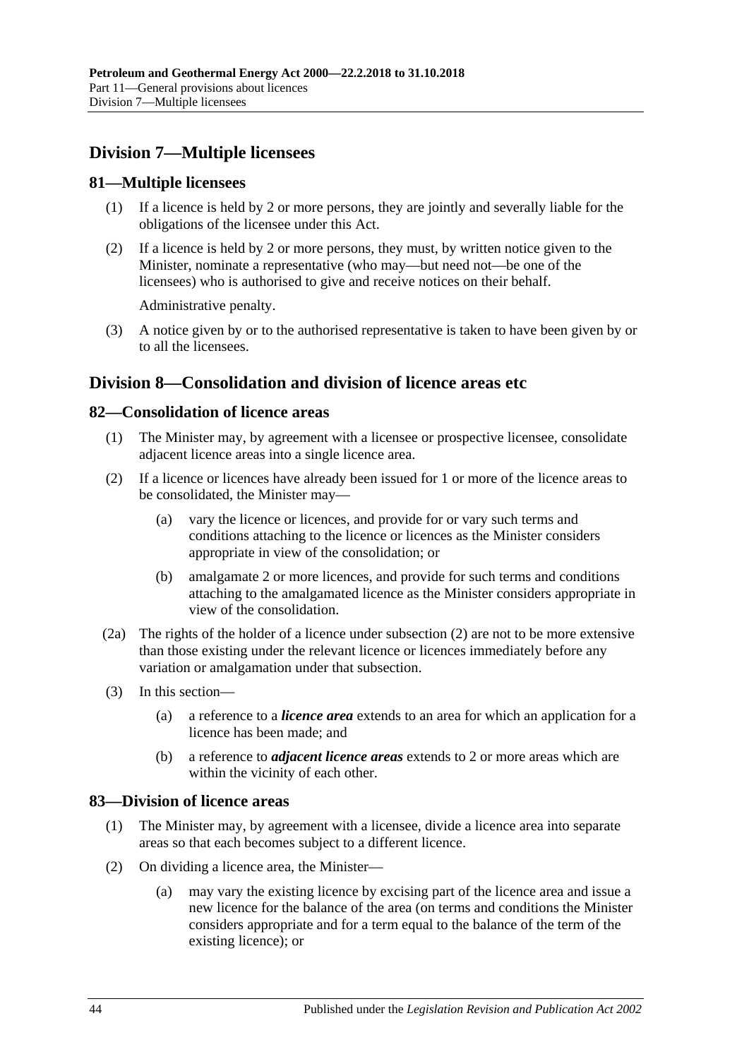## Division 7—Multiple licensees

### 81—Multiple licensees

(1) If a licence is held by 2 or more persons, they are jointly and severally liable for the obligations of the licensee under this Act.

(2) If a licence is held by 2 or more persons, they must, by written notice given to the Minister, nominate a representative (who may—but need not—be one of the licensees) who is authorised to give and receive notices on their behalf.

Administrative penalty.

(3) A notice given by or to the authorised representative is taken to have been given by or to all the licensees.

## Division 8—Consolidation and division of licence areas etc

### 82—Consolidation of licence areas

(1) The Minister may, by agreement with a licensee or prospective licensee, consolidate adjacent licence areas into a single licence area.

(2) If a licence or licences have already been issued for 1 or more of the licence areas to be consolidated, the Minister may—

(a) vary the licence or licences, and provide for or vary such terms and conditions attaching to the licence or licences as the Minister considers appropriate in view of the consolidation; or

(b) amalgamate 2 or more licences, and provide for such terms and conditions attaching to the amalgamated licence as the Minister considers appropriate in view of the consolidation.

(2a) The rights of the holder of a licence under subsection (2) are not to be more extensive than those existing under the relevant licence or licences immediately before any variation or amalgamation under that subsection.

(3) In this section—

(a) a reference to a ***licence area*** extends to an area for which an application for a licence has been made; and

(b) a reference to ***adjacent licence areas*** extends to 2 or more areas which are within the vicinity of each other.

### 83—Division of licence areas

(1) The Minister may, by agreement with a licensee, divide a licence area into separate areas so that each becomes subject to a different licence.

(2) On dividing a licence area, the Minister—

(a) may vary the existing licence by excising part of the licence area and issue a new licence for the balance of the area (on terms and conditions the Minister considers appropriate and for a term equal to the balance of the term of the existing licence); or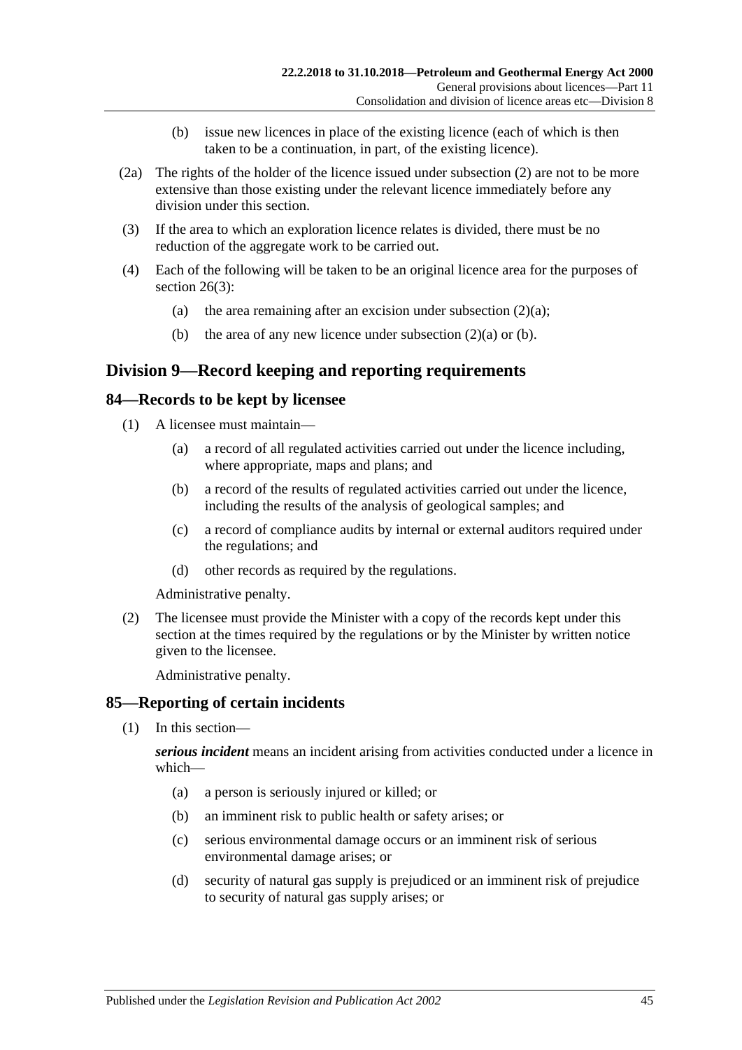(b) issue new licences in place of the existing licence (each of which is then taken to be a continuation, in part, of the existing licence).

(2a) The rights of the holder of the licence issued under subsection (2) are not to be more extensive than those existing under the relevant licence immediately before any division under this section.

(3) If the area to which an exploration licence relates is divided, there must be no reduction of the aggregate work to be carried out.

(4) Each of the following will be taken to be an original licence area for the purposes of section 26(3):

(a) the area remaining after an excision under subsection (2)(a);

(b) the area of any new licence under subsection (2)(a) or (b).

## Division 9—Record keeping and reporting requirements

### 84—Records to be kept by licensee

(1) A licensee must maintain—

(a) a record of all regulated activities carried out under the licence including, where appropriate, maps and plans; and

(b) a record of the results of regulated activities carried out under the licence, including the results of the analysis of geological samples; and

(c) a record of compliance audits by internal or external auditors required under the regulations; and

(d) other records as required by the regulations.

Administrative penalty.

(2) The licensee must provide the Minister with a copy of the records kept under this section at the times required by the regulations or by the Minister by written notice given to the licensee.

Administrative penalty.

### 85—Reporting of certain incidents

(1) In this section—

***serious incident*** means an incident arising from activities conducted under a licence in which—

(a) a person is seriously injured or killed; or

(b) an imminent risk to public health or safety arises; or

(c) serious environmental damage occurs or an imminent risk of serious environmental damage arises; or

(d) security of natural gas supply is prejudiced or an imminent risk of prejudice to security of natural gas supply arises; or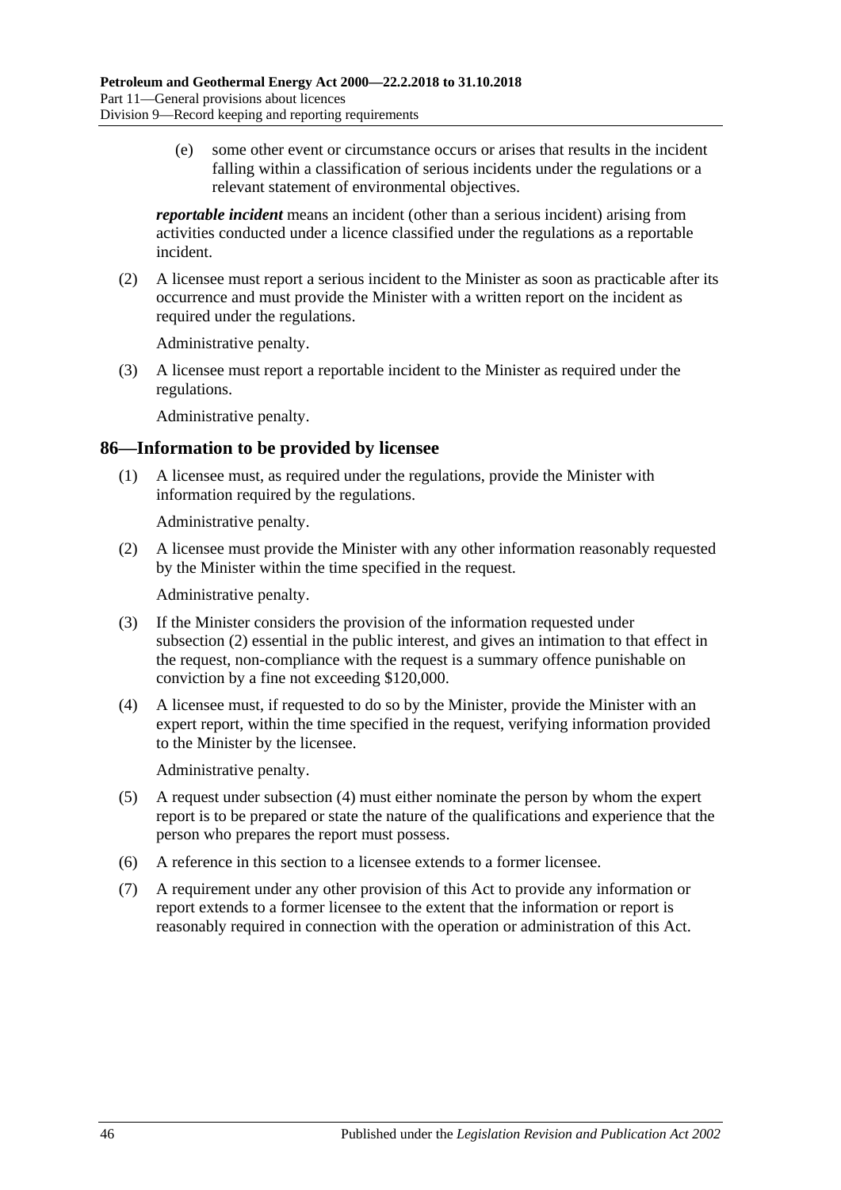(e) some other event or circumstance occurs or arises that results in the incident falling within a classification of serious incidents under the regulations or a relevant statement of environmental objectives.

***reportable incident*** means an incident (other than a serious incident) arising from activities conducted under a licence classified under the regulations as a reportable incident.

(2) A licensee must report a serious incident to the Minister as soon as practicable after its occurrence and must provide the Minister with a written report on the incident as required under the regulations.

Administrative penalty.

(3) A licensee must report a reportable incident to the Minister as required under the regulations.

Administrative penalty.

## 86—Information to be provided by licensee

(1) A licensee must, as required under the regulations, provide the Minister with information required by the regulations.

Administrative penalty.

(2) A licensee must provide the Minister with any other information reasonably requested by the Minister within the time specified in the request.

Administrative penalty.

(3) If the Minister considers the provision of the information requested under subsection (2) essential in the public interest, and gives an intimation to that effect in the request, non-compliance with the request is a summary offence punishable on conviction by a fine not exceeding $120,000.

(4) A licensee must, if requested to do so by the Minister, provide the Minister with an expert report, within the time specified in the request, verifying information provided to the Minister by the licensee.

Administrative penalty.

(5) A request under subsection (4) must either nominate the person by whom the expert report is to be prepared or state the nature of the qualifications and experience that the person who prepares the report must possess.

(6) A reference in this section to a licensee extends to a former licensee.

(7) A requirement under any other provision of this Act to provide any information or report extends to a former licensee to the extent that the information or report is reasonably required in connection with the operation or administration of this Act.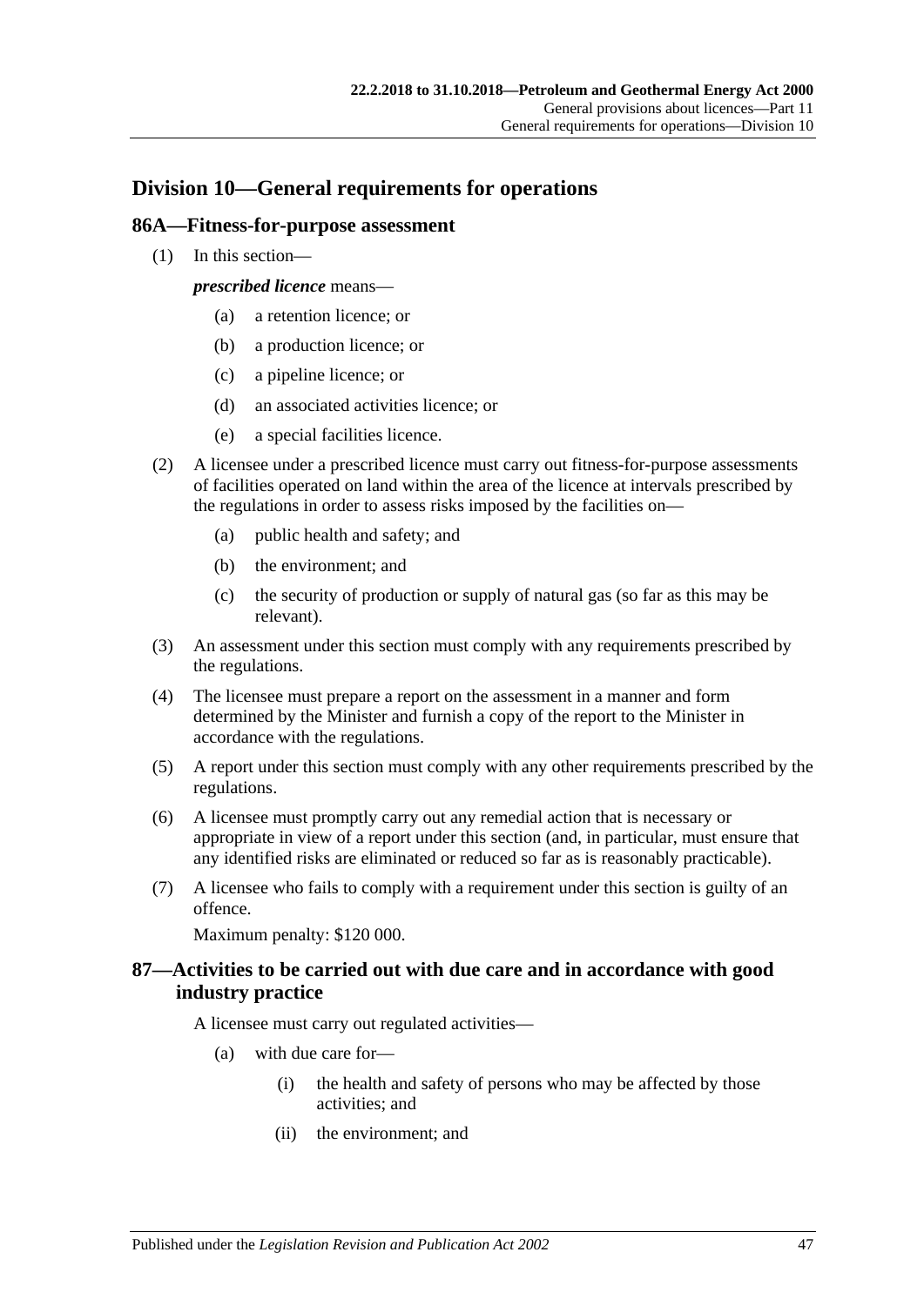## Division 10—General requirements for operations

### 86A—Fitness-for-purpose assessment

(1) In this section—

***prescribed licence*** means—

- (a) a retention licence; or
- (b) a production licence; or
- (c) a pipeline licence; or
- (d) an associated activities licence; or
- (e) a special facilities licence.

(2) A licensee under a prescribed licence must carry out fitness-for-purpose assessments of facilities operated on land within the area of the licence at intervals prescribed by the regulations in order to assess risks imposed by the facilities on—

- (a) public health and safety; and
- (b) the environment; and
- (c) the security of production or supply of natural gas (so far as this may be relevant).

(3) An assessment under this section must comply with any requirements prescribed by the regulations.

(4) The licensee must prepare a report on the assessment in a manner and form determined by the Minister and furnish a copy of the report to the Minister in accordance with the regulations.

(5) A report under this section must comply with any other requirements prescribed by the regulations.

(6) A licensee must promptly carry out any remedial action that is necessary or appropriate in view of a report under this section (and, in particular, must ensure that any identified risks are eliminated or reduced so far as is reasonably practicable).

(7) A licensee who fails to comply with a requirement under this section is guilty of an offence.

Maximum penalty: $120 000.

### 87—Activities to be carried out with due care and in accordance with good industry practice

A licensee must carry out regulated activities—

- (a) with due care for—
  - (i) the health and safety of persons who may be affected by those activities; and
  - (ii) the environment; and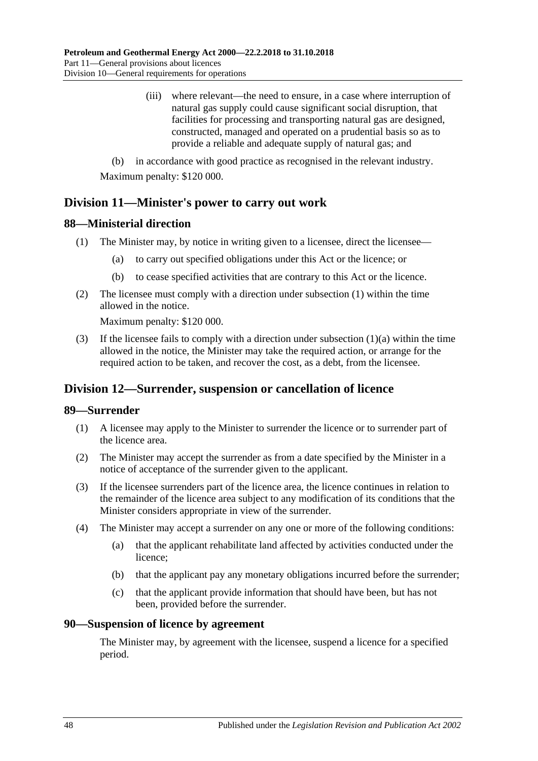(iii) where relevant—the need to ensure, in a case where interruption of natural gas supply could cause significant social disruption, that facilities for processing and transporting natural gas are designed, constructed, managed and operated on a prudential basis so as to provide a reliable and adequate supply of natural gas; and

(b) in accordance with good practice as recognised in the relevant industry.

Maximum penalty: $120 000.

## Division 11—Minister's power to carry out work

### 88—Ministerial direction

(1) The Minister may, by notice in writing given to a licensee, direct the licensee—

(a) to carry out specified obligations under this Act or the licence; or

(b) to cease specified activities that are contrary to this Act or the licence.

(2) The licensee must comply with a direction under subsection (1) within the time allowed in the notice.

Maximum penalty: $120 000.

(3) If the licensee fails to comply with a direction under subsection (1)(a) within the time allowed in the notice, the Minister may take the required action, or arrange for the required action to be taken, and recover the cost, as a debt, from the licensee.

## Division 12—Surrender, suspension or cancellation of licence

### 89—Surrender

(1) A licensee may apply to the Minister to surrender the licence or to surrender part of the licence area.

(2) The Minister may accept the surrender as from a date specified by the Minister in a notice of acceptance of the surrender given to the applicant.

(3) If the licensee surrenders part of the licence area, the licence continues in relation to the remainder of the licence area subject to any modification of its conditions that the Minister considers appropriate in view of the surrender.

(4) The Minister may accept a surrender on any one or more of the following conditions:

(a) that the applicant rehabilitate land affected by activities conducted under the licence;

(b) that the applicant pay any monetary obligations incurred before the surrender;

(c) that the applicant provide information that should have been, but has not been, provided before the surrender.

### 90—Suspension of licence by agreement

The Minister may, by agreement with the licensee, suspend a licence for a specified period.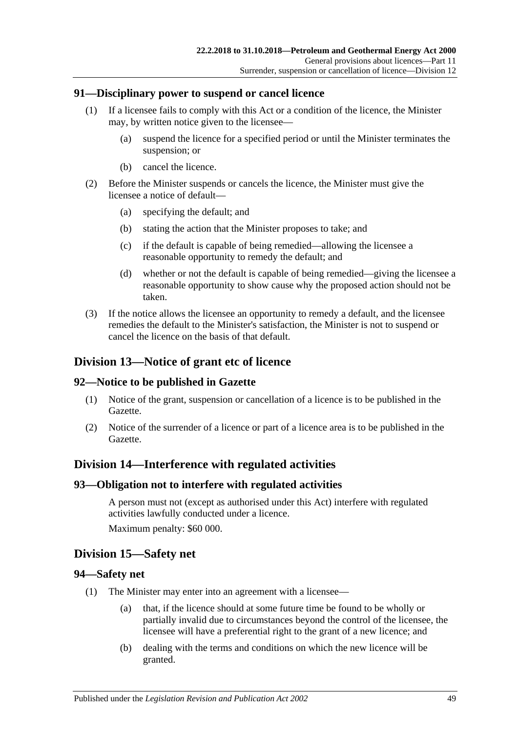## 91—Disciplinary power to suspend or cancel licence

(1) If a licensee fails to comply with this Act or a condition of the licence, the Minister may, by written notice given to the licensee—

(a) suspend the licence for a specified period or until the Minister terminates the suspension; or

(b) cancel the licence.

(2) Before the Minister suspends or cancels the licence, the Minister must give the licensee a notice of default—

(a) specifying the default; and

(b) stating the action that the Minister proposes to take; and

(c) if the default is capable of being remedied—allowing the licensee a reasonable opportunity to remedy the default; and

(d) whether or not the default is capable of being remedied—giving the licensee a reasonable opportunity to show cause why the proposed action should not be taken.

(3) If the notice allows the licensee an opportunity to remedy a default, and the licensee remedies the default to the Minister's satisfaction, the Minister is not to suspend or cancel the licence on the basis of that default.

# Division 13—Notice of grant etc of licence

## 92—Notice to be published in Gazette

(1) Notice of the grant, suspension or cancellation of a licence is to be published in the Gazette.

(2) Notice of the surrender of a licence or part of a licence area is to be published in the Gazette.

# Division 14—Interference with regulated activities

## 93—Obligation not to interfere with regulated activities

A person must not (except as authorised under this Act) interfere with regulated activities lawfully conducted under a licence.

Maximum penalty: $60 000.

# Division 15—Safety net

## 94—Safety net

(1) The Minister may enter into an agreement with a licensee—

(a) that, if the licence should at some future time be found to be wholly or partially invalid due to circumstances beyond the control of the licensee, the licensee will have a preferential right to the grant of a new licence; and

(b) dealing with the terms and conditions on which the new licence will be granted.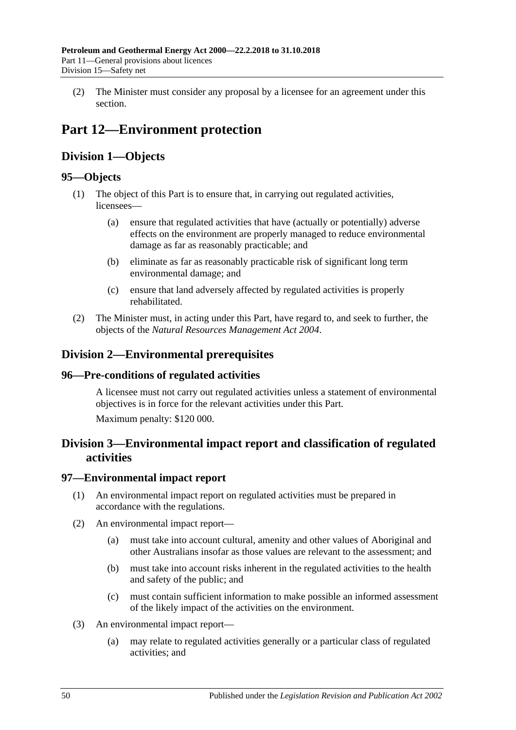(2) The Minister must consider any proposal by a licensee for an agreement under this section.

# Part 12—Environment protection

## Division 1—Objects

### 95—Objects

(1) The object of this Part is to ensure that, in carrying out regulated activities, licensees—

(a) ensure that regulated activities that have (actually or potentially) adverse effects on the environment are properly managed to reduce environmental damage as far as reasonably practicable; and

(b) eliminate as far as reasonably practicable risk of significant long term environmental damage; and

(c) ensure that land adversely affected by regulated activities is properly rehabilitated.

(2) The Minister must, in acting under this Part, have regard to, and seek to further, the objects of the *Natural Resources Management Act 2004*.

## Division 2—Environmental prerequisites

### 96—Pre-conditions of regulated activities

A licensee must not carry out regulated activities unless a statement of environmental objectives is in force for the relevant activities under this Part.

Maximum penalty: $120 000.

## Division 3—Environmental impact report and classification of regulated activities

### 97—Environmental impact report

(1) An environmental impact report on regulated activities must be prepared in accordance with the regulations.

(2) An environmental impact report—

(a) must take into account cultural, amenity and other values of Aboriginal and other Australians insofar as those values are relevant to the assessment; and

(b) must take into account risks inherent in the regulated activities to the health and safety of the public; and

(c) must contain sufficient information to make possible an informed assessment of the likely impact of the activities on the environment.

(3) An environmental impact report—

(a) may relate to regulated activities generally or a particular class of regulated activities; and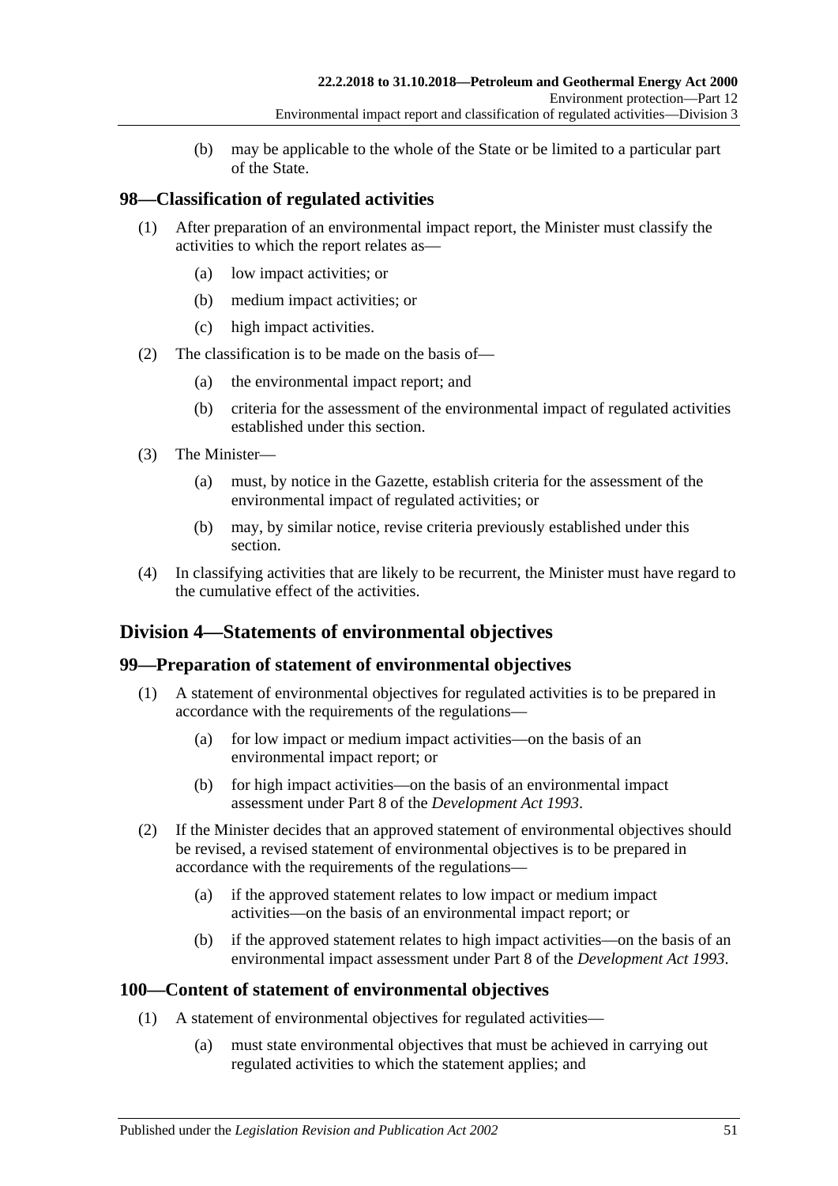(b) may be applicable to the whole of the State or be limited to a particular part of the State.

### 98—Classification of regulated activities

(1) After preparation of an environmental impact report, the Minister must classify the activities to which the report relates as—

(a) low impact activities; or

(b) medium impact activities; or

(c) high impact activities.

(2) The classification is to be made on the basis of—

(a) the environmental impact report; and

(b) criteria for the assessment of the environmental impact of regulated activities established under this section.

(3) The Minister—

(a) must, by notice in the Gazette, establish criteria for the assessment of the environmental impact of regulated activities; or

(b) may, by similar notice, revise criteria previously established under this section.

(4) In classifying activities that are likely to be recurrent, the Minister must have regard to the cumulative effect of the activities.

## Division 4—Statements of environmental objectives

### 99—Preparation of statement of environmental objectives

(1) A statement of environmental objectives for regulated activities is to be prepared in accordance with the requirements of the regulations—

(a) for low impact or medium impact activities—on the basis of an environmental impact report; or

(b) for high impact activities—on the basis of an environmental impact assessment under Part 8 of the *Development Act 1993*.

(2) If the Minister decides that an approved statement of environmental objectives should be revised, a revised statement of environmental objectives is to be prepared in accordance with the requirements of the regulations—

(a) if the approved statement relates to low impact or medium impact activities—on the basis of an environmental impact report; or

(b) if the approved statement relates to high impact activities—on the basis of an environmental impact assessment under Part 8 of the *Development Act 1993*.

### 100—Content of statement of environmental objectives

(1) A statement of environmental objectives for regulated activities—

(a) must state environmental objectives that must be achieved in carrying out regulated activities to which the statement applies; and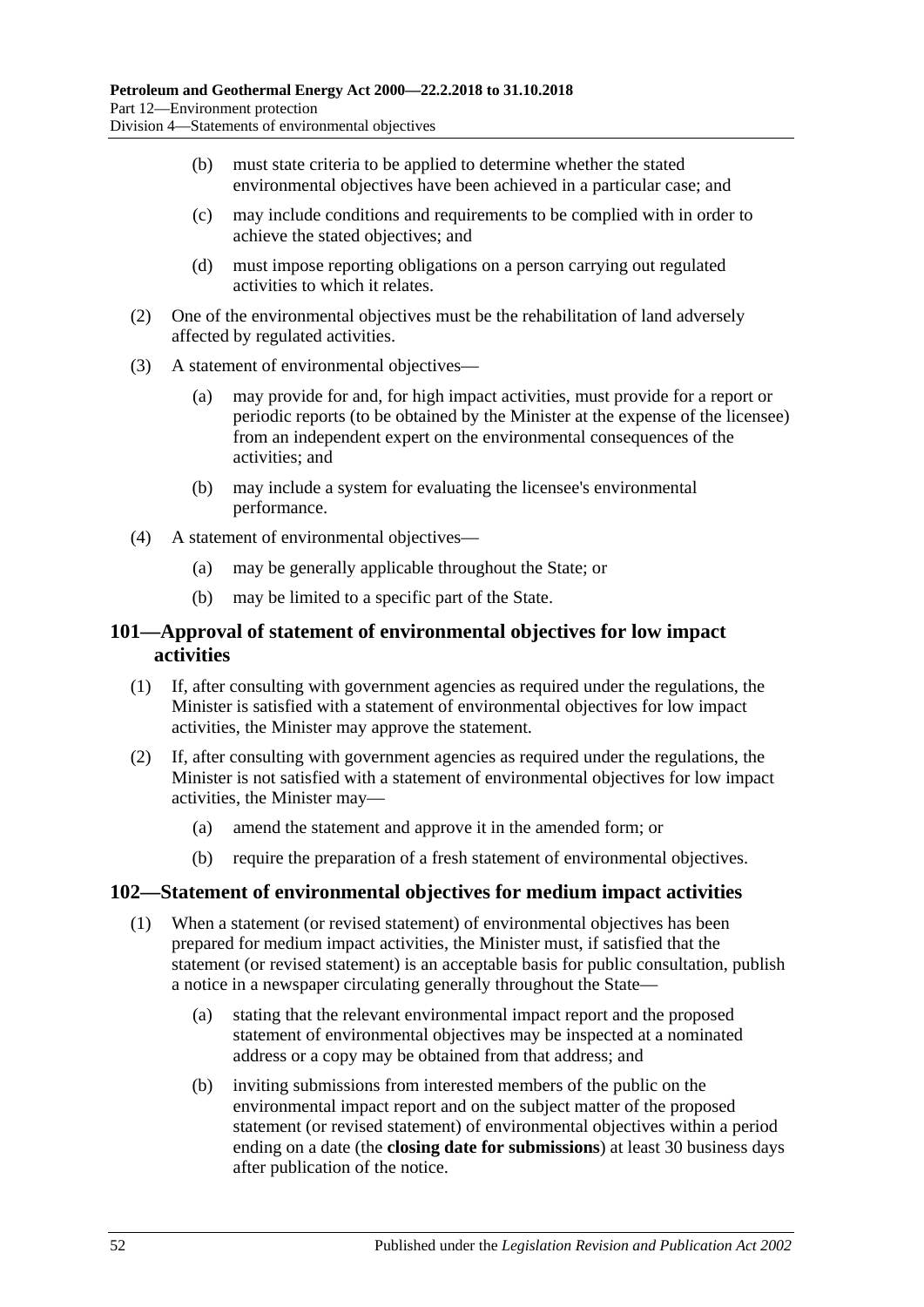(b) must state criteria to be applied to determine whether the stated environmental objectives have been achieved in a particular case; and

(c) may include conditions and requirements to be complied with in order to achieve the stated objectives; and

(d) must impose reporting obligations on a person carrying out regulated activities to which it relates.

(2) One of the environmental objectives must be the rehabilitation of land adversely affected by regulated activities.

(3) A statement of environmental objectives—

(a) may provide for and, for high impact activities, must provide for a report or periodic reports (to be obtained by the Minister at the expense of the licensee) from an independent expert on the environmental consequences of the activities; and

(b) may include a system for evaluating the licensee's environmental performance.

(4) A statement of environmental objectives—

(a) may be generally applicable throughout the State; or

(b) may be limited to a specific part of the State.

## 101—Approval of statement of environmental objectives for low impact activities

(1) If, after consulting with government agencies as required under the regulations, the Minister is satisfied with a statement of environmental objectives for low impact activities, the Minister may approve the statement.

(2) If, after consulting with government agencies as required under the regulations, the Minister is not satisfied with a statement of environmental objectives for low impact activities, the Minister may—

(a) amend the statement and approve it in the amended form; or

(b) require the preparation of a fresh statement of environmental objectives.

## 102—Statement of environmental objectives for medium impact activities

(1) When a statement (or revised statement) of environmental objectives has been prepared for medium impact activities, the Minister must, if satisfied that the statement (or revised statement) is an acceptable basis for public consultation, publish a notice in a newspaper circulating generally throughout the State—

(a) stating that the relevant environmental impact report and the proposed statement of environmental objectives may be inspected at a nominated address or a copy may be obtained from that address; and

(b) inviting submissions from interested members of the public on the environmental impact report and on the subject matter of the proposed statement (or revised statement) of environmental objectives within a period ending on a date (the **closing date for submissions**) at least 30 business days after publication of the notice.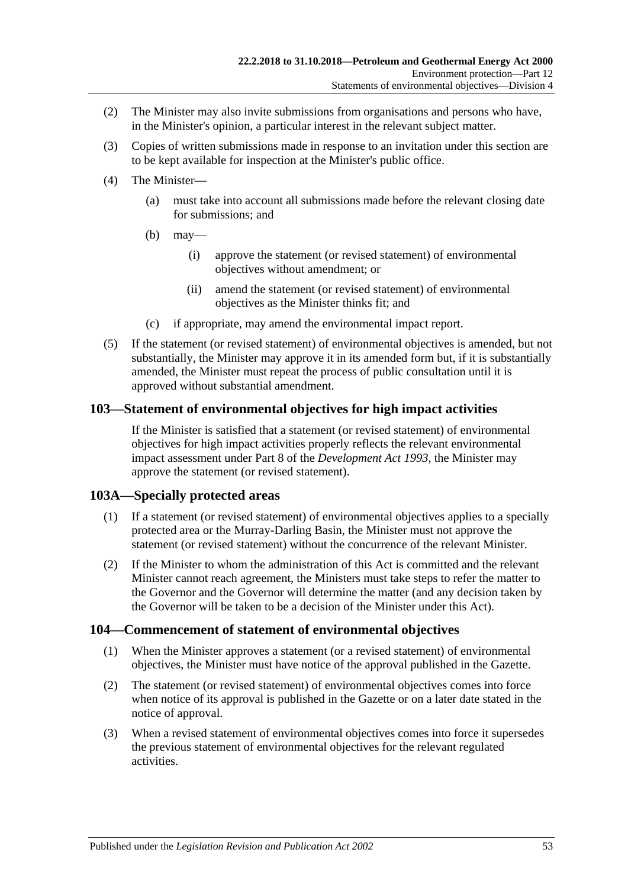(2) The Minister may also invite submissions from organisations and persons who have, in the Minister's opinion, a particular interest in the relevant subject matter.

(3) Copies of written submissions made in response to an invitation under this section are to be kept available for inspection at the Minister's public office.

(4) The Minister—

(a) must take into account all submissions made before the relevant closing date for submissions; and

(b) may—

(i) approve the statement (or revised statement) of environmental objectives without amendment; or

(ii) amend the statement (or revised statement) of environmental objectives as the Minister thinks fit; and

(c) if appropriate, may amend the environmental impact report.

(5) If the statement (or revised statement) of environmental objectives is amended, but not substantially, the Minister may approve it in its amended form but, if it is substantially amended, the Minister must repeat the process of public consultation until it is approved without substantial amendment.

## 103—Statement of environmental objectives for high impact activities

If the Minister is satisfied that a statement (or revised statement) of environmental objectives for high impact activities properly reflects the relevant environmental impact assessment under Part 8 of the *Development Act 1993*, the Minister may approve the statement (or revised statement).

## 103A—Specially protected areas

(1) If a statement (or revised statement) of environmental objectives applies to a specially protected area or the Murray-Darling Basin, the Minister must not approve the statement (or revised statement) without the concurrence of the relevant Minister.

(2) If the Minister to whom the administration of this Act is committed and the relevant Minister cannot reach agreement, the Ministers must take steps to refer the matter to the Governor and the Governor will determine the matter (and any decision taken by the Governor will be taken to be a decision of the Minister under this Act).

## 104—Commencement of statement of environmental objectives

(1) When the Minister approves a statement (or a revised statement) of environmental objectives, the Minister must have notice of the approval published in the Gazette.

(2) The statement (or revised statement) of environmental objectives comes into force when notice of its approval is published in the Gazette or on a later date stated in the notice of approval.

(3) When a revised statement of environmental objectives comes into force it supersedes the previous statement of environmental objectives for the relevant regulated activities.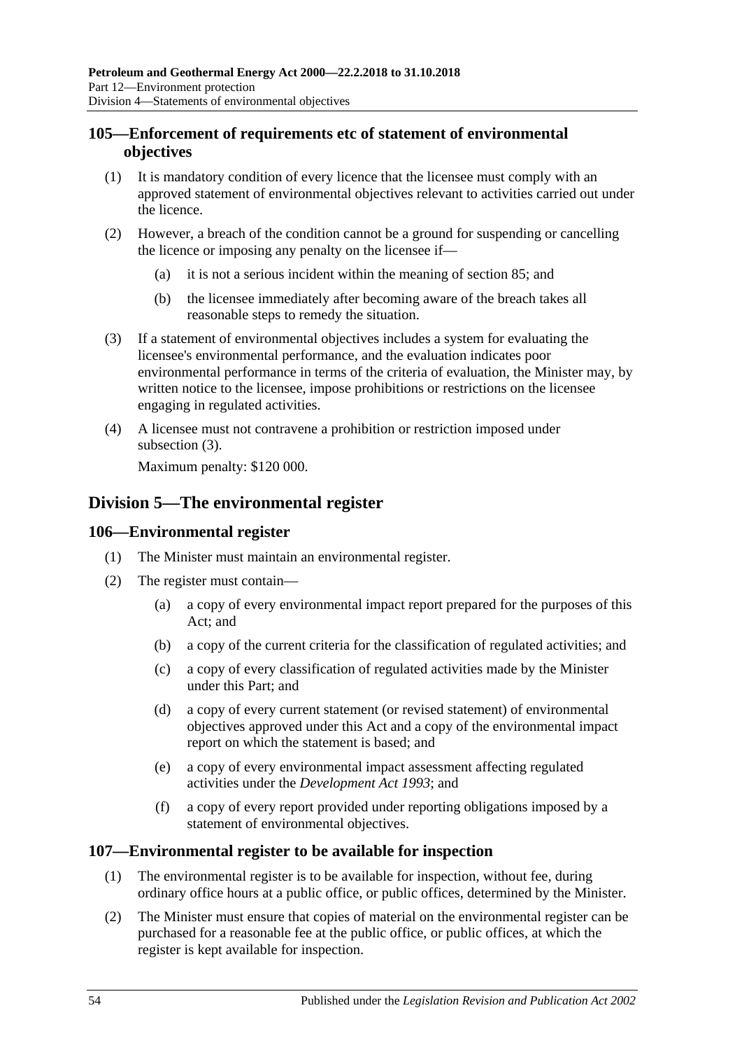## 105—Enforcement of requirements etc of statement of environmental objectives

(1) It is mandatory condition of every licence that the licensee must comply with an approved statement of environmental objectives relevant to activities carried out under the licence.

(2) However, a breach of the condition cannot be a ground for suspending or cancelling the licence or imposing any penalty on the licensee if—

(a) it is not a serious incident within the meaning of section 85; and

(b) the licensee immediately after becoming aware of the breach takes all reasonable steps to remedy the situation.

(3) If a statement of environmental objectives includes a system for evaluating the licensee's environmental performance, and the evaluation indicates poor environmental performance in terms of the criteria of evaluation, the Minister may, by written notice to the licensee, impose prohibitions or restrictions on the licensee engaging in regulated activities.

(4) A licensee must not contravene a prohibition or restriction imposed under subsection (3).

Maximum penalty: $120 000.

# Division 5—The environmental register

## 106—Environmental register

(1) The Minister must maintain an environmental register.

(2) The register must contain—

(a) a copy of every environmental impact report prepared for the purposes of this Act; and

(b) a copy of the current criteria for the classification of regulated activities; and

(c) a copy of every classification of regulated activities made by the Minister under this Part; and

(d) a copy of every current statement (or revised statement) of environmental objectives approved under this Act and a copy of the environmental impact report on which the statement is based; and

(e) a copy of every environmental impact assessment affecting regulated activities under the *Development Act 1993*; and

(f) a copy of every report provided under reporting obligations imposed by a statement of environmental objectives.

## 107—Environmental register to be available for inspection

(1) The environmental register is to be available for inspection, without fee, during ordinary office hours at a public office, or public offices, determined by the Minister.

(2) The Minister must ensure that copies of material on the environmental register can be purchased for a reasonable fee at the public office, or public offices, at which the register is kept available for inspection.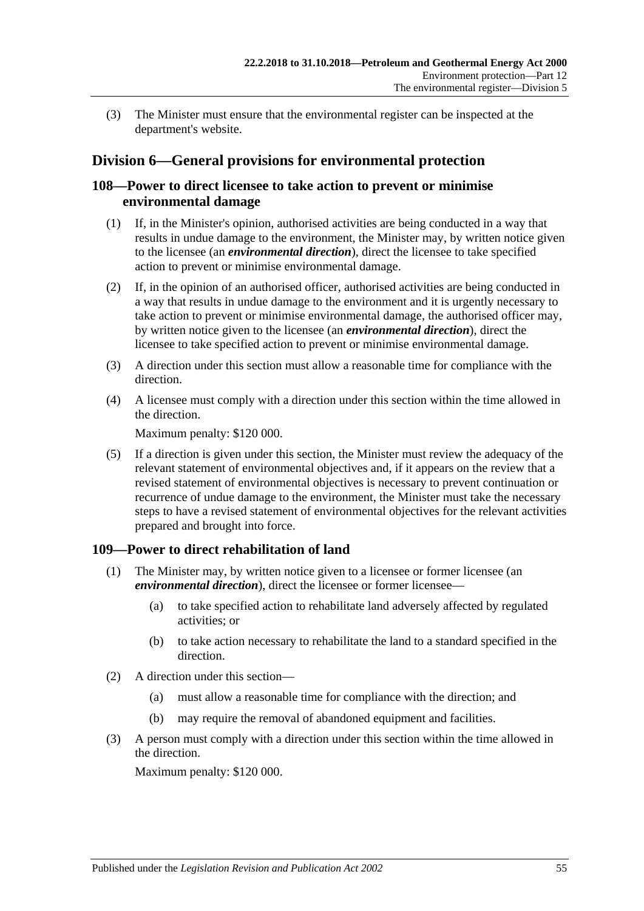(3) The Minister must ensure that the environmental register can be inspected at the department's website.

## Division 6—General provisions for environmental protection

### 108—Power to direct licensee to take action to prevent or minimise environmental damage

(1) If, in the Minister's opinion, authorised activities are being conducted in a way that results in undue damage to the environment, the Minister may, by written notice given to the licensee (an ***environmental direction***), direct the licensee to take specified action to prevent or minimise environmental damage.

(2) If, in the opinion of an authorised officer, authorised activities are being conducted in a way that results in undue damage to the environment and it is urgently necessary to take action to prevent or minimise environmental damage, the authorised officer may, by written notice given to the licensee (an ***environmental direction***), direct the licensee to take specified action to prevent or minimise environmental damage.

(3) A direction under this section must allow a reasonable time for compliance with the direction.

(4) A licensee must comply with a direction under this section within the time allowed in the direction.

Maximum penalty: $120 000.

(5) If a direction is given under this section, the Minister must review the adequacy of the relevant statement of environmental objectives and, if it appears on the review that a revised statement of environmental objectives is necessary to prevent continuation or recurrence of undue damage to the environment, the Minister must take the necessary steps to have a revised statement of environmental objectives for the relevant activities prepared and brought into force.

### 109—Power to direct rehabilitation of land

(1) The Minister may, by written notice given to a licensee or former licensee (an ***environmental direction***), direct the licensee or former licensee—

(a) to take specified action to rehabilitate land adversely affected by regulated activities; or

(b) to take action necessary to rehabilitate the land to a standard specified in the direction.

(2) A direction under this section—

(a) must allow a reasonable time for compliance with the direction; and

(b) may require the removal of abandoned equipment and facilities.

(3) A person must comply with a direction under this section within the time allowed in the direction.

Maximum penalty: $120 000.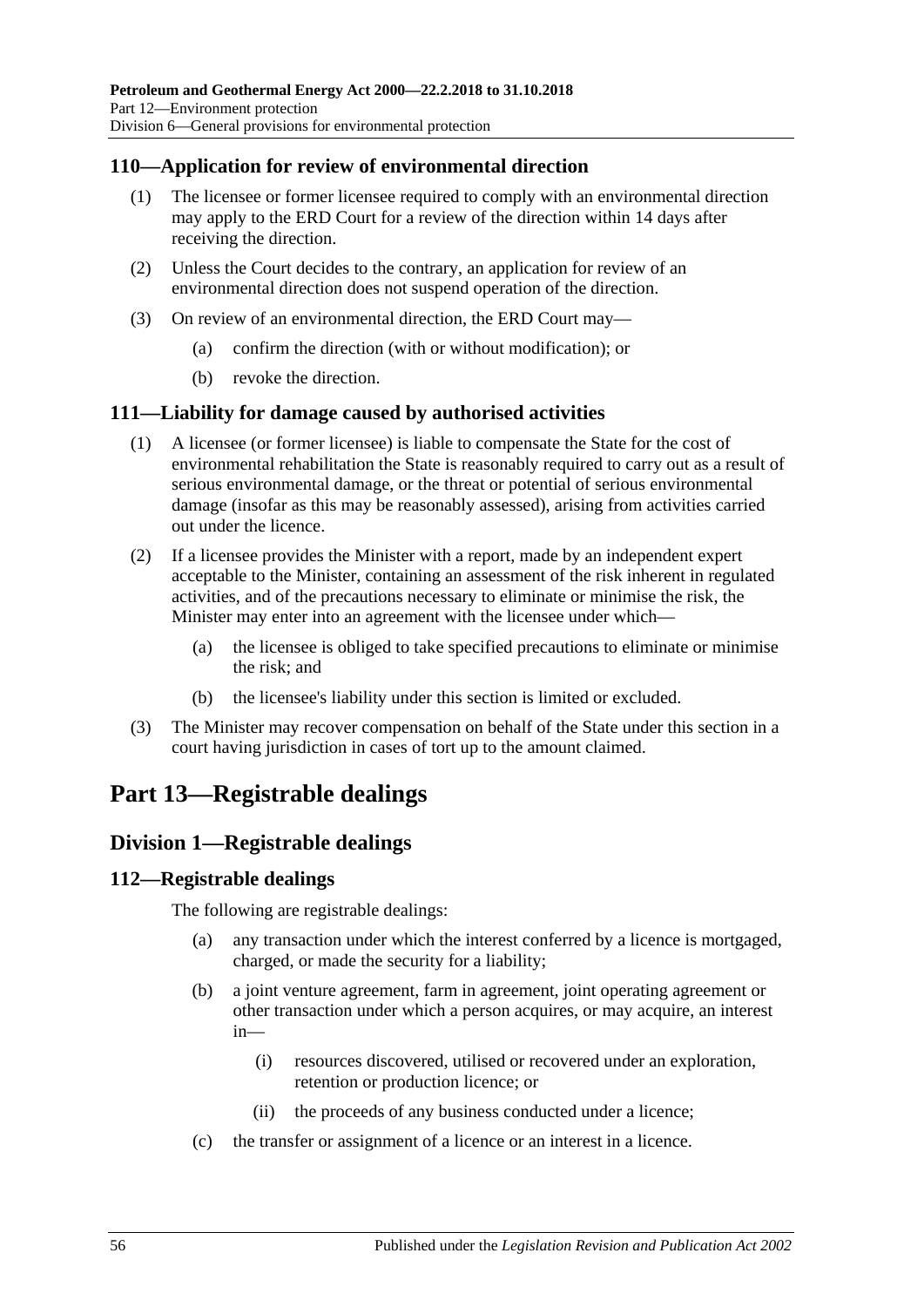### 110—Application for review of environmental direction

(1) The licensee or former licensee required to comply with an environmental direction may apply to the ERD Court for a review of the direction within 14 days after receiving the direction.

(2) Unless the Court decides to the contrary, an application for review of an environmental direction does not suspend operation of the direction.

(3) On review of an environmental direction, the ERD Court may—

(a) confirm the direction (with or without modification); or

(b) revoke the direction.

### 111—Liability for damage caused by authorised activities

(1) A licensee (or former licensee) is liable to compensate the State for the cost of environmental rehabilitation the State is reasonably required to carry out as a result of serious environmental damage, or the threat or potential of serious environmental damage (insofar as this may be reasonably assessed), arising from activities carried out under the licence.

(2) If a licensee provides the Minister with a report, made by an independent expert acceptable to the Minister, containing an assessment of the risk inherent in regulated activities, and of the precautions necessary to eliminate or minimise the risk, the Minister may enter into an agreement with the licensee under which—

(a) the licensee is obliged to take specified precautions to eliminate or minimise the risk; and

(b) the licensee's liability under this section is limited or excluded.

(3) The Minister may recover compensation on behalf of the State under this section in a court having jurisdiction in cases of tort up to the amount claimed.

# Part 13—Registrable dealings

## Division 1—Registrable dealings

### 112—Registrable dealings

The following are registrable dealings:

(a) any transaction under which the interest conferred by a licence is mortgaged, charged, or made the security for a liability;

(b) a joint venture agreement, farm in agreement, joint operating agreement or other transaction under which a person acquires, or may acquire, an interest in—

(i) resources discovered, utilised or recovered under an exploration, retention or production licence; or

(ii) the proceeds of any business conducted under a licence;

(c) the transfer or assignment of a licence or an interest in a licence.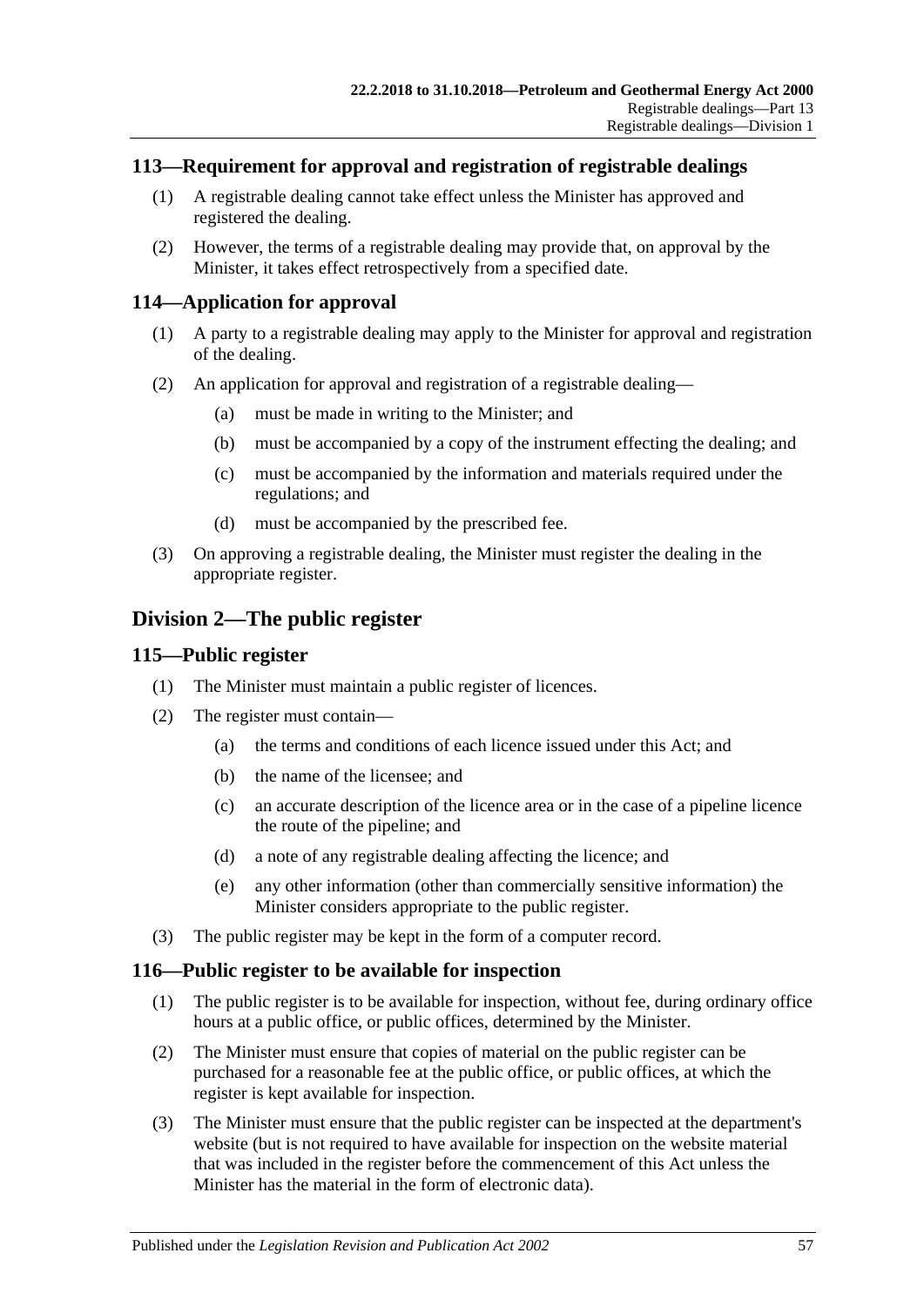### 113—Requirement for approval and registration of registrable dealings

(1) A registrable dealing cannot take effect unless the Minister has approved and registered the dealing.

(2) However, the terms of a registrable dealing may provide that, on approval by the Minister, it takes effect retrospectively from a specified date.

### 114—Application for approval

(1) A party to a registrable dealing may apply to the Minister for approval and registration of the dealing.

(2) An application for approval and registration of a registrable dealing—

(a) must be made in writing to the Minister; and

(b) must be accompanied by a copy of the instrument effecting the dealing; and

(c) must be accompanied by the information and materials required under the regulations; and

(d) must be accompanied by the prescribed fee.

(3) On approving a registrable dealing, the Minister must register the dealing in the appropriate register.

## Division 2—The public register

### 115—Public register

(1) The Minister must maintain a public register of licences.

(2) The register must contain—

(a) the terms and conditions of each licence issued under this Act; and

(b) the name of the licensee; and

(c) an accurate description of the licence area or in the case of a pipeline licence the route of the pipeline; and

(d) a note of any registrable dealing affecting the licence; and

(e) any other information (other than commercially sensitive information) the Minister considers appropriate to the public register.

(3) The public register may be kept in the form of a computer record.

### 116—Public register to be available for inspection

(1) The public register is to be available for inspection, without fee, during ordinary office hours at a public office, or public offices, determined by the Minister.

(2) The Minister must ensure that copies of material on the public register can be purchased for a reasonable fee at the public office, or public offices, at which the register is kept available for inspection.

(3) The Minister must ensure that the public register can be inspected at the department's website (but is not required to have available for inspection on the website material that was included in the register before the commencement of this Act unless the Minister has the material in the form of electronic data).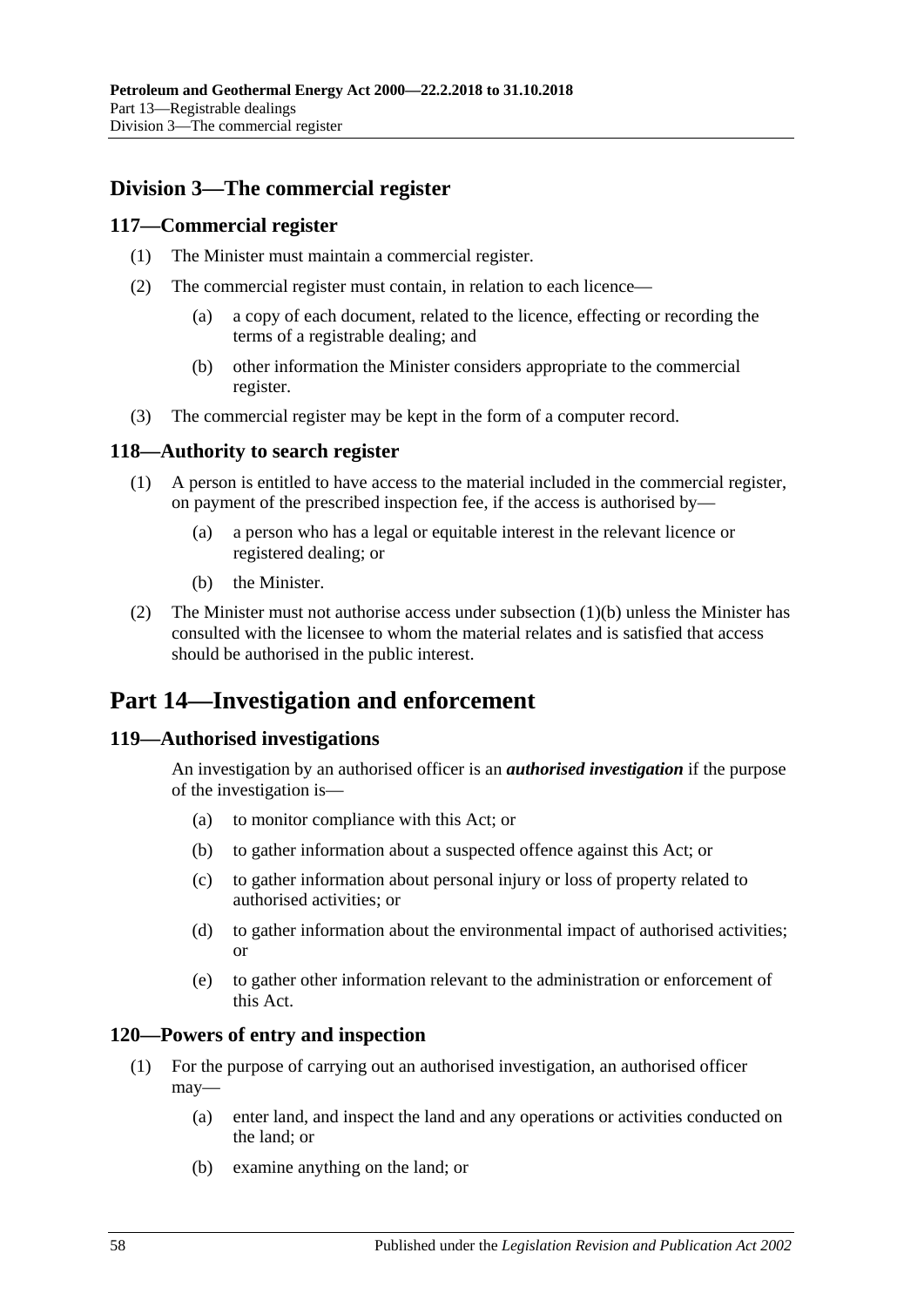## Division 3—The commercial register

### 117—Commercial register

(1) The Minister must maintain a commercial register.

(2) The commercial register must contain, in relation to each licence—

(a) a copy of each document, related to the licence, effecting or recording the terms of a registrable dealing; and

(b) other information the Minister considers appropriate to the commercial register.

(3) The commercial register may be kept in the form of a computer record.

### 118—Authority to search register

(1) A person is entitled to have access to the material included in the commercial register, on payment of the prescribed inspection fee, if the access is authorised by—

(a) a person who has a legal or equitable interest in the relevant licence or registered dealing; or

(b) the Minister.

(2) The Minister must not authorise access under subsection (1)(b) unless the Minister has consulted with the licensee to whom the material relates and is satisfied that access should be authorised in the public interest.

# Part 14—Investigation and enforcement

### 119—Authorised investigations

An investigation by an authorised officer is an ***authorised investigation*** if the purpose of the investigation is—

(a) to monitor compliance with this Act; or

(b) to gather information about a suspected offence against this Act; or

(c) to gather information about personal injury or loss of property related to authorised activities; or

(d) to gather information about the environmental impact of authorised activities; or

(e) to gather other information relevant to the administration or enforcement of this Act.

### 120—Powers of entry and inspection

(1) For the purpose of carrying out an authorised investigation, an authorised officer may—

(a) enter land, and inspect the land and any operations or activities conducted on the land; or

(b) examine anything on the land; or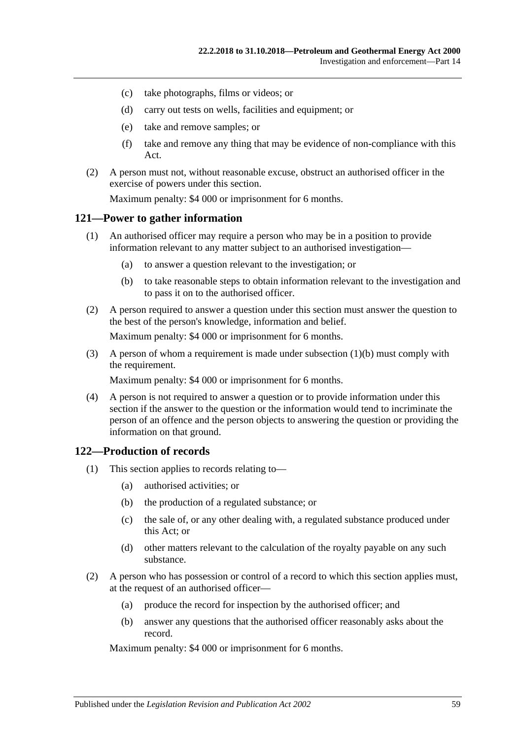(c) take photographs, films or videos; or

(d) carry out tests on wells, facilities and equipment; or

(e) take and remove samples; or

(f) take and remove any thing that may be evidence of non-compliance with this Act.

(2) A person must not, without reasonable excuse, obstruct an authorised officer in the exercise of powers under this section.

Maximum penalty: $4 000 or imprisonment for 6 months.

## 121—Power to gather information

(1) An authorised officer may require a person who may be in a position to provide information relevant to any matter subject to an authorised investigation—

(a) to answer a question relevant to the investigation; or

(b) to take reasonable steps to obtain information relevant to the investigation and to pass it on to the authorised officer.

(2) A person required to answer a question under this section must answer the question to the best of the person's knowledge, information and belief.

Maximum penalty: $4 000 or imprisonment for 6 months.

(3) A person of whom a requirement is made under subsection (1)(b) must comply with the requirement.

Maximum penalty: $4 000 or imprisonment for 6 months.

(4) A person is not required to answer a question or to provide information under this section if the answer to the question or the information would tend to incriminate the person of an offence and the person objects to answering the question or providing the information on that ground.

## 122—Production of records

(1) This section applies to records relating to—

(a) authorised activities; or

(b) the production of a regulated substance; or

(c) the sale of, or any other dealing with, a regulated substance produced under this Act; or

(d) other matters relevant to the calculation of the royalty payable on any such substance.

(2) A person who has possession or control of a record to which this section applies must, at the request of an authorised officer—

(a) produce the record for inspection by the authorised officer; and

(b) answer any questions that the authorised officer reasonably asks about the record.

Maximum penalty: $4 000 or imprisonment for 6 months.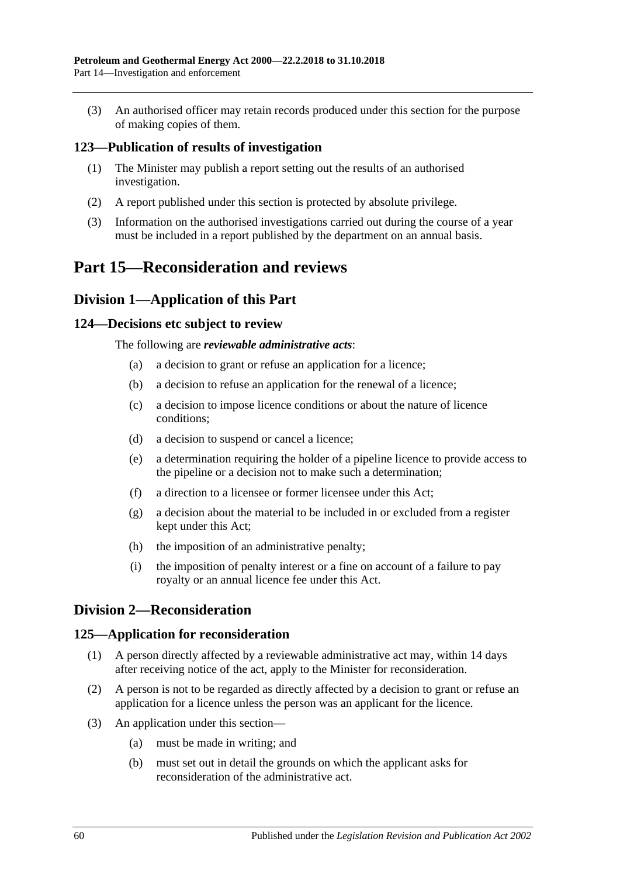(3) An authorised officer may retain records produced under this section for the purpose of making copies of them.

### 123—Publication of results of investigation

(1) The Minister may publish a report setting out the results of an authorised investigation.

(2) A report published under this section is protected by absolute privilege.

(3) Information on the authorised investigations carried out during the course of a year must be included in a report published by the department on an annual basis.

# Part 15—Reconsideration and reviews

## Division 1—Application of this Part

### 124—Decisions etc subject to review

The following are ***reviewable administrative acts***:

(a) a decision to grant or refuse an application for a licence;

(b) a decision to refuse an application for the renewal of a licence;

(c) a decision to impose licence conditions or about the nature of licence conditions;

(d) a decision to suspend or cancel a licence;

(e) a determination requiring the holder of a pipeline licence to provide access to the pipeline or a decision not to make such a determination;

(f) a direction to a licensee or former licensee under this Act;

(g) a decision about the material to be included in or excluded from a register kept under this Act;

(h) the imposition of an administrative penalty;

(i) the imposition of penalty interest or a fine on account of a failure to pay royalty or an annual licence fee under this Act.

## Division 2—Reconsideration

### 125—Application for reconsideration

(1) A person directly affected by a reviewable administrative act may, within 14 days after receiving notice of the act, apply to the Minister for reconsideration.

(2) A person is not to be regarded as directly affected by a decision to grant or refuse an application for a licence unless the person was an applicant for the licence.

(3) An application under this section—

(a) must be made in writing; and

(b) must set out in detail the grounds on which the applicant asks for reconsideration of the administrative act.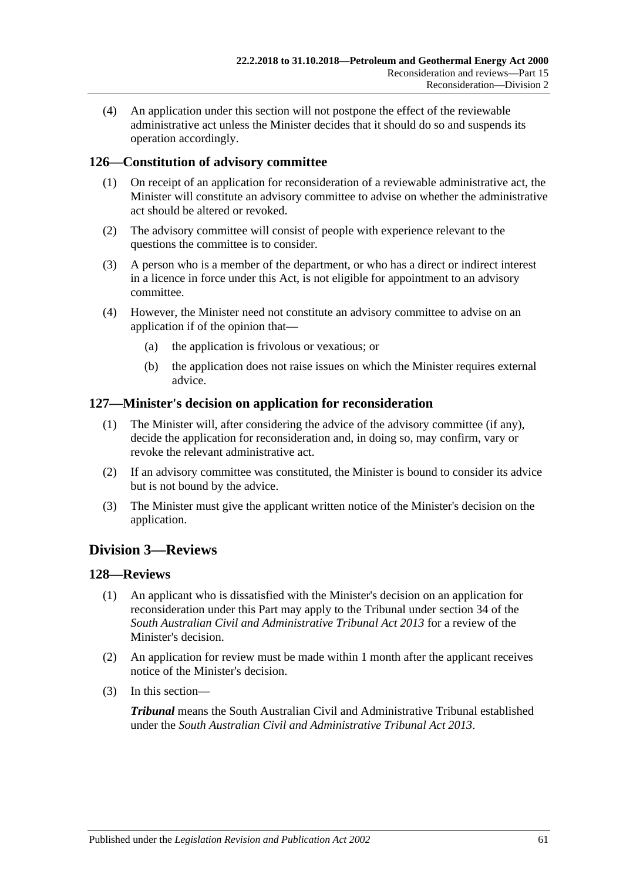(4) An application under this section will not postpone the effect of the reviewable administrative act unless the Minister decides that it should do so and suspends its operation accordingly.

## 126—Constitution of advisory committee

(1) On receipt of an application for reconsideration of a reviewable administrative act, the Minister will constitute an advisory committee to advise on whether the administrative act should be altered or revoked.

(2) The advisory committee will consist of people with experience relevant to the questions the committee is to consider.

(3) A person who is a member of the department, or who has a direct or indirect interest in a licence in force under this Act, is not eligible for appointment to an advisory committee.

(4) However, the Minister need not constitute an advisory committee to advise on an application if of the opinion that—

(a) the application is frivolous or vexatious; or

(b) the application does not raise issues on which the Minister requires external advice.

## 127—Minister's decision on application for reconsideration

(1) The Minister will, after considering the advice of the advisory committee (if any), decide the application for reconsideration and, in doing so, may confirm, vary or revoke the relevant administrative act.

(2) If an advisory committee was constituted, the Minister is bound to consider its advice but is not bound by the advice.

(3) The Minister must give the applicant written notice of the Minister's decision on the application.

# Division 3—Reviews

## 128—Reviews

(1) An applicant who is dissatisfied with the Minister's decision on an application for reconsideration under this Part may apply to the Tribunal under section 34 of the *South Australian Civil and Administrative Tribunal Act 2013* for a review of the Minister's decision.

(2) An application for review must be made within 1 month after the applicant receives notice of the Minister's decision.

(3) In this section—

***Tribunal*** means the South Australian Civil and Administrative Tribunal established under the *South Australian Civil and Administrative Tribunal Act 2013*.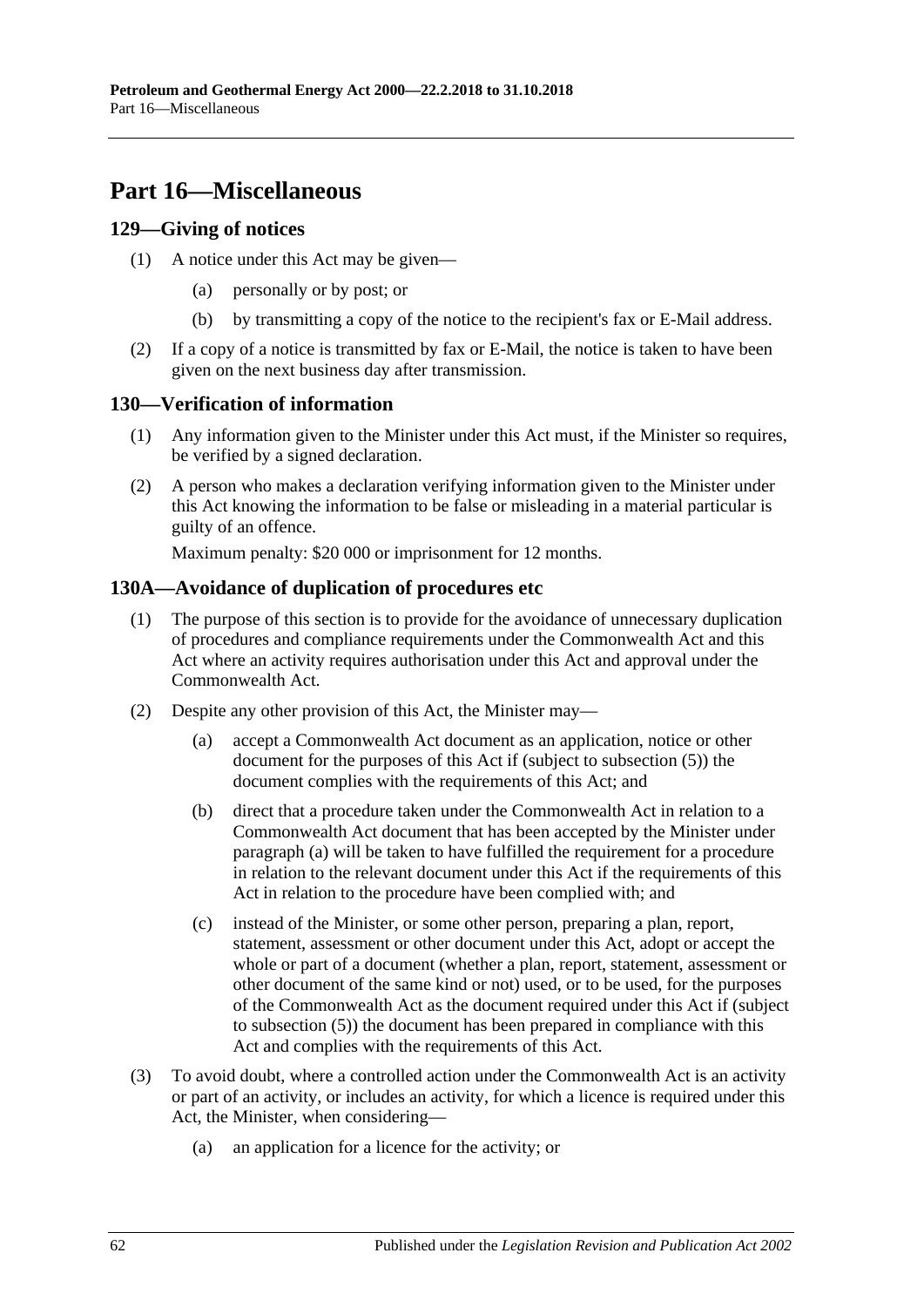# Part 16—Miscellaneous

## 129—Giving of notices

(1) A notice under this Act may be given—

(a) personally or by post; or

(b) by transmitting a copy of the notice to the recipient's fax or E-Mail address.

(2) If a copy of a notice is transmitted by fax or E-Mail, the notice is taken to have been given on the next business day after transmission.

## 130—Verification of information

(1) Any information given to the Minister under this Act must, if the Minister so requires, be verified by a signed declaration.

(2) A person who makes a declaration verifying information given to the Minister under this Act knowing the information to be false or misleading in a material particular is guilty of an offence.

Maximum penalty: $20 000 or imprisonment for 12 months.

## 130A—Avoidance of duplication of procedures etc

(1) The purpose of this section is to provide for the avoidance of unnecessary duplication of procedures and compliance requirements under the Commonwealth Act and this Act where an activity requires authorisation under this Act and approval under the Commonwealth Act.

(2) Despite any other provision of this Act, the Minister may—

(a) accept a Commonwealth Act document as an application, notice or other document for the purposes of this Act if (subject to subsection (5)) the document complies with the requirements of this Act; and

(b) direct that a procedure taken under the Commonwealth Act in relation to a Commonwealth Act document that has been accepted by the Minister under paragraph (a) will be taken to have fulfilled the requirement for a procedure in relation to the relevant document under this Act if the requirements of this Act in relation to the procedure have been complied with; and

(c) instead of the Minister, or some other person, preparing a plan, report, statement, assessment or other document under this Act, adopt or accept the whole or part of a document (whether a plan, report, statement, assessment or other document of the same kind or not) used, or to be used, for the purposes of the Commonwealth Act as the document required under this Act if (subject to subsection (5)) the document has been prepared in compliance with this Act and complies with the requirements of this Act.

(3) To avoid doubt, where a controlled action under the Commonwealth Act is an activity or part of an activity, or includes an activity, for which a licence is required under this Act, the Minister, when considering—

(a) an application for a licence for the activity; or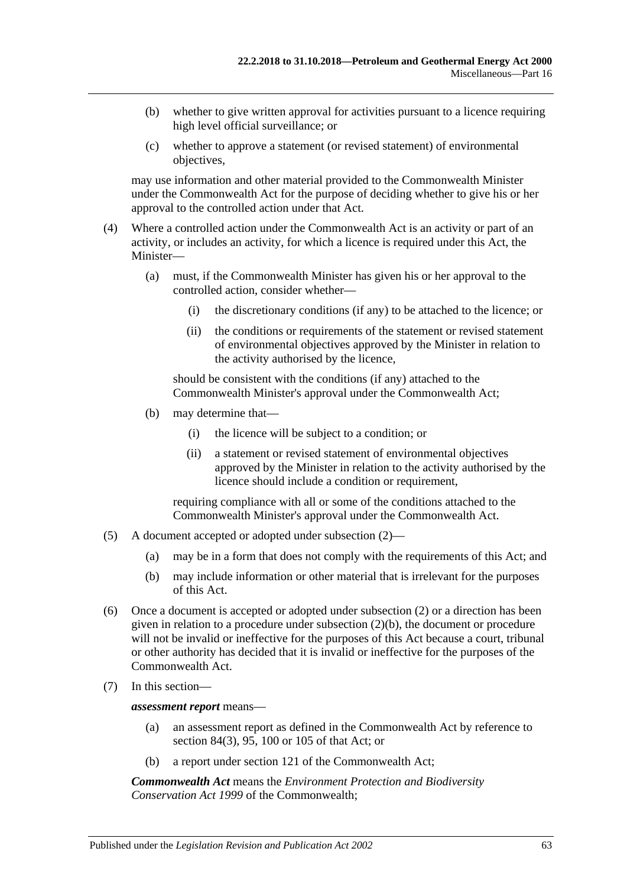(b) whether to give written approval for activities pursuant to a licence requiring high level official surveillance; or

(c) whether to approve a statement (or revised statement) of environmental objectives,

may use information and other material provided to the Commonwealth Minister under the Commonwealth Act for the purpose of deciding whether to give his or her approval to the controlled action under that Act.

(4) Where a controlled action under the Commonwealth Act is an activity or part of an activity, or includes an activity, for which a licence is required under this Act, the Minister—

(a) must, if the Commonwealth Minister has given his or her approval to the controlled action, consider whether—

(i) the discretionary conditions (if any) to be attached to the licence; or

(ii) the conditions or requirements of the statement or revised statement of environmental objectives approved by the Minister in relation to the activity authorised by the licence,

should be consistent with the conditions (if any) attached to the Commonwealth Minister's approval under the Commonwealth Act;

(b) may determine that—

(i) the licence will be subject to a condition; or

(ii) a statement or revised statement of environmental objectives approved by the Minister in relation to the activity authorised by the licence should include a condition or requirement,

requiring compliance with all or some of the conditions attached to the Commonwealth Minister's approval under the Commonwealth Act.

(5) A document accepted or adopted under subsection (2)—

(a) may be in a form that does not comply with the requirements of this Act; and

(b) may include information or other material that is irrelevant for the purposes of this Act.

(6) Once a document is accepted or adopted under subsection (2) or a direction has been given in relation to a procedure under subsection (2)(b), the document or procedure will not be invalid or ineffective for the purposes of this Act because a court, tribunal or other authority has decided that it is invalid or ineffective for the purposes of the Commonwealth Act.

(7) In this section—

***assessment report*** means—

(a) an assessment report as defined in the Commonwealth Act by reference to section 84(3), 95, 100 or 105 of that Act; or

(b) a report under section 121 of the Commonwealth Act;

***Commonwealth Act*** means the *Environment Protection and Biodiversity Conservation Act 1999* of the Commonwealth;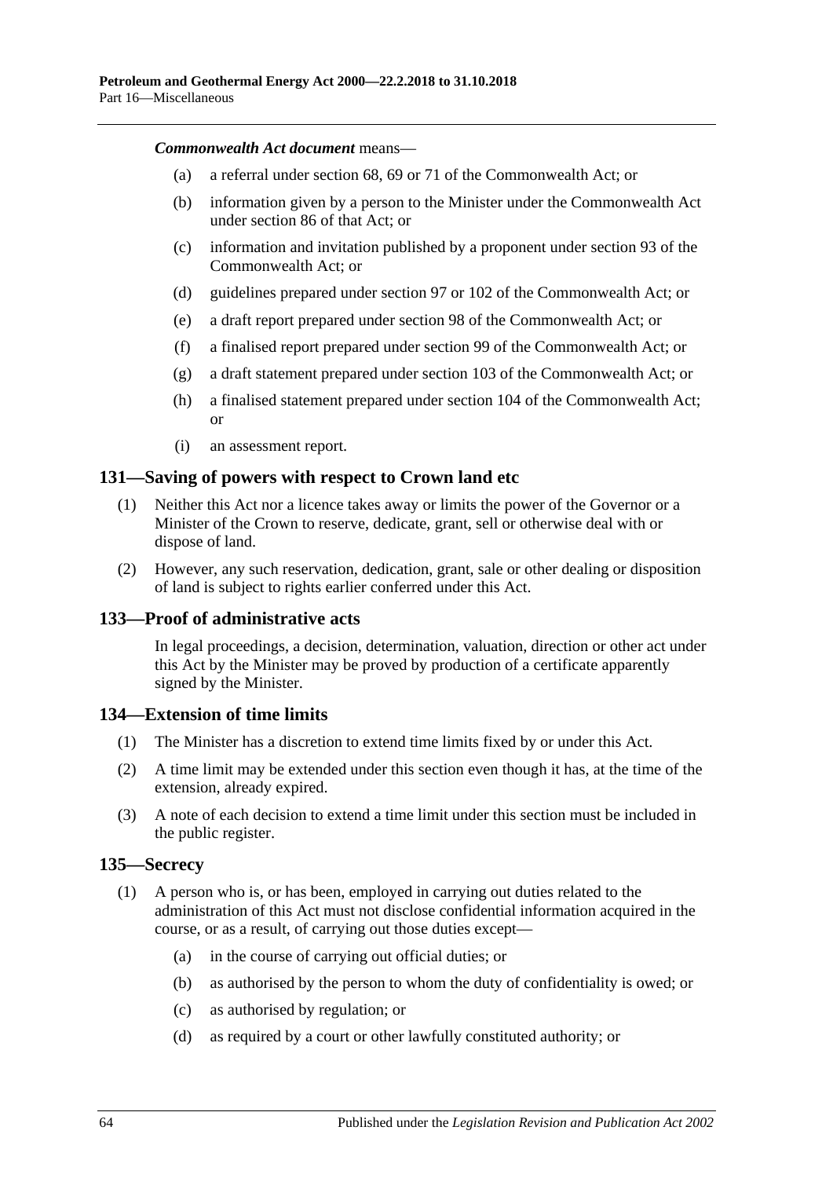***Commonwealth Act document*** means—

(a) a referral under section 68, 69 or 71 of the Commonwealth Act; or

(b) information given by a person to the Minister under the Commonwealth Act under section 86 of that Act; or

(c) information and invitation published by a proponent under section 93 of the Commonwealth Act; or

(d) guidelines prepared under section 97 or 102 of the Commonwealth Act; or

(e) a draft report prepared under section 98 of the Commonwealth Act; or

(f) a finalised report prepared under section 99 of the Commonwealth Act; or

(g) a draft statement prepared under section 103 of the Commonwealth Act; or

(h) a finalised statement prepared under section 104 of the Commonwealth Act; or

(i) an assessment report.

## 131—Saving of powers with respect to Crown land etc

(1) Neither this Act nor a licence takes away or limits the power of the Governor or a Minister of the Crown to reserve, dedicate, grant, sell or otherwise deal with or dispose of land.

(2) However, any such reservation, dedication, grant, sale or other dealing or disposition of land is subject to rights earlier conferred under this Act.

## 133—Proof of administrative acts

In legal proceedings, a decision, determination, valuation, direction or other act under this Act by the Minister may be proved by production of a certificate apparently signed by the Minister.

## 134—Extension of time limits

(1) The Minister has a discretion to extend time limits fixed by or under this Act.

(2) A time limit may be extended under this section even though it has, at the time of the extension, already expired.

(3) A note of each decision to extend a time limit under this section must be included in the public register.

## 135—Secrecy

(1) A person who is, or has been, employed in carrying out duties related to the administration of this Act must not disclose confidential information acquired in the course, or as a result, of carrying out those duties except—

(a) in the course of carrying out official duties; or

(b) as authorised by the person to whom the duty of confidentiality is owed; or

(c) as authorised by regulation; or

(d) as required by a court or other lawfully constituted authority; or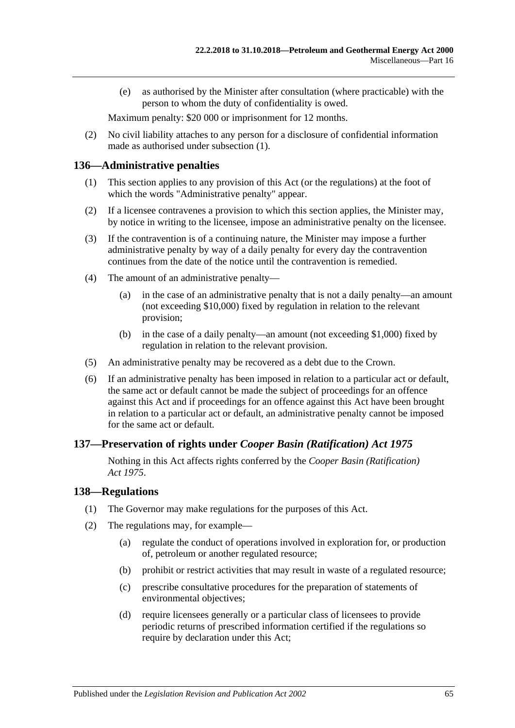(e) as authorised by the Minister after consultation (where practicable) with the person to whom the duty of confidentiality is owed.

Maximum penalty: $20 000 or imprisonment for 12 months.

(2) No civil liability attaches to any person for a disclosure of confidential information made as authorised under subsection (1).

## 136—Administrative penalties

(1) This section applies to any provision of this Act (or the regulations) at the foot of which the words "Administrative penalty" appear.

(2) If a licensee contravenes a provision to which this section applies, the Minister may, by notice in writing to the licensee, impose an administrative penalty on the licensee.

(3) If the contravention is of a continuing nature, the Minister may impose a further administrative penalty by way of a daily penalty for every day the contravention continues from the date of the notice until the contravention is remedied.

(4) The amount of an administrative penalty—

(a) in the case of an administrative penalty that is not a daily penalty—an amount (not exceeding $10,000) fixed by regulation in relation to the relevant provision;

(b) in the case of a daily penalty—an amount (not exceeding $1,000) fixed by regulation in relation to the relevant provision.

(5) An administrative penalty may be recovered as a debt due to the Crown.

(6) If an administrative penalty has been imposed in relation to a particular act or default, the same act or default cannot be made the subject of proceedings for an offence against this Act and if proceedings for an offence against this Act have been brought in relation to a particular act or default, an administrative penalty cannot be imposed for the same act or default.

## 137—Preservation of rights under *Cooper Basin (Ratification) Act 1975*

Nothing in this Act affects rights conferred by the *Cooper Basin (Ratification) Act 1975*.

## 138—Regulations

(1) The Governor may make regulations for the purposes of this Act.

(2) The regulations may, for example—

(a) regulate the conduct of operations involved in exploration for, or production of, petroleum or another regulated resource;

(b) prohibit or restrict activities that may result in waste of a regulated resource;

(c) prescribe consultative procedures for the preparation of statements of environmental objectives;

(d) require licensees generally or a particular class of licensees to provide periodic returns of prescribed information certified if the regulations so require by declaration under this Act;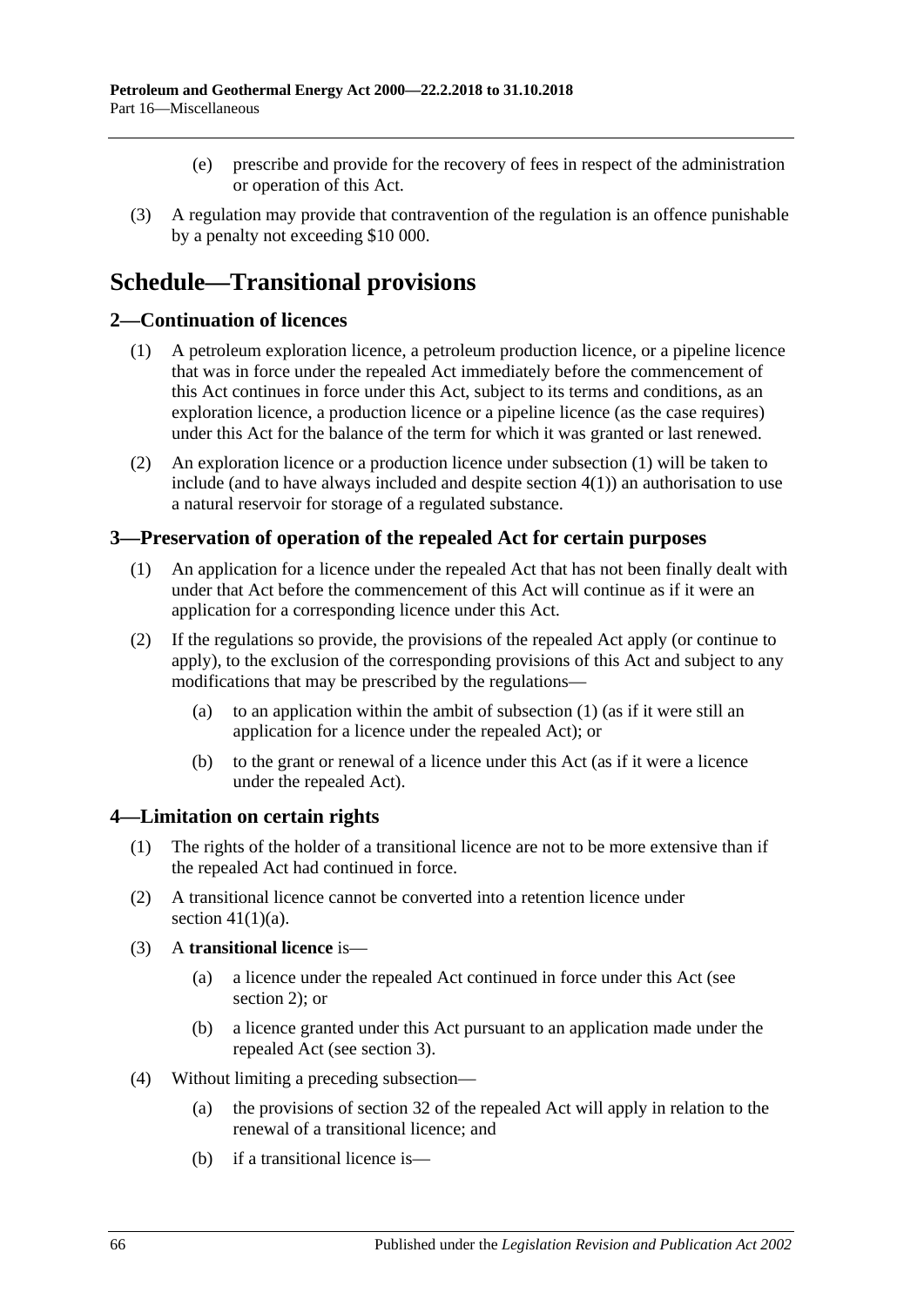(e) prescribe and provide for the recovery of fees in respect of the administration or operation of this Act.

(3) A regulation may provide that contravention of the regulation is an offence punishable by a penalty not exceeding $10 000.

# Schedule—Transitional provisions

## 2—Continuation of licences

(1) A petroleum exploration licence, a petroleum production licence, or a pipeline licence that was in force under the repealed Act immediately before the commencement of this Act continues in force under this Act, subject to its terms and conditions, as an exploration licence, a production licence or a pipeline licence (as the case requires) under this Act for the balance of the term for which it was granted or last renewed.

(2) An exploration licence or a production licence under subsection (1) will be taken to include (and to have always included and despite section 4(1)) an authorisation to use a natural reservoir for storage of a regulated substance.

## 3—Preservation of operation of the repealed Act for certain purposes

(1) An application for a licence under the repealed Act that has not been finally dealt with under that Act before the commencement of this Act will continue as if it were an application for a corresponding licence under this Act.

(2) If the regulations so provide, the provisions of the repealed Act apply (or continue to apply), to the exclusion of the corresponding provisions of this Act and subject to any modifications that may be prescribed by the regulations—

(a) to an application within the ambit of subsection (1) (as if it were still an application for a licence under the repealed Act); or

(b) to the grant or renewal of a licence under this Act (as if it were a licence under the repealed Act).

## 4—Limitation on certain rights

(1) The rights of the holder of a transitional licence are not to be more extensive than if the repealed Act had continued in force.

(2) A transitional licence cannot be converted into a retention licence under section 41(1)(a).

(3) A **transitional licence** is—

(a) a licence under the repealed Act continued in force under this Act (see section 2); or

(b) a licence granted under this Act pursuant to an application made under the repealed Act (see section 3).

(4) Without limiting a preceding subsection—

(a) the provisions of section 32 of the repealed Act will apply in relation to the renewal of a transitional licence; and

(b) if a transitional licence is—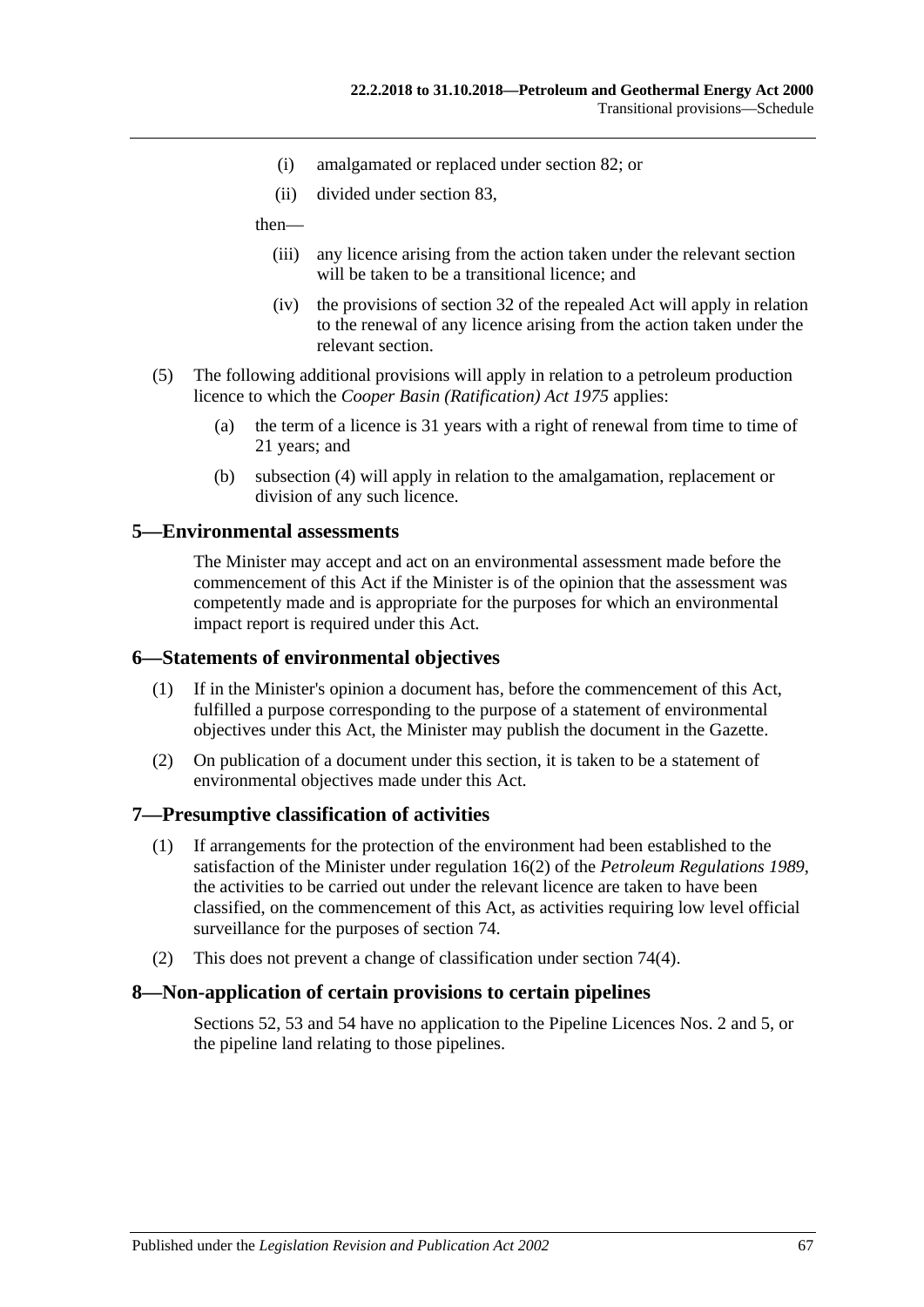(i) amalgamated or replaced under section 82; or

(ii) divided under section 83,

then—

(iii) any licence arising from the action taken under the relevant section will be taken to be a transitional licence; and

(iv) the provisions of section 32 of the repealed Act will apply in relation to the renewal of any licence arising from the action taken under the relevant section.

(5) The following additional provisions will apply in relation to a petroleum production licence to which the *Cooper Basin (Ratification) Act 1975* applies:

(a) the term of a licence is 31 years with a right of renewal from time to time of 21 years; and

(b) subsection (4) will apply in relation to the amalgamation, replacement or division of any such licence.

## 5—Environmental assessments

The Minister may accept and act on an environmental assessment made before the commencement of this Act if the Minister is of the opinion that the assessment was competently made and is appropriate for the purposes for which an environmental impact report is required under this Act.

## 6—Statements of environmental objectives

(1) If in the Minister's opinion a document has, before the commencement of this Act, fulfilled a purpose corresponding to the purpose of a statement of environmental objectives under this Act, the Minister may publish the document in the Gazette.

(2) On publication of a document under this section, it is taken to be a statement of environmental objectives made under this Act.

## 7—Presumptive classification of activities

(1) If arrangements for the protection of the environment had been established to the satisfaction of the Minister under regulation 16(2) of the *Petroleum Regulations 1989*, the activities to be carried out under the relevant licence are taken to have been classified, on the commencement of this Act, as activities requiring low level official surveillance for the purposes of section 74.

(2) This does not prevent a change of classification under section 74(4).

## 8—Non-application of certain provisions to certain pipelines

Sections 52, 53 and 54 have no application to the Pipeline Licences Nos. 2 and 5, or the pipeline land relating to those pipelines.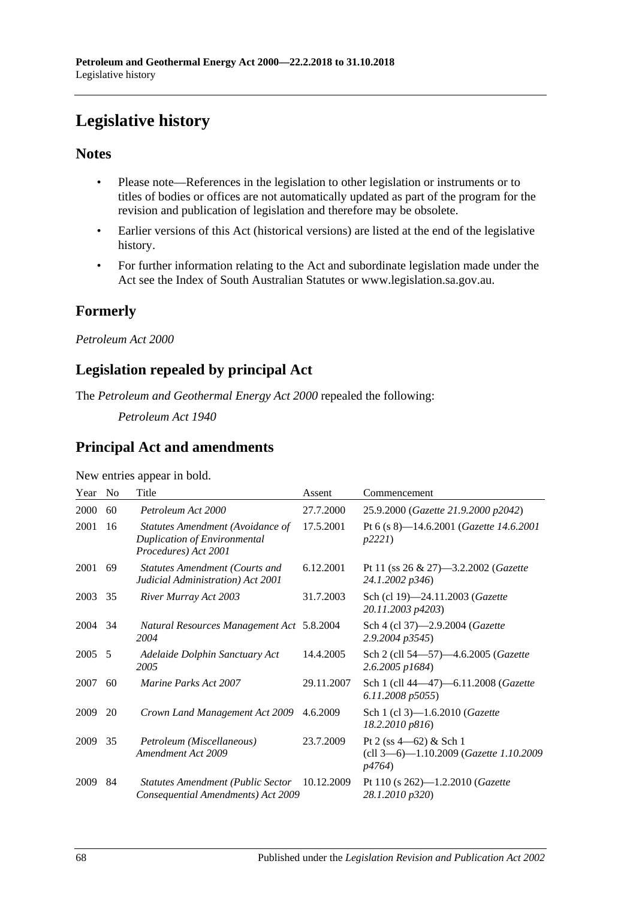# Legislative history

## Notes

- Please note—References in the legislation to other legislation or instruments or to titles of bodies or offices are not automatically updated as part of the program for the revision and publication of legislation and therefore may be obsolete.
- Earlier versions of this Act (historical versions) are listed at the end of the legislative history.
- For further information relating to the Act and subordinate legislation made under the Act see the Index of South Australian Statutes or www.legislation.sa.gov.au.

## Formerly

*Petroleum Act 2000*

## Legislation repealed by principal Act

The *Petroleum and Geothermal Energy Act 2000* repealed the following:

*Petroleum Act 1940*

## Principal Act and amendments

New entries appear in bold.

| Year | No | Title | Assent | Commencement |
|---|---|---|---|---|
| 2000 | 60 | *Petroleum Act 2000* | 27.7.2000 | 25.9.2000 (*Gazette 21.9.2000 p2042*) |
| 2001 | 16 | *Statutes Amendment (Avoidance of Duplication of Environmental Procedures) Act 2001* | 17.5.2001 | Pt 6 (s 8)—14.6.2001 (*Gazette 14.6.2001 p2221*) |
| 2001 | 69 | *Statutes Amendment (Courts and Judicial Administration) Act 2001* | 6.12.2001 | Pt 11 (ss 26 & 27)—3.2.2002 (*Gazette 24.1.2002 p346*) |
| 2003 | 35 | *River Murray Act 2003* | 31.7.2003 | Sch (cl 19)—24.11.2003 (*Gazette 20.11.2003 p4203*) |
| 2004 | 34 | *Natural Resources Management Act 2004* | 5.8.2004 | Sch 4 (cl 37)—2.9.2004 (*Gazette 2.9.2004 p3545*) |
| 2005 | 5 | *Adelaide Dolphin Sanctuary Act 2005* | 14.4.2005 | Sch 2 (cll 54—57)—4.6.2005 (*Gazette 2.6.2005 p1684*) |
| 2007 | 60 | *Marine Parks Act 2007* | 29.11.2007 | Sch 1 (cll 44—47)—6.11.2008 (*Gazette 6.11.2008 p5055*) |
| 2009 | 20 | *Crown Land Management Act 2009* | 4.6.2009 | Sch 1 (cl 3)—1.6.2010 (*Gazette 18.2.2010 p816*) |
| 2009 | 35 | *Petroleum (Miscellaneous) Amendment Act 2009* | 23.7.2009 | Pt 2 (ss 4—62) & Sch 1 (cll 3—6)—1.10.2009 (*Gazette 1.10.2009 p4764*) |
| 2009 | 84 | *Statutes Amendment (Public Sector Consequential Amendments) Act 2009* | 10.12.2009 | Pt 110 (s 262)—1.2.2010 (*Gazette 28.1.2010 p320*) |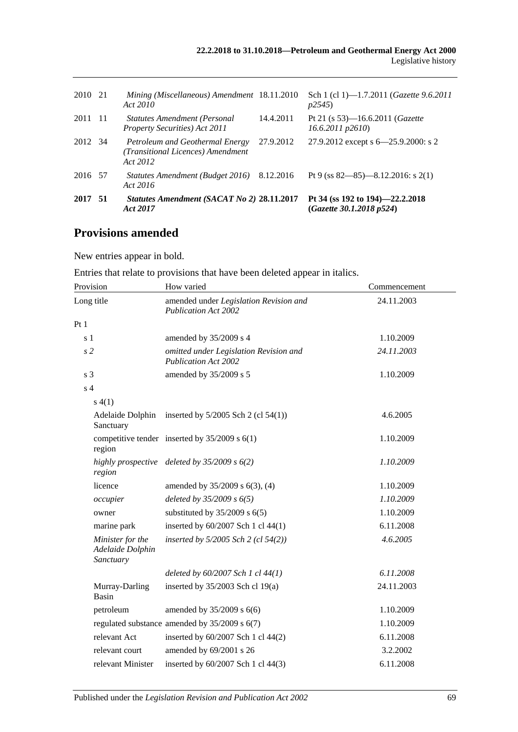| | | | | |
|---|---|---|---|---|
| 2010 | 21 | *Mining (Miscellaneous) Amendment Act 2010* | 18.11.2010 | Sch 1 (cl 1)—1.7.2011 (*Gazette 9.6.2011 p2545*) |
| 2011 | 11 | *Statutes Amendment (Personal Property Securities) Act 2011* | 14.4.2011 | Pt 21 (s 53)—16.6.2011 (*Gazette 16.6.2011 p2610*) |
| 2012 | 34 | *Petroleum and Geothermal Energy (Transitional Licences) Amendment Act 2012* | 27.9.2012 | 27.9.2012 except s 6—25.9.2000: s 2 |
| 2016 | 57 | *Statutes Amendment (Budget 2016) Act 2016* | 8.12.2016 | Pt 9 (ss 82—85)—8.12.2016: s 2(1) |
| **2017** | **51** | ***Statutes Amendment (SACAT No 2) Act 2017*** | **28.11.2017** | **Pt 34 (ss 192 to 194)—22.2.2018 (*Gazette 30.1.2018 p524*)** |

## Provisions amended

New entries appear in bold.

Entries that relate to provisions that have been deleted appear in italics.

| Provision | How varied | Commencement |
|---|---|---|
| Long title | amended under *Legislation Revision and Publication Act 2002* | 24.11.2003 |
| Pt 1 | | |
| s 1 | amended by 35/2009 s 4 | 1.10.2009 |
| *s 2* | *omitted under Legislation Revision and Publication Act 2002* | *24.11.2003* |
| s 3 | amended by 35/2009 s 5 | 1.10.2009 |
| s 4 | | |
| s 4(1) | | |
| Adelaide Dolphin Sanctuary | inserted by 5/2005 Sch 2 (cl 54(1)) | 4.6.2005 |
| competitive tender region | inserted by 35/2009 s 6(1) | 1.10.2009 |
| *highly prospective region* | *deleted by 35/2009 s 6(2)* | *1.10.2009* |
| licence | amended by 35/2009 s 6(3), (4) | 1.10.2009 |
| *occupier* | *deleted by 35/2009 s 6(5)* | *1.10.2009* |
| owner | substituted by 35/2009 s 6(5) | 1.10.2009 |
| marine park | inserted by 60/2007 Sch 1 cl 44(1) | 6.11.2008 |
| *Minister for the Adelaide Dolphin Sanctuary* | *inserted by 5/2005 Sch 2 (cl 54(2))* | *4.6.2005* |
| | *deleted by 60/2007 Sch 1 cl 44(1)* | *6.11.2008* |
| Murray-Darling Basin | inserted by 35/2003 Sch cl 19(a) | 24.11.2003 |
| petroleum | amended by 35/2009 s 6(6) | 1.10.2009 |
| regulated substance | amended by 35/2009 s 6(7) | 1.10.2009 |
| relevant Act | inserted by 60/2007 Sch 1 cl 44(2) | 6.11.2008 |
| relevant court | amended by 69/2001 s 26 | 3.2.2002 |
| relevant Minister | inserted by 60/2007 Sch 1 cl 44(3) | 6.11.2008 |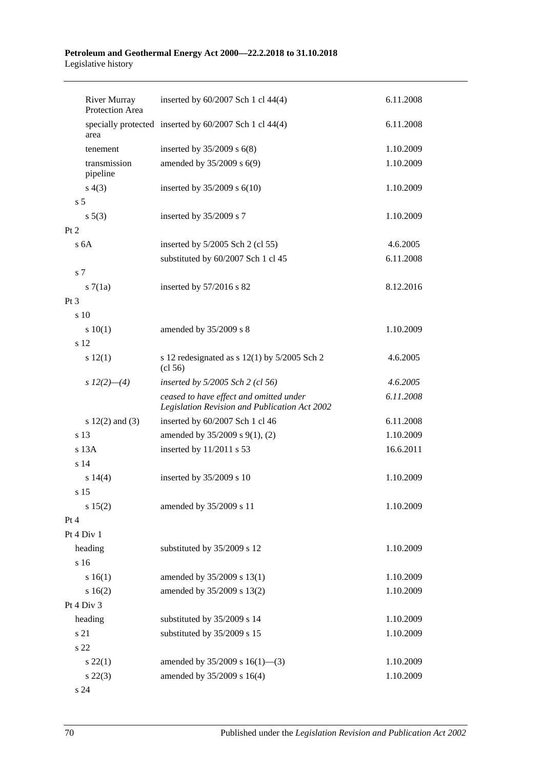| | | |
|---|---|---|
| River Murray Protection Area | inserted by 60/2007 Sch 1 cl 44(4) | 6.11.2008 |
| specially protected area | inserted by 60/2007 Sch 1 cl 44(4) | 6.11.2008 |
| tenement | inserted by 35/2009 s 6(8) | 1.10.2009 |
| transmission pipeline | amended by 35/2009 s 6(9) | 1.10.2009 |
| s 4(3) | inserted by 35/2009 s 6(10) | 1.10.2009 |
| s 5 | | |
| s 5(3) | inserted by 35/2009 s 7 | 1.10.2009 |
| Pt 2 | | |
| s 6A | inserted by 5/2005 Sch 2 (cl 55) | 4.6.2005 |
| | substituted by 60/2007 Sch 1 cl 45 | 6.11.2008 |
| s 7 | | |
| s 7(1a) | inserted by 57/2016 s 82 | 8.12.2016 |
| Pt 3 | | |
| s 10 | | |
| s 10(1) | amended by 35/2009 s 8 | 1.10.2009 |
| s 12 | | |
| s 12(1) | s 12 redesignated as s 12(1) by 5/2005 Sch 2 (cl 56) | 4.6.2005 |
| *s 12(2)—(4)* | *inserted by 5/2005 Sch 2 (cl 56)* | *4.6.2005* |
| | *ceased to have effect and omitted under Legislation Revision and Publication Act 2002* | *6.11.2008* |
| s 12(2) and (3) | inserted by 60/2007 Sch 1 cl 46 | 6.11.2008 |
| s 13 | amended by 35/2009 s 9(1), (2) | 1.10.2009 |
| s 13A | inserted by 11/2011 s 53 | 16.6.2011 |
| s 14 | | |
| s 14(4) | inserted by 35/2009 s 10 | 1.10.2009 |
| s 15 | | |
| s 15(2) | amended by 35/2009 s 11 | 1.10.2009 |
| Pt 4 | | |
| Pt 4 Div 1 | | |
| heading | substituted by 35/2009 s 12 | 1.10.2009 |
| s 16 | | |
| s 16(1) | amended by 35/2009 s 13(1) | 1.10.2009 |
| s 16(2) | amended by 35/2009 s 13(2) | 1.10.2009 |
| Pt 4 Div 3 | | |
| heading | substituted by 35/2009 s 14 | 1.10.2009 |
| s 21 | substituted by 35/2009 s 15 | 1.10.2009 |
| s 22 | | |
| s 22(1) | amended by 35/2009 s 16(1)—(3) | 1.10.2009 |
| s 22(3) | amended by 35/2009 s 16(4) | 1.10.2009 |
| s 24 | | |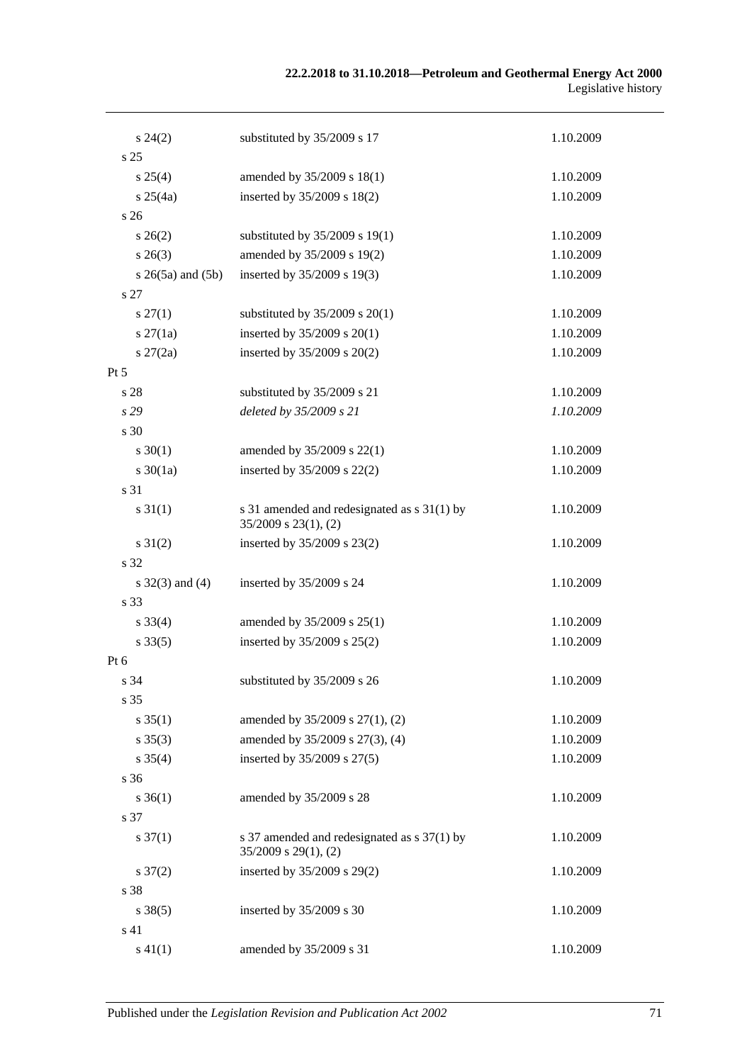| | | |
|---|---|---|
| s 24(2) | substituted by 35/2009 s 17 | 1.10.2009 |
| s 25 | | |
| s 25(4) | amended by 35/2009 s 18(1) | 1.10.2009 |
| s 25(4a) | inserted by 35/2009 s 18(2) | 1.10.2009 |
| s 26 | | |
| s 26(2) | substituted by 35/2009 s 19(1) | 1.10.2009 |
| s 26(3) | amended by 35/2009 s 19(2) | 1.10.2009 |
| s 26(5a) and (5b) | inserted by 35/2009 s 19(3) | 1.10.2009 |
| s 27 | | |
| s 27(1) | substituted by 35/2009 s 20(1) | 1.10.2009 |
| s 27(1a) | inserted by 35/2009 s 20(1) | 1.10.2009 |
| s 27(2a) | inserted by 35/2009 s 20(2) | 1.10.2009 |
| Pt 5 | | |
| s 28 | substituted by 35/2009 s 21 | 1.10.2009 |
| *s 29* | *deleted by 35/2009 s 21* | *1.10.2009* |
| s 30 | | |
| s 30(1) | amended by 35/2009 s 22(1) | 1.10.2009 |
| s 30(1a) | inserted by 35/2009 s 22(2) | 1.10.2009 |
| s 31 | | |
| s 31(1) | s 31 amended and redesignated as s 31(1) by 35/2009 s 23(1), (2) | 1.10.2009 |
| s 31(2) | inserted by 35/2009 s 23(2) | 1.10.2009 |
| s 32 | | |
| s 32(3) and (4) | inserted by 35/2009 s 24 | 1.10.2009 |
| s 33 | | |
| s 33(4) | amended by 35/2009 s 25(1) | 1.10.2009 |
| s 33(5) | inserted by 35/2009 s 25(2) | 1.10.2009 |
| Pt 6 | | |
| s 34 | substituted by 35/2009 s 26 | 1.10.2009 |
| s 35 | | |
| s 35(1) | amended by 35/2009 s 27(1), (2) | 1.10.2009 |
| s 35(3) | amended by 35/2009 s 27(3), (4) | 1.10.2009 |
| s 35(4) | inserted by 35/2009 s 27(5) | 1.10.2009 |
| s 36 | | |
| s 36(1) | amended by 35/2009 s 28 | 1.10.2009 |
| s 37 | | |
| s 37(1) | s 37 amended and redesignated as s 37(1) by 35/2009 s 29(1), (2) | 1.10.2009 |
| s 37(2) | inserted by 35/2009 s 29(2) | 1.10.2009 |
| s 38 | | |
| s 38(5) | inserted by 35/2009 s 30 | 1.10.2009 |
| s 41 | | |
| s 41(1) | amended by 35/2009 s 31 | 1.10.2009 |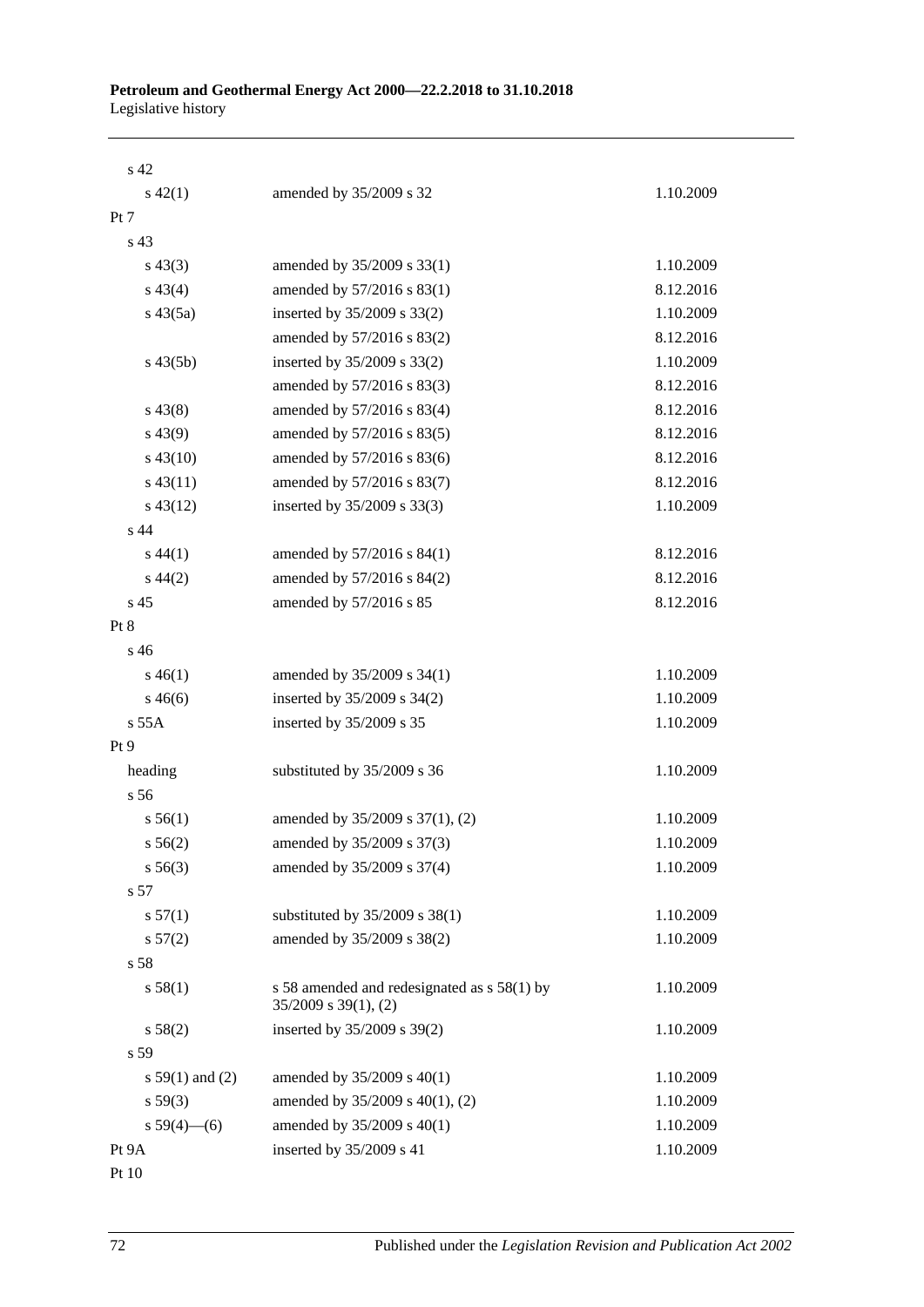| | | |
|---|---|---|
| s 42 | | |
| s 42(1) | amended by 35/2009 s 32 | 1.10.2009 |
| Pt 7 | | |
| s 43 | | |
| s 43(3) | amended by 35/2009 s 33(1) | 1.10.2009 |
| s 43(4) | amended by 57/2016 s 83(1) | 8.12.2016 |
| s 43(5a) | inserted by 35/2009 s 33(2) | 1.10.2009 |
| | amended by 57/2016 s 83(2) | 8.12.2016 |
| s 43(5b) | inserted by 35/2009 s 33(2) | 1.10.2009 |
| | amended by 57/2016 s 83(3) | 8.12.2016 |
| s 43(8) | amended by 57/2016 s 83(4) | 8.12.2016 |
| s 43(9) | amended by 57/2016 s 83(5) | 8.12.2016 |
| s 43(10) | amended by 57/2016 s 83(6) | 8.12.2016 |
| s 43(11) | amended by 57/2016 s 83(7) | 8.12.2016 |
| s 43(12) | inserted by 35/2009 s 33(3) | 1.10.2009 |
| s 44 | | |
| s 44(1) | amended by 57/2016 s 84(1) | 8.12.2016 |
| s 44(2) | amended by 57/2016 s 84(2) | 8.12.2016 |
| s 45 | amended by 57/2016 s 85 | 8.12.2016 |
| Pt 8 | | |
| s 46 | | |
| s 46(1) | amended by 35/2009 s 34(1) | 1.10.2009 |
| s 46(6) | inserted by 35/2009 s 34(2) | 1.10.2009 |
| s 55A | inserted by 35/2009 s 35 | 1.10.2009 |
| Pt 9 | | |
| heading | substituted by 35/2009 s 36 | 1.10.2009 |
| s 56 | | |
| s 56(1) | amended by 35/2009 s 37(1), (2) | 1.10.2009 |
| s 56(2) | amended by 35/2009 s 37(3) | 1.10.2009 |
| s 56(3) | amended by 35/2009 s 37(4) | 1.10.2009 |
| s 57 | | |
| s 57(1) | substituted by 35/2009 s 38(1) | 1.10.2009 |
| s 57(2) | amended by 35/2009 s 38(2) | 1.10.2009 |
| s 58 | | |
| s 58(1) | s 58 amended and redesignated as s 58(1) by 35/2009 s 39(1), (2) | 1.10.2009 |
| s 58(2) | inserted by 35/2009 s 39(2) | 1.10.2009 |
| s 59 | | |
| s 59(1) and (2) | amended by 35/2009 s 40(1) | 1.10.2009 |
| s 59(3) | amended by 35/2009 s 40(1), (2) | 1.10.2009 |
| s 59(4)—(6) | amended by 35/2009 s 40(1) | 1.10.2009 |
| Pt 9A | inserted by 35/2009 s 41 | 1.10.2009 |
| Pt 10 | | |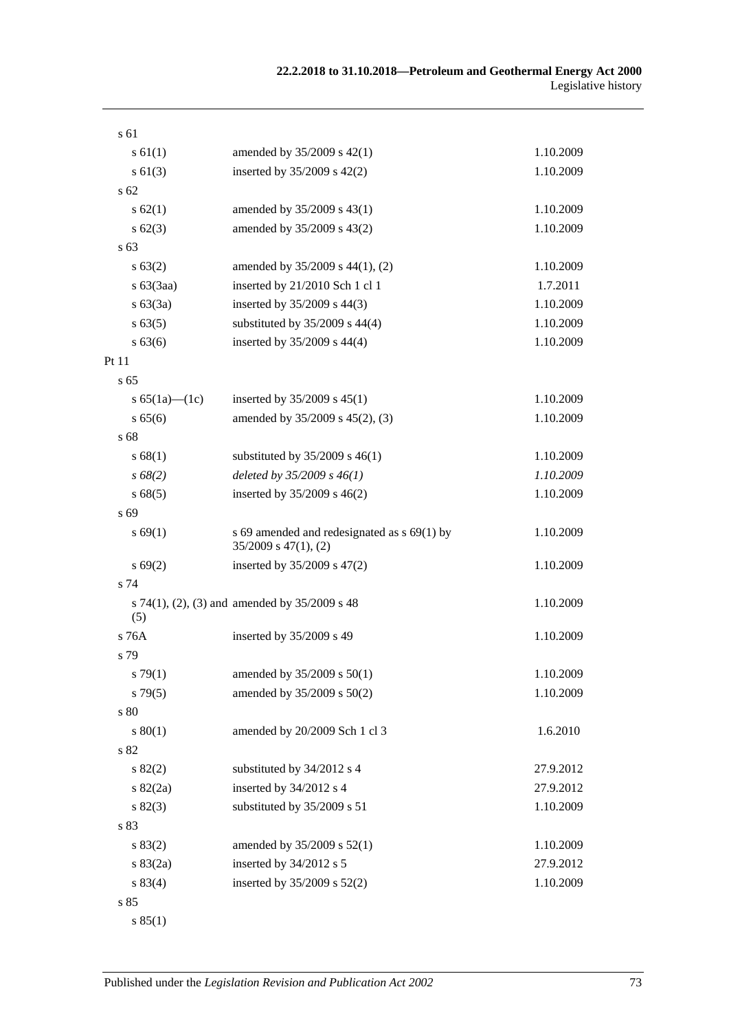| | | |
|---|---|---|
| s 61 | | |
| s 61(1) | amended by 35/2009 s 42(1) | 1.10.2009 |
| s 61(3) | inserted by 35/2009 s 42(2) | 1.10.2009 |
| s 62 | | |
| s 62(1) | amended by 35/2009 s 43(1) | 1.10.2009 |
| s 62(3) | amended by 35/2009 s 43(2) | 1.10.2009 |
| s 63 | | |
| s 63(2) | amended by 35/2009 s 44(1), (2) | 1.10.2009 |
| s 63(3aa) | inserted by 21/2010 Sch 1 cl 1 | 1.7.2011 |
| s 63(3a) | inserted by 35/2009 s 44(3) | 1.10.2009 |
| s 63(5) | substituted by 35/2009 s 44(4) | 1.10.2009 |
| s 63(6) | inserted by 35/2009 s 44(4) | 1.10.2009 |
| Pt 11 | | |
| s 65 | | |
| s 65(1a)—(1c) | inserted by 35/2009 s 45(1) | 1.10.2009 |
| s 65(6) | amended by 35/2009 s 45(2), (3) | 1.10.2009 |
| s 68 | | |
| s 68(1) | substituted by 35/2009 s 46(1) | 1.10.2009 |
| *s 68(2)* | *deleted by 35/2009 s 46(1)* | *1.10.2009* |
| s 68(5) | inserted by 35/2009 s 46(2) | 1.10.2009 |
| s 69 | | |
| s 69(1) | s 69 amended and redesignated as s 69(1) by 35/2009 s 47(1), (2) | 1.10.2009 |
| s 69(2) | inserted by 35/2009 s 47(2) | 1.10.2009 |
| s 74 | | |
| s 74(1), (2), (3) and (5) | amended by 35/2009 s 48 | 1.10.2009 |
| s 76A | inserted by 35/2009 s 49 | 1.10.2009 |
| s 79 | | |
| s 79(1) | amended by 35/2009 s 50(1) | 1.10.2009 |
| s 79(5) | amended by 35/2009 s 50(2) | 1.10.2009 |
| s 80 | | |
| s 80(1) | amended by 20/2009 Sch 1 cl 3 | 1.6.2010 |
| s 82 | | |
| s 82(2) | substituted by 34/2012 s 4 | 27.9.2012 |
| s 82(2a) | inserted by 34/2012 s 4 | 27.9.2012 |
| s 82(3) | substituted by 35/2009 s 51 | 1.10.2009 |
| s 83 | | |
| s 83(2) | amended by 35/2009 s 52(1) | 1.10.2009 |
| s 83(2a) | inserted by 34/2012 s 5 | 27.9.2012 |
| s 83(4) | inserted by 35/2009 s 52(2) | 1.10.2009 |
| s 85 | | |
| s 85(1) | | |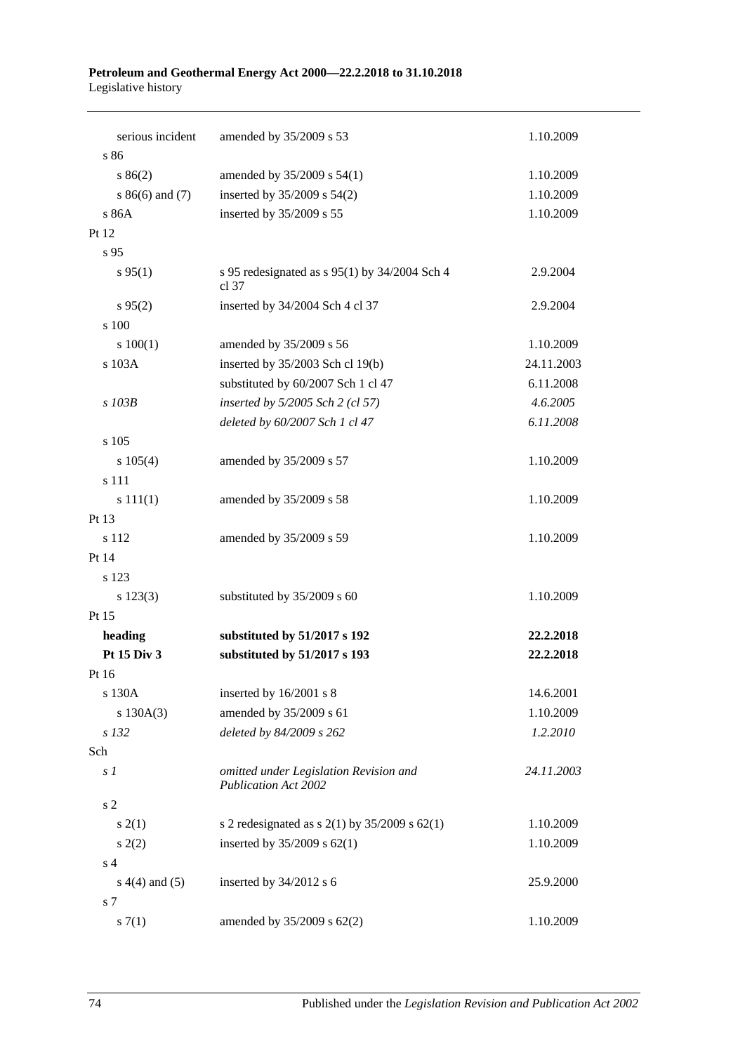| | | |
|---|---|---|
| serious incident | amended by 35/2009 s 53 | 1.10.2009 |
| s 86 | | |
| s 86(2) | amended by 35/2009 s 54(1) | 1.10.2009 |
| s 86(6) and (7) | inserted by 35/2009 s 54(2) | 1.10.2009 |
| s 86A | inserted by 35/2009 s 55 | 1.10.2009 |
| Pt 12 | | |
| s 95 | | |
| s 95(1) | s 95 redesignated as s 95(1) by 34/2004 Sch 4 cl 37 | 2.9.2004 |
| s 95(2) | inserted by 34/2004 Sch 4 cl 37 | 2.9.2004 |
| s 100 | | |
| s 100(1) | amended by 35/2009 s 56 | 1.10.2009 |
| s 103A | inserted by 35/2003 Sch cl 19(b) | 24.11.2003 |
| | substituted by 60/2007 Sch 1 cl 47 | 6.11.2008 |
| *s 103B* | *inserted by 5/2005 Sch 2 (cl 57)* | *4.6.2005* |
| | *deleted by 60/2007 Sch 1 cl 47* | *6.11.2008* |
| s 105 | | |
| s 105(4) | amended by 35/2009 s 57 | 1.10.2009 |
| s 111 | | |
| s 111(1) | amended by 35/2009 s 58 | 1.10.2009 |
| Pt 13 | | |
| s 112 | amended by 35/2009 s 59 | 1.10.2009 |
| Pt 14 | | |
| s 123 | | |
| s 123(3) | substituted by 35/2009 s 60 | 1.10.2009 |
| Pt 15 | | |
| **heading** | **substituted by 51/2017 s 192** | **22.2.2018** |
| **Pt 15 Div 3** | **substituted by 51/2017 s 193** | **22.2.2018** |
| Pt 16 | | |
| s 130A | inserted by 16/2001 s 8 | 14.6.2001 |
| s 130A(3) | amended by 35/2009 s 61 | 1.10.2009 |
| *s 132* | *deleted by 84/2009 s 262* | *1.2.2010* |
| Sch | | |
| *s 1* | *omitted under Legislation Revision and Publication Act 2002* | *24.11.2003* |
| s 2 | | |
| s 2(1) | s 2 redesignated as s 2(1) by 35/2009 s 62(1) | 1.10.2009 |
| s 2(2) | inserted by 35/2009 s 62(1) | 1.10.2009 |
| s 4 | | |
| s 4(4) and (5) | inserted by 34/2012 s 6 | 25.9.2000 |
| s 7 | | |
| s 7(1) | amended by 35/2009 s 62(2) | 1.10.2009 |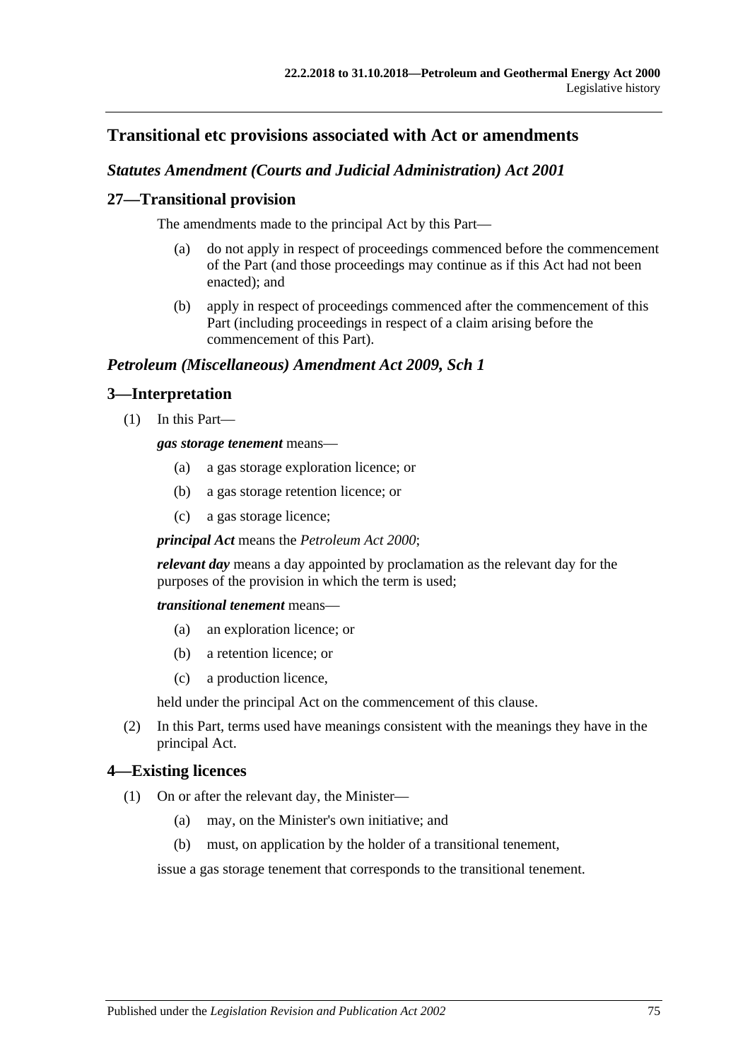## Transitional etc provisions associated with Act or amendments

### *Statutes Amendment (Courts and Judicial Administration) Act 2001*

### 27—Transitional provision

The amendments made to the principal Act by this Part—

(a) do not apply in respect of proceedings commenced before the commencement of the Part (and those proceedings may continue as if this Act had not been enacted); and

(b) apply in respect of proceedings commenced after the commencement of this Part (including proceedings in respect of a claim arising before the commencement of this Part).

### *Petroleum (Miscellaneous) Amendment Act 2009, Sch 1*

### 3—Interpretation

(1) In this Part—

***gas storage tenement*** means—

(a) a gas storage exploration licence; or

(b) a gas storage retention licence; or

(c) a gas storage licence;

***principal Act*** means the *Petroleum Act 2000*;

***relevant day*** means a day appointed by proclamation as the relevant day for the purposes of the provision in which the term is used;

***transitional tenement*** means—

(a) an exploration licence; or

(b) a retention licence; or

(c) a production licence,

held under the principal Act on the commencement of this clause.

(2) In this Part, terms used have meanings consistent with the meanings they have in the principal Act.

### 4—Existing licences

(1) On or after the relevant day, the Minister—

(a) may, on the Minister's own initiative; and

(b) must, on application by the holder of a transitional tenement,

issue a gas storage tenement that corresponds to the transitional tenement.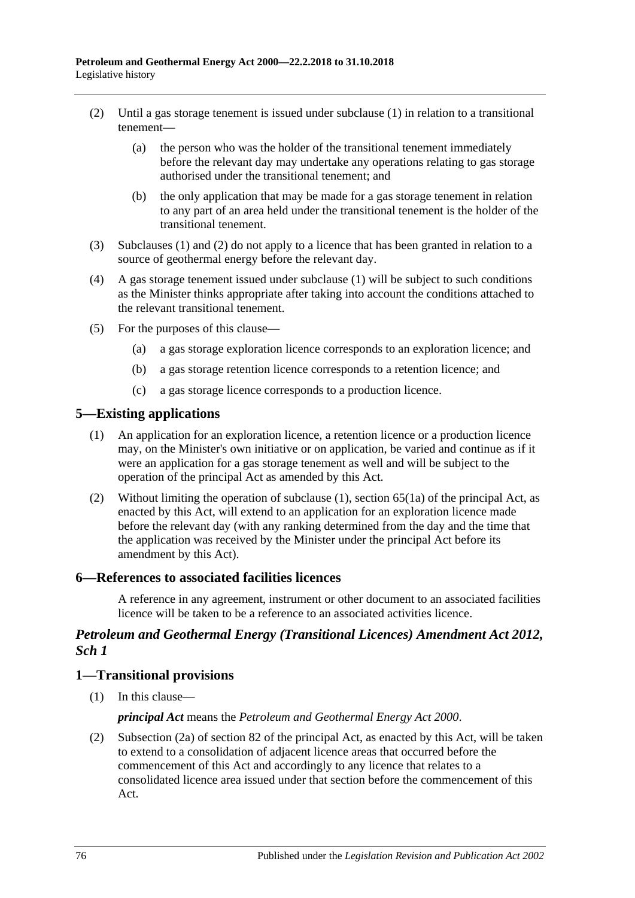(2) Until a gas storage tenement is issued under subclause (1) in relation to a transitional tenement—

   (a) the person who was the holder of the transitional tenement immediately before the relevant day may undertake any operations relating to gas storage authorised under the transitional tenement; and

   (b) the only application that may be made for a gas storage tenement in relation to any part of an area held under the transitional tenement is the holder of the transitional tenement.

(3) Subclauses (1) and (2) do not apply to a licence that has been granted in relation to a source of geothermal energy before the relevant day.

(4) A gas storage tenement issued under subclause (1) will be subject to such conditions as the Minister thinks appropriate after taking into account the conditions attached to the relevant transitional tenement.

(5) For the purposes of this clause—

   (a) a gas storage exploration licence corresponds to an exploration licence; and

   (b) a gas storage retention licence corresponds to a retention licence; and

   (c) a gas storage licence corresponds to a production licence.

## 5—Existing applications

(1) An application for an exploration licence, a retention licence or a production licence may, on the Minister's own initiative or on application, be varied and continue as if it were an application for a gas storage tenement as well and will be subject to the operation of the principal Act as amended by this Act.

(2) Without limiting the operation of subclause (1), section 65(1a) of the principal Act, as enacted by this Act, will extend to an application for an exploration licence made before the relevant day (with any ranking determined from the day and the time that the application was received by the Minister under the principal Act before its amendment by this Act).

## 6—References to associated facilities licences

A reference in any agreement, instrument or other document to an associated facilities licence will be taken to be a reference to an associated activities licence.

## *Petroleum and Geothermal Energy (Transitional Licences) Amendment Act 2012, Sch 1*

## 1—Transitional provisions

(1) In this clause—

***principal Act*** means the *Petroleum and Geothermal Energy Act 2000*.

(2) Subsection (2a) of section 82 of the principal Act, as enacted by this Act, will be taken to extend to a consolidation of adjacent licence areas that occurred before the commencement of this Act and accordingly to any licence that relates to a consolidated licence area issued under that section before the commencement of this Act.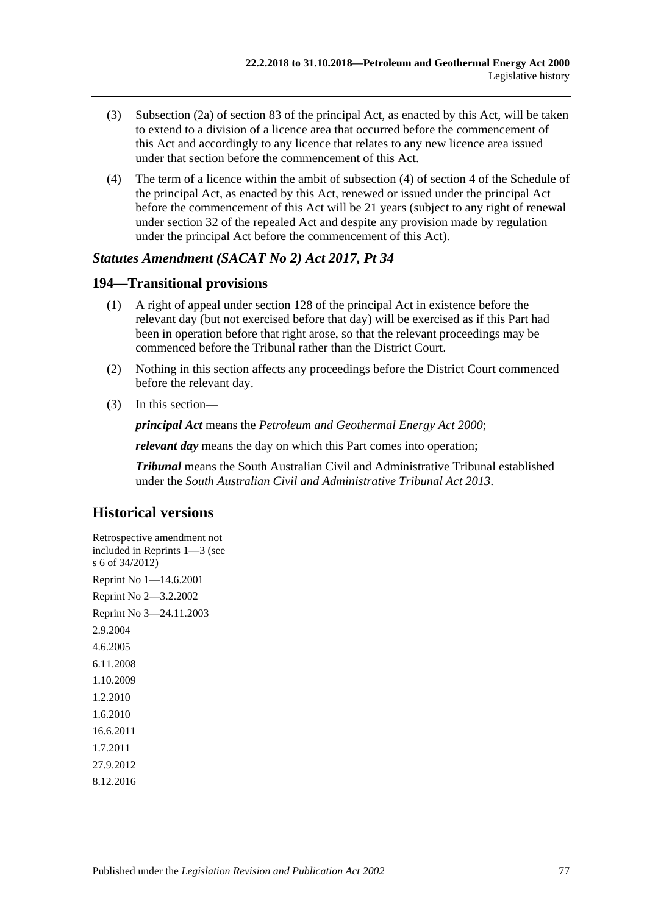(3) Subsection (2a) of section 83 of the principal Act, as enacted by this Act, will be taken to extend to a division of a licence area that occurred before the commencement of this Act and accordingly to any licence that relates to any new licence area issued under that section before the commencement of this Act.

(4) The term of a licence within the ambit of subsection (4) of section 4 of the Schedule of the principal Act, as enacted by this Act, renewed or issued under the principal Act before the commencement of this Act will be 21 years (subject to any right of renewal under section 32 of the repealed Act and despite any provision made by regulation under the principal Act before the commencement of this Act).

### *Statutes Amendment (SACAT No 2) Act 2017, Pt 34*

### 194—Transitional provisions

(1) A right of appeal under section 128 of the principal Act in existence before the relevant day (but not exercised before that day) will be exercised as if this Part had been in operation before that right arose, so that the relevant proceedings may be commenced before the Tribunal rather than the District Court.

(2) Nothing in this section affects any proceedings before the District Court commenced before the relevant day.

(3) In this section—

***principal Act*** means the *Petroleum and Geothermal Energy Act 2000*;

***relevant day*** means the day on which this Part comes into operation;

***Tribunal*** means the South Australian Civil and Administrative Tribunal established under the *South Australian Civil and Administrative Tribunal Act 2013*.

## Historical versions

Retrospective amendment not included in Reprints 1—3 (see s 6 of 34/2012)

Reprint No 1—14.6.2001

Reprint No 2—3.2.2002

Reprint No 3—24.11.2003

2.9.2004

4.6.2005

6.11.2008

1.10.2009

1.2.2010

1.6.2010

16.6.2011

1.7.2011

27.9.2012

8.12.2016